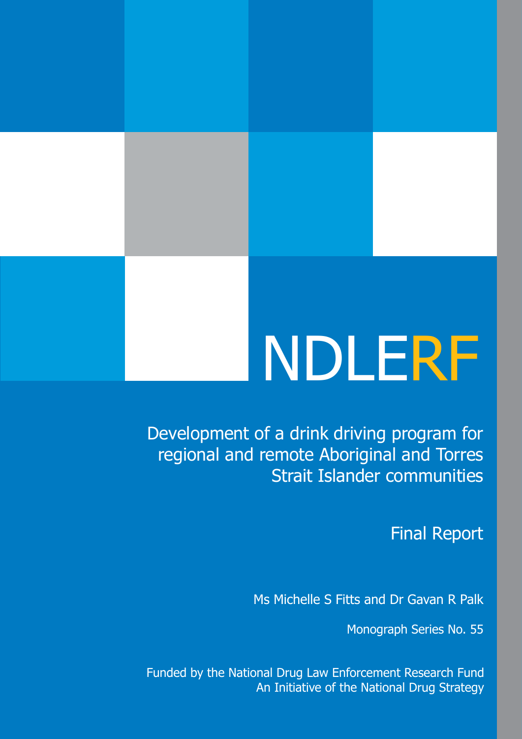# NDLERF

## Development of a drink driving program for regional and remote Aboriginal and Torres Strait Islander communities

Final Report

Ms Michelle S Fitts and Dr Gavan R Palk

Monograph Series No. 55

Funded by the National Drug Law Enforcement Research Fund
An Initiative of the National Drug Strategy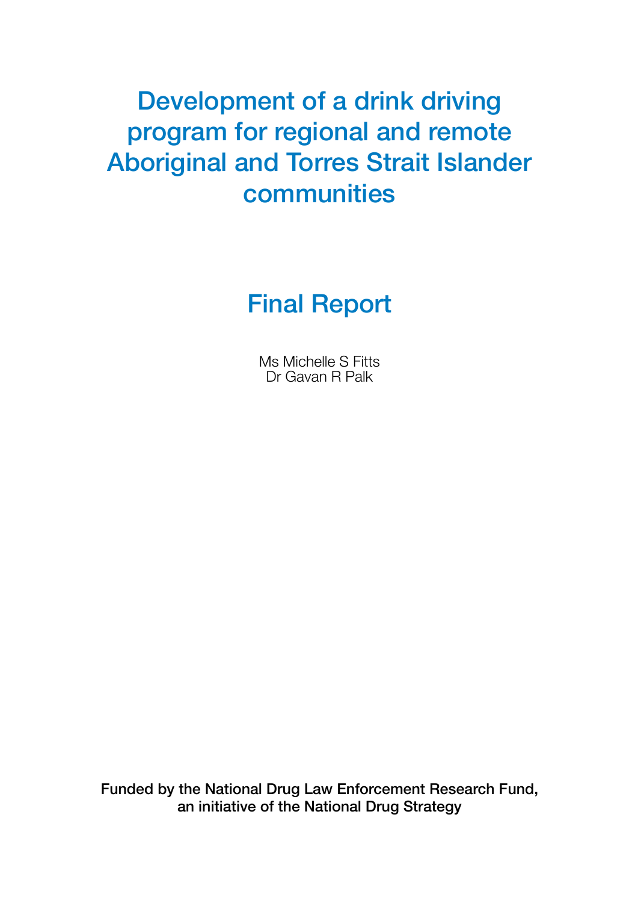# Development of a drink driving program for regional and remote Aboriginal and Torres Strait Islander communities

## Final Report

Ms Michelle S Fitts
Dr Gavan R Palk

Funded by the National Drug Law Enforcement Research Fund, an initiative of the National Drug Strategy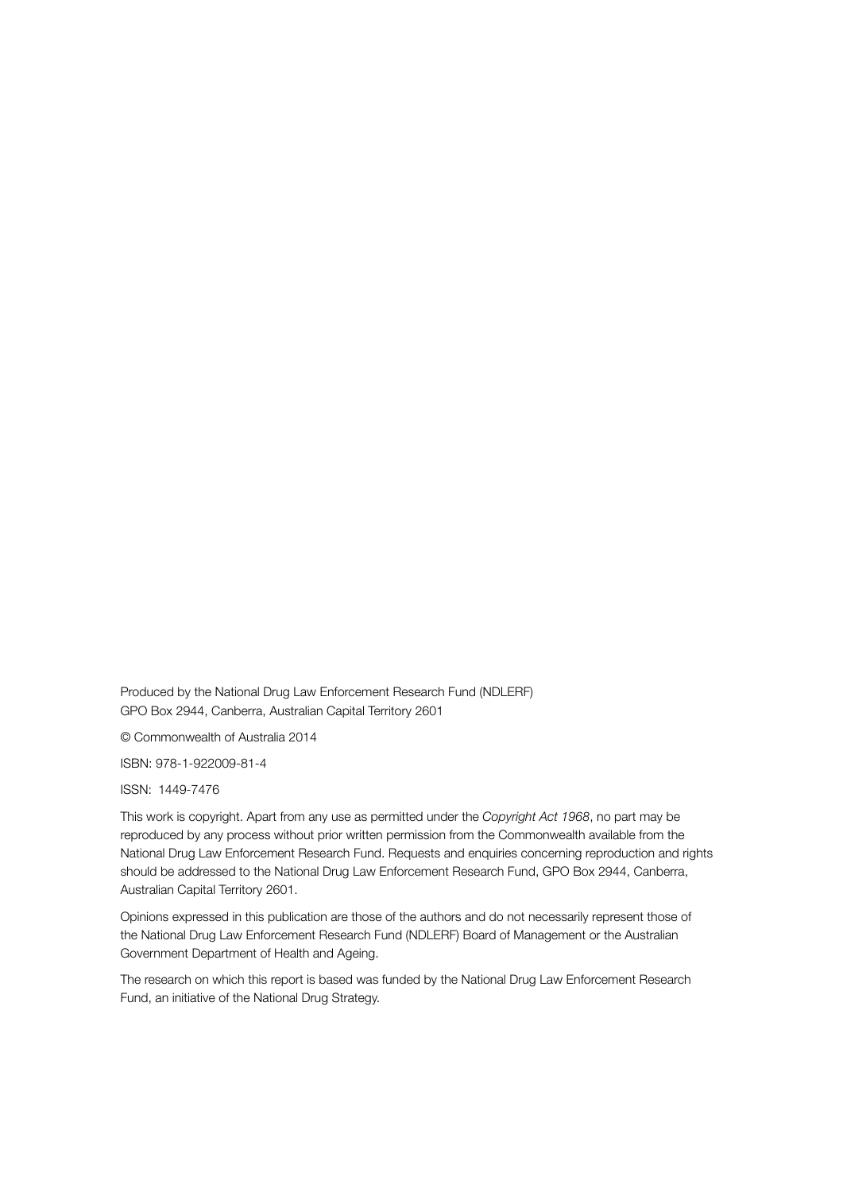Produced by the National Drug Law Enforcement Research Fund (NDLERF)
GPO Box 2944, Canberra, Australian Capital Territory 2601

© Commonwealth of Australia 2014

ISBN: 978-1-922009-81-4

ISSN: 1449-7476

This work is copyright. Apart from any use as permitted under the *Copyright Act 1968*, no part may be reproduced by any process without prior written permission from the Commonwealth available from the National Drug Law Enforcement Research Fund. Requests and enquiries concerning reproduction and rights should be addressed to the National Drug Law Enforcement Research Fund, GPO Box 2944, Canberra, Australian Capital Territory 2601.

Opinions expressed in this publication are those of the authors and do not necessarily represent those of the National Drug Law Enforcement Research Fund (NDLERF) Board of Management or the Australian Government Department of Health and Ageing.

The research on which this report is based was funded by the National Drug Law Enforcement Research Fund, an initiative of the National Drug Strategy.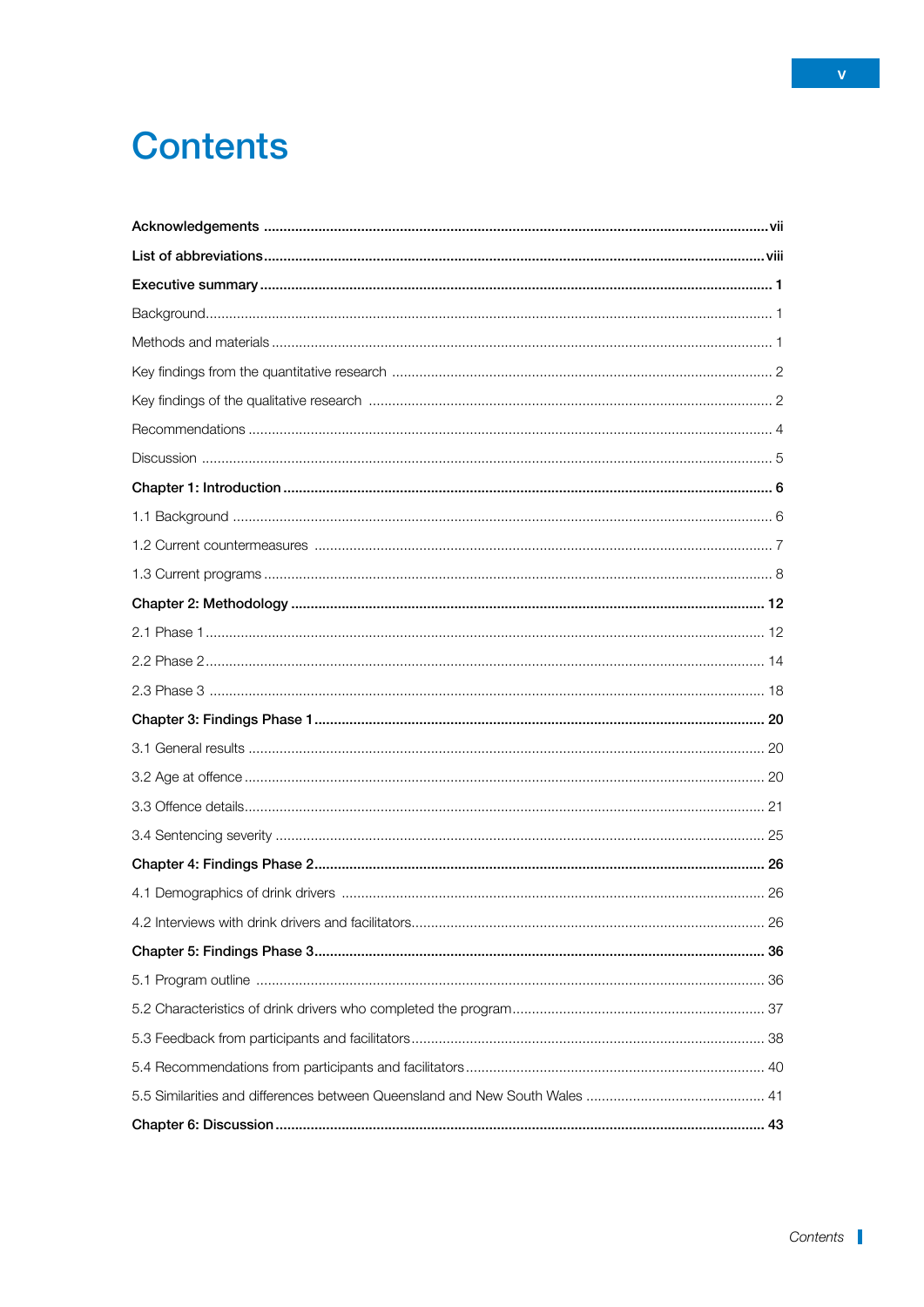# Contents

**Acknowledgements** .......... vii

**List of abbreviations** .......... viii

**Executive summary** .......... 1

Background .......... 1

Methods and materials .......... 1

Key findings from the quantitative research .......... 2

Key findings of the qualitative research .......... 2

Recommendations .......... 4

Discussion .......... 5

**Chapter 1: Introduction** .......... 6

1.1 Background .......... 6

1.2 Current countermeasures .......... 7

1.3 Current programs .......... 8

**Chapter 2: Methodology** .......... 12

2.1 Phase 1 .......... 12

2.2 Phase 2 .......... 14

2.3 Phase 3 .......... 18

**Chapter 3: Findings Phase 1** .......... 20

3.1 General results .......... 20

3.2 Age at offence .......... 20

3.3 Offence details .......... 21

3.4 Sentencing severity .......... 25

**Chapter 4: Findings Phase 2** .......... 26

4.1 Demographics of drink drivers .......... 26

4.2 Interviews with drink drivers and facilitators .......... 26

**Chapter 5: Findings Phase 3** .......... 36

5.1 Program outline .......... 36

5.2 Characteristics of drink drivers who completed the program .......... 37

5.3 Feedback from participants and facilitators .......... 38

5.4 Recommendations from participants and facilitators .......... 40

5.5 Similarities and differences between Queensland and New South Wales .......... 41

**Chapter 6: Discussion** .......... 43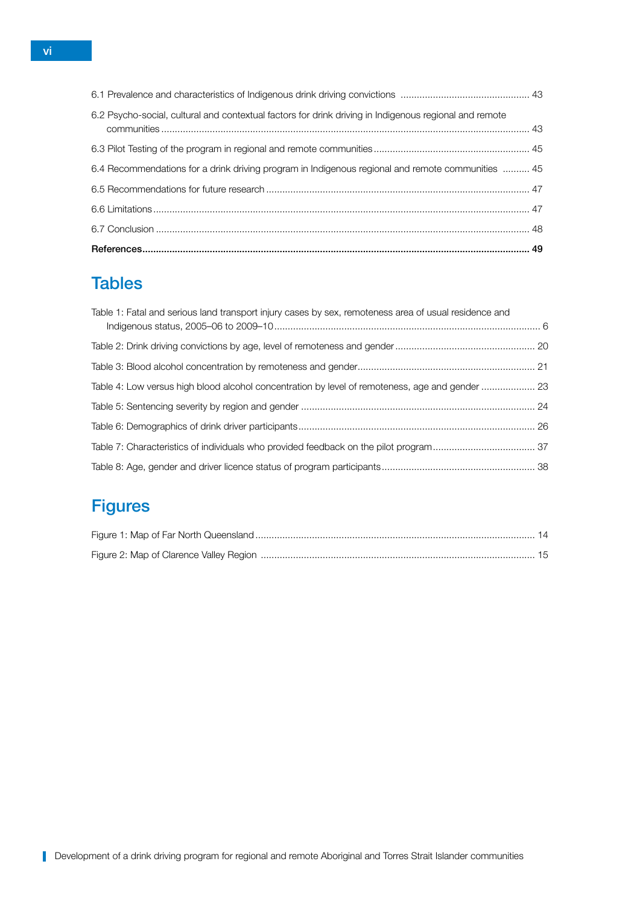6.1 Prevalence and characteristics of Indigenous drink driving convictions ................................................ 43

6.2 Psycho-social, cultural and contextual factors for drink driving in Indigenous regional and remote communities ........................................................................................................................................ 43

6.3 Pilot Testing of the program in regional and remote communities .......................................................... 45

6.4 Recommendations for a drink driving program in Indigenous regional and remote communities .......... 45

6.5 Recommendations for future research ................................................................................................. 47

6.6 Limitations ........................................................................................................................................... 47

6.7 Conclusion .......................................................................................................................................... 48

**References............................................................................................................................................... 49**

## Tables

Table 1: Fatal and serious land transport injury cases by sex, remoteness area of usual residence and Indigenous status, 2005–06 to 2009–10 ................................................................................................. 6

Table 2: Drink driving convictions by age, level of remoteness and gender .................................................... 20

Table 3: Blood alcohol concentration by remoteness and gender.................................................................. 21

Table 4: Low versus high blood alcohol concentration by level of remoteness, age and gender .................... 23

Table 5: Sentencing severity by region and gender ...................................................................................... 24

Table 6: Demographics of drink driver participants........................................................................................ 26

Table 7: Characteristics of individuals who provided feedback on the pilot program...................................... 37

Table 8: Age, gender and driver licence status of program participants ......................................................... 38

## Figures

Figure 1: Map of Far North Queensland ........................................................................................................ 14

Figure 2: Map of Clarence Valley Region ..................................................................................................... 15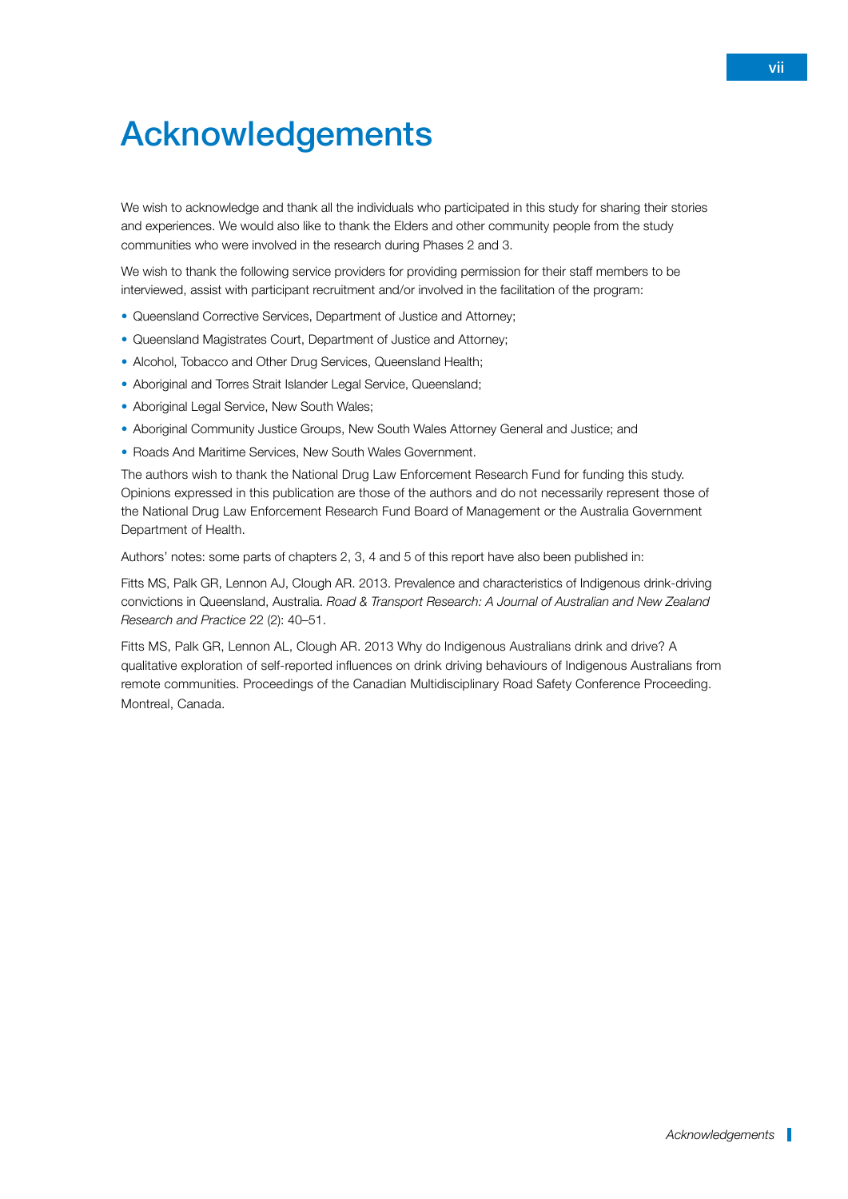# Acknowledgements

We wish to acknowledge and thank all the individuals who participated in this study for sharing their stories and experiences. We would also like to thank the Elders and other community people from the study communities who were involved in the research during Phases 2 and 3.

We wish to thank the following service providers for providing permission for their staff members to be interviewed, assist with participant recruitment and/or involved in the facilitation of the program:

- Queensland Corrective Services, Department of Justice and Attorney;
- Queensland Magistrates Court, Department of Justice and Attorney;
- Alcohol, Tobacco and Other Drug Services, Queensland Health;
- Aboriginal and Torres Strait Islander Legal Service, Queensland;
- Aboriginal Legal Service, New South Wales;
- Aboriginal Community Justice Groups, New South Wales Attorney General and Justice; and
- Roads And Maritime Services, New South Wales Government.

The authors wish to thank the National Drug Law Enforcement Research Fund for funding this study. Opinions expressed in this publication are those of the authors and do not necessarily represent those of the National Drug Law Enforcement Research Fund Board of Management or the Australia Government Department of Health.

Authors' notes: some parts of chapters 2, 3, 4 and 5 of this report have also been published in:

Fitts MS, Palk GR, Lennon AJ, Clough AR. 2013. Prevalence and characteristics of Indigenous drink-driving convictions in Queensland, Australia. *Road & Transport Research: A Journal of Australian and New Zealand Research and Practice* 22 (2): 40–51.

Fitts MS, Palk GR, Lennon AL, Clough AR. 2013 Why do Indigenous Australians drink and drive? A qualitative exploration of self-reported influences on drink driving behaviours of Indigenous Australians from remote communities. Proceedings of the Canadian Multidisciplinary Road Safety Conference Proceeding. Montreal, Canada.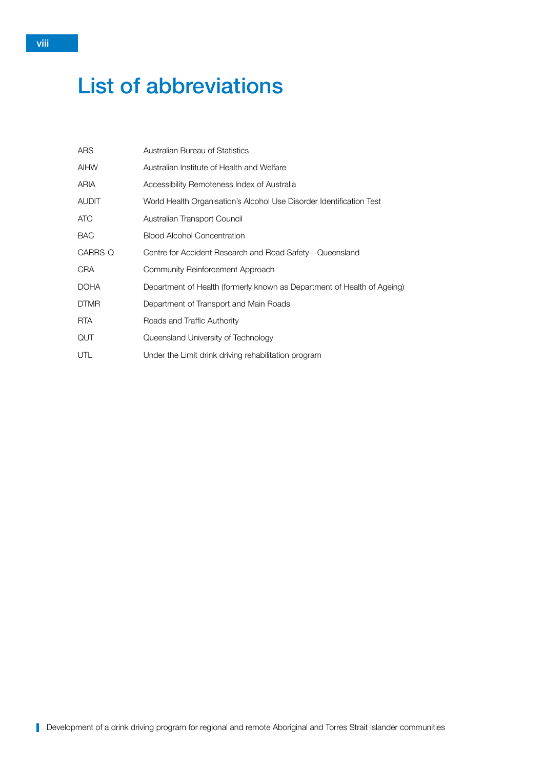# List of abbreviations

| | |
|---|---|
| ABS | Australian Bureau of Statistics |
| AIHW | Australian Institute of Health and Welfare |
| ARIA | Accessibility Remoteness Index of Australia |
| AUDIT | World Health Organisation's Alcohol Use Disorder Identification Test |
| ATC | Australian Transport Council |
| BAC | Blood Alcohol Concentration |
| CARRS-Q | Centre for Accident Research and Road Safety—Queensland |
| CRA | Community Reinforcement Approach |
| DOHA | Department of Health (formerly known as Department of Health of Ageing) |
| DTMR | Department of Transport and Main Roads |
| RTA | Roads and Traffic Authority |
| QUT | Queensland University of Technology |
| UTL | Under the Limit drink driving rehabilitation program |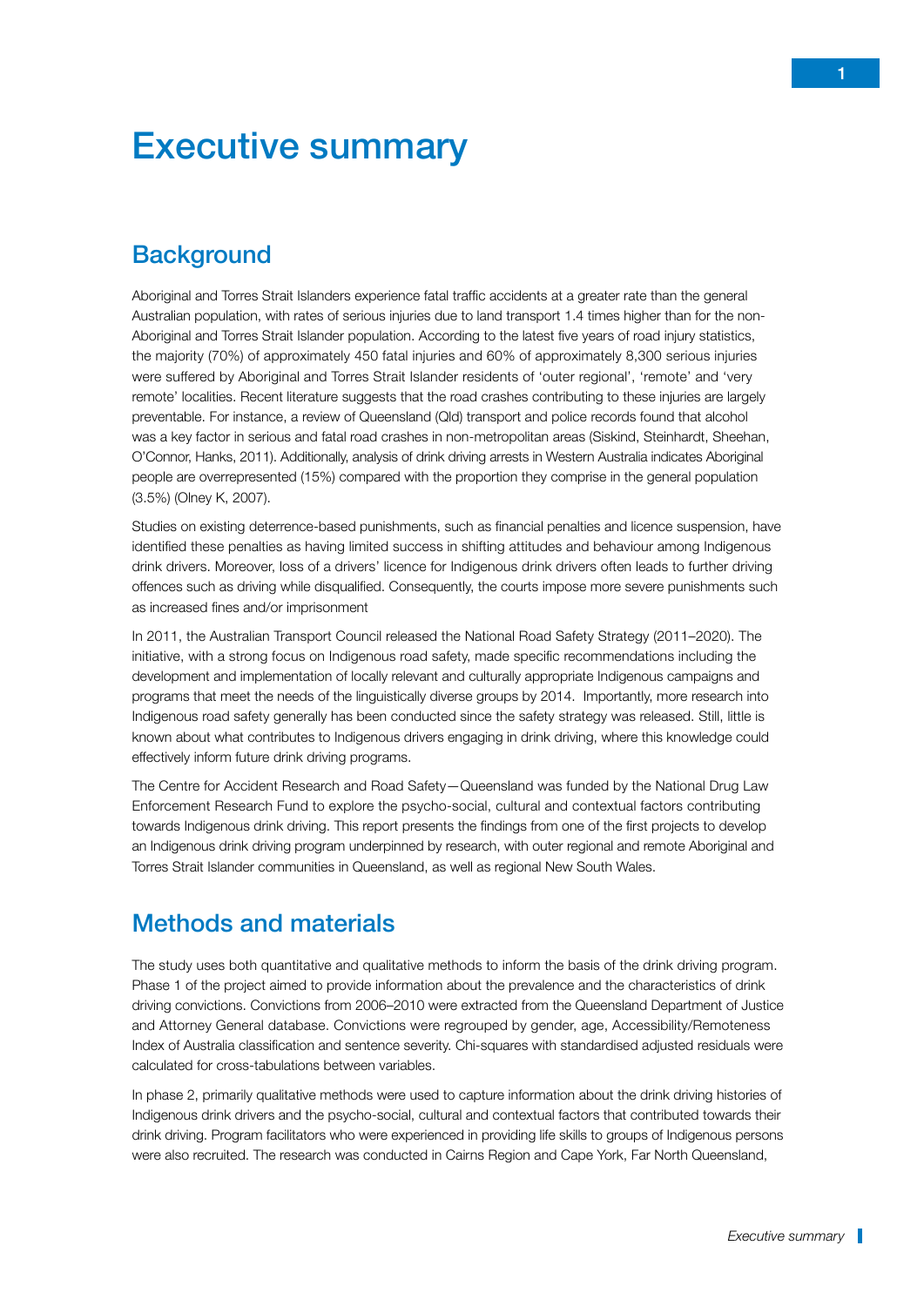# Executive summary

## Background

Aboriginal and Torres Strait Islanders experience fatal traffic accidents at a greater rate than the general Australian population, with rates of serious injuries due to land transport 1.4 times higher than for the non-Aboriginal and Torres Strait Islander population. According to the latest five years of road injury statistics, the majority (70%) of approximately 450 fatal injuries and 60% of approximately 8,300 serious injuries were suffered by Aboriginal and Torres Strait Islander residents of 'outer regional', 'remote' and 'very remote' localities. Recent literature suggests that the road crashes contributing to these injuries are largely preventable. For instance, a review of Queensland (Qld) transport and police records found that alcohol was a key factor in serious and fatal road crashes in non-metropolitan areas (Siskind, Steinhardt, Sheehan, O'Connor, Hanks, 2011). Additionally, analysis of drink driving arrests in Western Australia indicates Aboriginal people are overrepresented (15%) compared with the proportion they comprise in the general population (3.5%) (Olney K, 2007).

Studies on existing deterrence-based punishments, such as financial penalties and licence suspension, have identified these penalties as having limited success in shifting attitudes and behaviour among Indigenous drink drivers. Moreover, loss of a drivers' licence for Indigenous drink drivers often leads to further driving offences such as driving while disqualified. Consequently, the courts impose more severe punishments such as increased fines and/or imprisonment

In 2011, the Australian Transport Council released the National Road Safety Strategy (2011–2020). The initiative, with a strong focus on Indigenous road safety, made specific recommendations including the development and implementation of locally relevant and culturally appropriate Indigenous campaigns and programs that meet the needs of the linguistically diverse groups by 2014. Importantly, more research into Indigenous road safety generally has been conducted since the safety strategy was released. Still, little is known about what contributes to Indigenous drivers engaging in drink driving, where this knowledge could effectively inform future drink driving programs.

The Centre for Accident Research and Road Safety—Queensland was funded by the National Drug Law Enforcement Research Fund to explore the psycho-social, cultural and contextual factors contributing towards Indigenous drink driving. This report presents the findings from one of the first projects to develop an Indigenous drink driving program underpinned by research, with outer regional and remote Aboriginal and Torres Strait Islander communities in Queensland, as well as regional New South Wales.

## Methods and materials

The study uses both quantitative and qualitative methods to inform the basis of the drink driving program. Phase 1 of the project aimed to provide information about the prevalence and the characteristics of drink driving convictions. Convictions from 2006–2010 were extracted from the Queensland Department of Justice and Attorney General database. Convictions were regrouped by gender, age, Accessibility/Remoteness Index of Australia classification and sentence severity. Chi-squares with standardised adjusted residuals were calculated for cross-tabulations between variables.

In phase 2, primarily qualitative methods were used to capture information about the drink driving histories of Indigenous drink drivers and the psycho-social, cultural and contextual factors that contributed towards their drink driving. Program facilitators who were experienced in providing life skills to groups of Indigenous persons were also recruited. The research was conducted in Cairns Region and Cape York, Far North Queensland,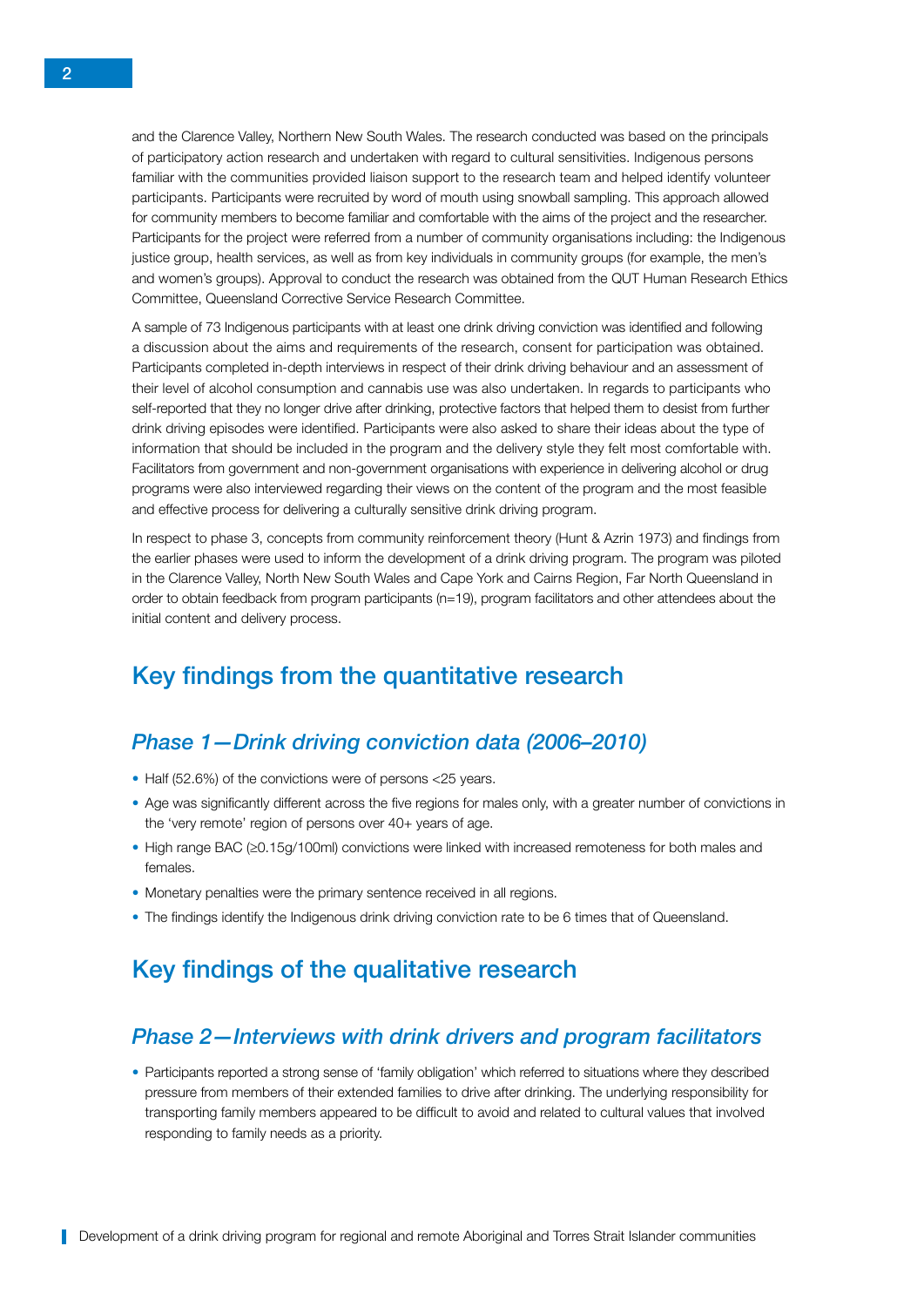and the Clarence Valley, Northern New South Wales. The research conducted was based on the principals of participatory action research and undertaken with regard to cultural sensitivities. Indigenous persons familiar with the communities provided liaison support to the research team and helped identify volunteer participants. Participants were recruited by word of mouth using snowball sampling. This approach allowed for community members to become familiar and comfortable with the aims of the project and the researcher. Participants for the project were referred from a number of community organisations including: the Indigenous justice group, health services, as well as from key individuals in community groups (for example, the men's and women's groups). Approval to conduct the research was obtained from the QUT Human Research Ethics Committee, Queensland Corrective Service Research Committee.

A sample of 73 Indigenous participants with at least one drink driving conviction was identified and following a discussion about the aims and requirements of the research, consent for participation was obtained. Participants completed in-depth interviews in respect of their drink driving behaviour and an assessment of their level of alcohol consumption and cannabis use was also undertaken. In regards to participants who self-reported that they no longer drive after drinking, protective factors that helped them to desist from further drink driving episodes were identified. Participants were also asked to share their ideas about the type of information that should be included in the program and the delivery style they felt most comfortable with. Facilitators from government and non-government organisations with experience in delivering alcohol or drug programs were also interviewed regarding their views on the content of the program and the most feasible and effective process for delivering a culturally sensitive drink driving program.

In respect to phase 3, concepts from community reinforcement theory (Hunt & Azrin 1973) and findings from the earlier phases were used to inform the development of a drink driving program. The program was piloted in the Clarence Valley, North New South Wales and Cape York and Cairns Region, Far North Queensland in order to obtain feedback from program participants (n=19), program facilitators and other attendees about the initial content and delivery process.

## Key findings from the quantitative research

### *Phase 1—Drink driving conviction data (2006–2010)*

- Half (52.6%) of the convictions were of persons <25 years.
- Age was significantly different across the five regions for males only, with a greater number of convictions in the 'very remote' region of persons over 40+ years of age.
- High range BAC (≥0.15g/100ml) convictions were linked with increased remoteness for both males and females.
- Monetary penalties were the primary sentence received in all regions.
- The findings identify the Indigenous drink driving conviction rate to be 6 times that of Queensland.

## Key findings of the qualitative research

### *Phase 2—Interviews with drink drivers and program facilitators*

- Participants reported a strong sense of 'family obligation' which referred to situations where they described pressure from members of their extended families to drive after drinking. The underlying responsibility for transporting family members appeared to be difficult to avoid and related to cultural values that involved responding to family needs as a priority.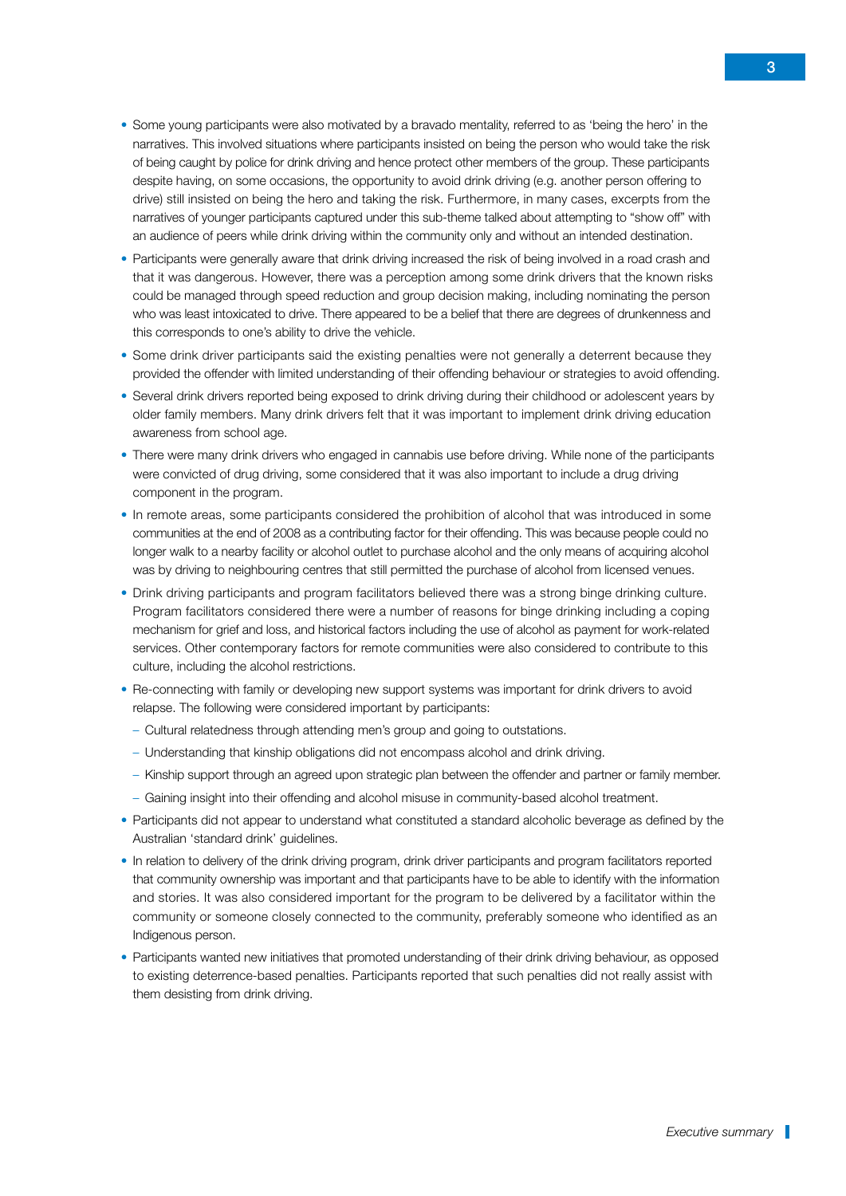- Some young participants were also motivated by a bravado mentality, referred to as 'being the hero' in the narratives. This involved situations where participants insisted on being the person who would take the risk of being caught by police for drink driving and hence protect other members of the group. These participants despite having, on some occasions, the opportunity to avoid drink driving (e.g. another person offering to drive) still insisted on being the hero and taking the risk. Furthermore, in many cases, excerpts from the narratives of younger participants captured under this sub-theme talked about attempting to "show off" with an audience of peers while drink driving within the community only and without an intended destination.
- Participants were generally aware that drink driving increased the risk of being involved in a road crash and that it was dangerous. However, there was a perception among some drink drivers that the known risks could be managed through speed reduction and group decision making, including nominating the person who was least intoxicated to drive. There appeared to be a belief that there are degrees of drunkenness and this corresponds to one's ability to drive the vehicle.
- Some drink driver participants said the existing penalties were not generally a deterrent because they provided the offender with limited understanding of their offending behaviour or strategies to avoid offending.
- Several drink drivers reported being exposed to drink driving during their childhood or adolescent years by older family members. Many drink drivers felt that it was important to implement drink driving education awareness from school age.
- There were many drink drivers who engaged in cannabis use before driving. While none of the participants were convicted of drug driving, some considered that it was also important to include a drug driving component in the program.
- In remote areas, some participants considered the prohibition of alcohol that was introduced in some communities at the end of 2008 as a contributing factor for their offending. This was because people could no longer walk to a nearby facility or alcohol outlet to purchase alcohol and the only means of acquiring alcohol was by driving to neighbouring centres that still permitted the purchase of alcohol from licensed venues.
- Drink driving participants and program facilitators believed there was a strong binge drinking culture. Program facilitators considered there were a number of reasons for binge drinking including a coping mechanism for grief and loss, and historical factors including the use of alcohol as payment for work-related services. Other contemporary factors for remote communities were also considered to contribute to this culture, including the alcohol restrictions.
- Re-connecting with family or developing new support systems was important for drink drivers to avoid relapse. The following were considered important by participants:
  - Cultural relatedness through attending men's group and going to outstations.
  - Understanding that kinship obligations did not encompass alcohol and drink driving.
  - Kinship support through an agreed upon strategic plan between the offender and partner or family member.
  - Gaining insight into their offending and alcohol misuse in community-based alcohol treatment.
- Participants did not appear to understand what constituted a standard alcoholic beverage as defined by the Australian 'standard drink' guidelines.
- In relation to delivery of the drink driving program, drink driver participants and program facilitators reported that community ownership was important and that participants have to be able to identify with the information and stories. It was also considered important for the program to be delivered by a facilitator within the community or someone closely connected to the community, preferably someone who identified as an Indigenous person.
- Participants wanted new initiatives that promoted understanding of their drink driving behaviour, as opposed to existing deterrence-based penalties. Participants reported that such penalties did not really assist with them desisting from drink driving.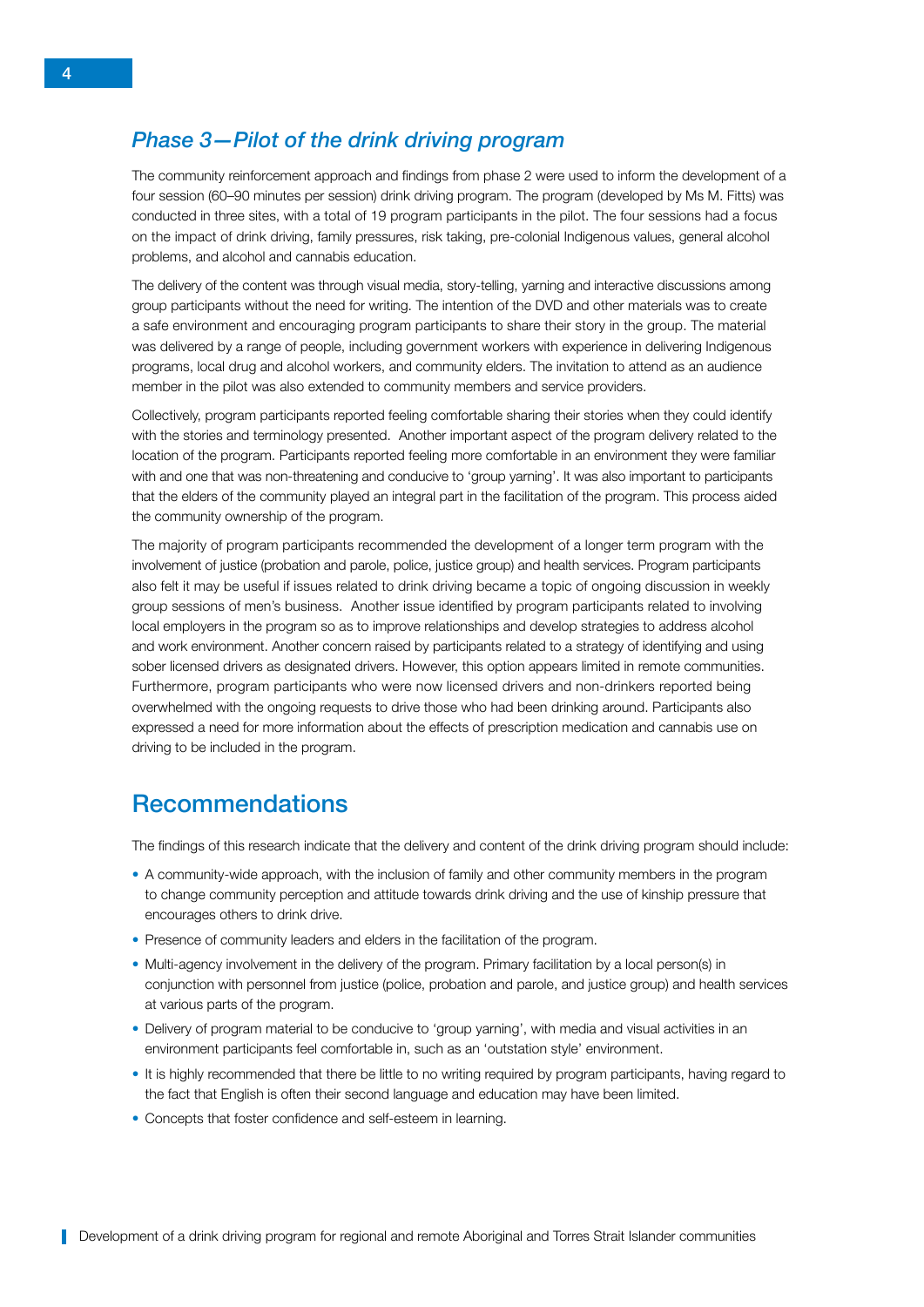## *Phase 3—Pilot of the drink driving program*

The community reinforcement approach and findings from phase 2 were used to inform the development of a four session (60–90 minutes per session) drink driving program. The program (developed by Ms M. Fitts) was conducted in three sites, with a total of 19 program participants in the pilot. The four sessions had a focus on the impact of drink driving, family pressures, risk taking, pre-colonial Indigenous values, general alcohol problems, and alcohol and cannabis education.

The delivery of the content was through visual media, story-telling, yarning and interactive discussions among group participants without the need for writing. The intention of the DVD and other materials was to create a safe environment and encouraging program participants to share their story in the group. The material was delivered by a range of people, including government workers with experience in delivering Indigenous programs, local drug and alcohol workers, and community elders. The invitation to attend as an audience member in the pilot was also extended to community members and service providers.

Collectively, program participants reported feeling comfortable sharing their stories when they could identify with the stories and terminology presented. Another important aspect of the program delivery related to the location of the program. Participants reported feeling more comfortable in an environment they were familiar with and one that was non-threatening and conducive to 'group yarning'. It was also important to participants that the elders of the community played an integral part in the facilitation of the program. This process aided the community ownership of the program.

The majority of program participants recommended the development of a longer term program with the involvement of justice (probation and parole, police, justice group) and health services. Program participants also felt it may be useful if issues related to drink driving became a topic of ongoing discussion in weekly group sessions of men's business. Another issue identified by program participants related to involving local employers in the program so as to improve relationships and develop strategies to address alcohol and work environment. Another concern raised by participants related to a strategy of identifying and using sober licensed drivers as designated drivers. However, this option appears limited in remote communities. Furthermore, program participants who were now licensed drivers and non-drinkers reported being overwhelmed with the ongoing requests to drive those who had been drinking around. Participants also expressed a need for more information about the effects of prescription medication and cannabis use on driving to be included in the program.

# Recommendations

The findings of this research indicate that the delivery and content of the drink driving program should include:

- A community-wide approach, with the inclusion of family and other community members in the program to change community perception and attitude towards drink driving and the use of kinship pressure that encourages others to drink drive.
- Presence of community leaders and elders in the facilitation of the program.
- Multi-agency involvement in the delivery of the program. Primary facilitation by a local person(s) in conjunction with personnel from justice (police, probation and parole, and justice group) and health services at various parts of the program.
- Delivery of program material to be conducive to 'group yarning', with media and visual activities in an environment participants feel comfortable in, such as an 'outstation style' environment.
- It is highly recommended that there be little to no writing required by program participants, having regard to the fact that English is often their second language and education may have been limited.
- Concepts that foster confidence and self-esteem in learning.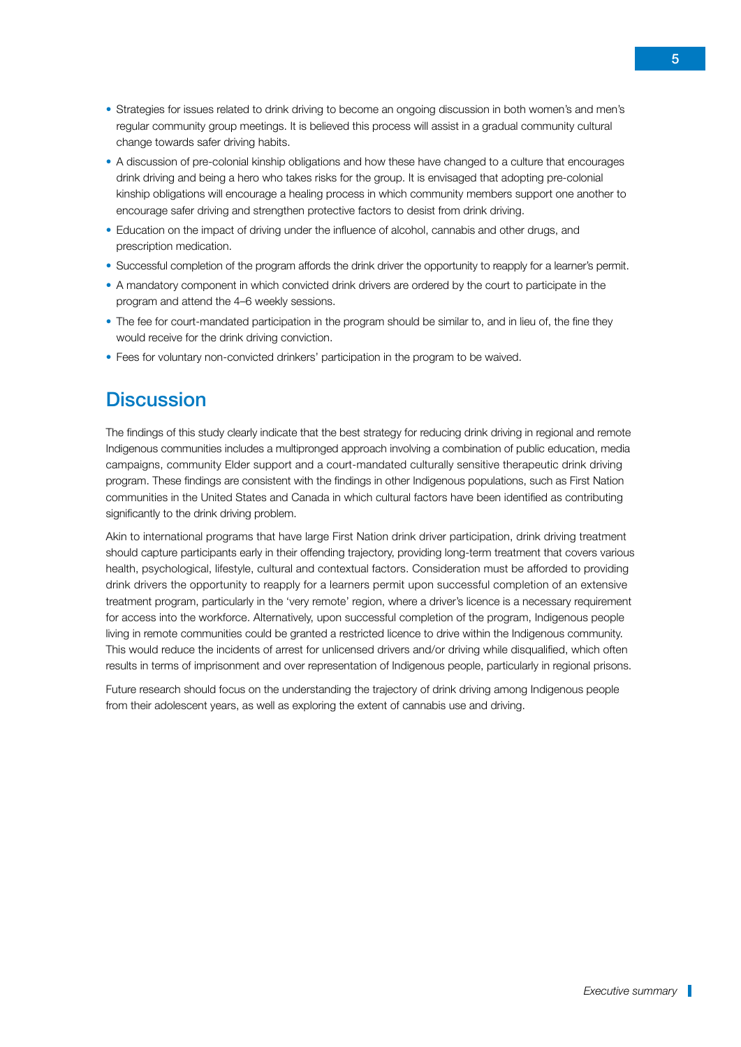- Strategies for issues related to drink driving to become an ongoing discussion in both women's and men's regular community group meetings. It is believed this process will assist in a gradual community cultural change towards safer driving habits.
- A discussion of pre-colonial kinship obligations and how these have changed to a culture that encourages drink driving and being a hero who takes risks for the group. It is envisaged that adopting pre-colonial kinship obligations will encourage a healing process in which community members support one another to encourage safer driving and strengthen protective factors to desist from drink driving.
- Education on the impact of driving under the influence of alcohol, cannabis and other drugs, and prescription medication.
- Successful completion of the program affords the drink driver the opportunity to reapply for a learner's permit.
- A mandatory component in which convicted drink drivers are ordered by the court to participate in the program and attend the 4–6 weekly sessions.
- The fee for court-mandated participation in the program should be similar to, and in lieu of, the fine they would receive for the drink driving conviction.
- Fees for voluntary non-convicted drinkers' participation in the program to be waived.

## Discussion

The findings of this study clearly indicate that the best strategy for reducing drink driving in regional and remote Indigenous communities includes a multipronged approach involving a combination of public education, media campaigns, community Elder support and a court-mandated culturally sensitive therapeutic drink driving program. These findings are consistent with the findings in other Indigenous populations, such as First Nation communities in the United States and Canada in which cultural factors have been identified as contributing significantly to the drink driving problem.

Akin to international programs that have large First Nation drink driver participation, drink driving treatment should capture participants early in their offending trajectory, providing long-term treatment that covers various health, psychological, lifestyle, cultural and contextual factors. Consideration must be afforded to providing drink drivers the opportunity to reapply for a learners permit upon successful completion of an extensive treatment program, particularly in the 'very remote' region, where a driver's licence is a necessary requirement for access into the workforce. Alternatively, upon successful completion of the program, Indigenous people living in remote communities could be granted a restricted licence to drive within the Indigenous community. This would reduce the incidents of arrest for unlicensed drivers and/or driving while disqualified, which often results in terms of imprisonment and over representation of Indigenous people, particularly in regional prisons.

Future research should focus on the understanding the trajectory of drink driving among Indigenous people from their adolescent years, as well as exploring the extent of cannabis use and driving.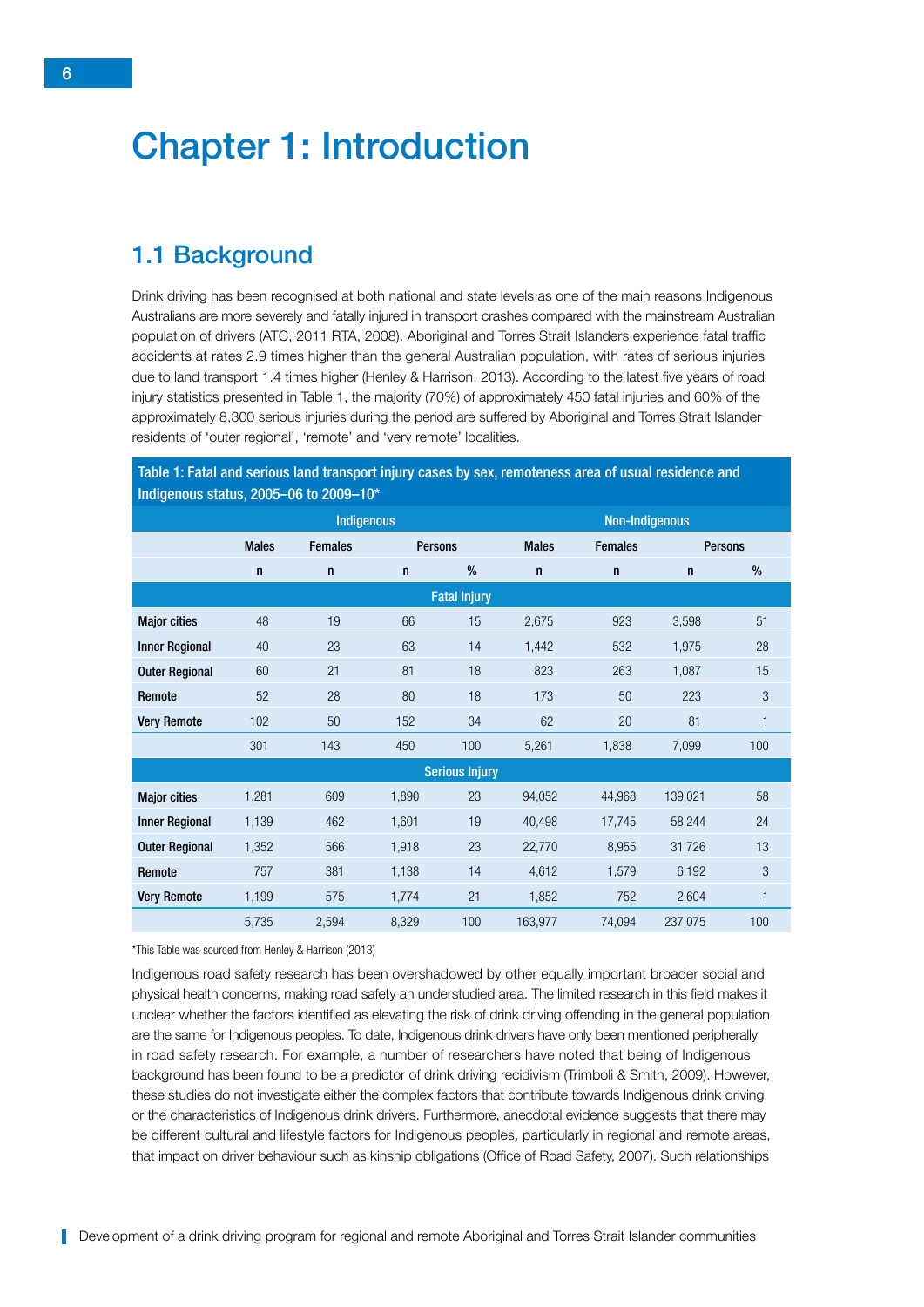# Chapter 1: Introduction

## 1.1 Background

Drink driving has been recognised at both national and state levels as one of the main reasons Indigenous Australians are more severely and fatally injured in transport crashes compared with the mainstream Australian population of drivers (ATC, 2011 RTA, 2008). Aboriginal and Torres Strait Islanders experience fatal traffic accidents at rates 2.9 times higher than the general Australian population, with rates of serious injuries due to land transport 1.4 times higher (Henley & Harrison, 2013). According to the latest five years of road injury statistics presented in Table 1, the majority (70%) of approximately 450 fatal injuries and 60% of the approximately 8,300 serious injuries during the period are suffered by Aboriginal and Torres Strait Islander residents of 'outer regional', 'remote' and 'very remote' localities.

**Table 1: Fatal and serious land transport injury cases by sex, remoteness area of usual residence and Indigenous status, 2005–06 to 2009–10***

| | Indigenous | | | | Non-Indigenous | | | |
|---|---|---|---|---|---|---|---|---|
| | Males | Females | Persons | | Males | Females | Persons | |
| | n | n | n | % | n | n | n | % |
| **Fatal Injury** | | | | | | | | |
| **Major cities** | 48 | 19 | 66 | 15 | 2,675 | 923 | 3,598 | 51 |
| **Inner Regional** | 40 | 23 | 63 | 14 | 1,442 | 532 | 1,975 | 28 |
| **Outer Regional** | 60 | 21 | 81 | 18 | 823 | 263 | 1,087 | 15 |
| **Remote** | 52 | 28 | 80 | 18 | 173 | 50 | 223 | 3 |
| **Very Remote** | 102 | 50 | 152 | 34 | 62 | 20 | 81 | 1 |
| | 301 | 143 | 450 | 100 | 5,261 | 1,838 | 7,099 | 100 |
| **Serious Injury** | | | | | | | | |
| **Major cities** | 1,281 | 609 | 1,890 | 23 | 94,052 | 44,968 | 139,021 | 58 |
| **Inner Regional** | 1,139 | 462 | 1,601 | 19 | 40,498 | 17,745 | 58,244 | 24 |
| **Outer Regional** | 1,352 | 566 | 1,918 | 23 | 22,770 | 8,955 | 31,726 | 13 |
| **Remote** | 757 | 381 | 1,138 | 14 | 4,612 | 1,579 | 6,192 | 3 |
| **Very Remote** | 1,199 | 575 | 1,774 | 21 | 1,852 | 752 | 2,604 | 1 |
| | 5,735 | 2,594 | 8,329 | 100 | 163,977 | 74,094 | 237,075 | 100 |

*This Table was sourced from Henley & Harrison (2013)

Indigenous road safety research has been overshadowed by other equally important broader social and physical health concerns, making road safety an understudied area. The limited research in this field makes it unclear whether the factors identified as elevating the risk of drink driving offending in the general population are the same for Indigenous peoples. To date, Indigenous drink drivers have only been mentioned peripherally in road safety research. For example, a number of researchers have noted that being of Indigenous background has been found to be a predictor of drink driving recidivism (Trimboli & Smith, 2009). However, these studies do not investigate either the complex factors that contribute towards Indigenous drink driving or the characteristics of Indigenous drink drivers. Furthermore, anecdotal evidence suggests that there may be different cultural and lifestyle factors for Indigenous peoples, particularly in regional and remote areas, that impact on driver behaviour such as kinship obligations (Office of Road Safety, 2007). Such relationships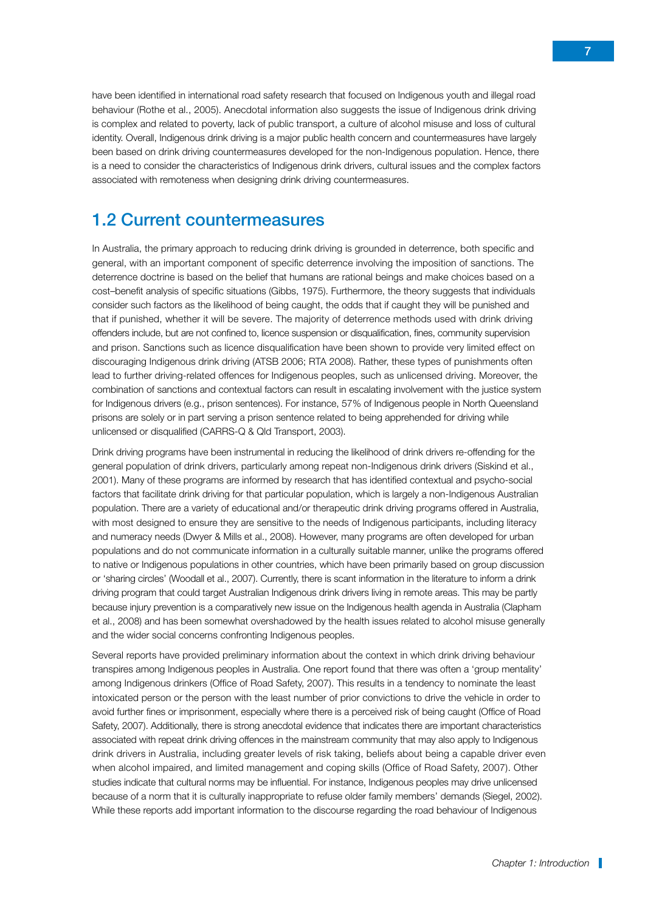have been identified in international road safety research that focused on Indigenous youth and illegal road behaviour (Rothe et al., 2005). Anecdotal information also suggests the issue of Indigenous drink driving is complex and related to poverty, lack of public transport, a culture of alcohol misuse and loss of cultural identity. Overall, Indigenous drink driving is a major public health concern and countermeasures have largely been based on drink driving countermeasures developed for the non-Indigenous population. Hence, there is a need to consider the characteristics of Indigenous drink drivers, cultural issues and the complex factors associated with remoteness when designing drink driving countermeasures.

## 1.2 Current countermeasures

In Australia, the primary approach to reducing drink driving is grounded in deterrence, both specific and general, with an important component of specific deterrence involving the imposition of sanctions. The deterrence doctrine is based on the belief that humans are rational beings and make choices based on a cost–benefit analysis of specific situations (Gibbs, 1975). Furthermore, the theory suggests that individuals consider such factors as the likelihood of being caught, the odds that if caught they will be punished and that if punished, whether it will be severe. The majority of deterrence methods used with drink driving offenders include, but are not confined to, licence suspension or disqualification, fines, community supervision and prison. Sanctions such as licence disqualification have been shown to provide very limited effect on discouraging Indigenous drink driving (ATSB 2006; RTA 2008). Rather, these types of punishments often lead to further driving-related offences for Indigenous peoples, such as unlicensed driving. Moreover, the combination of sanctions and contextual factors can result in escalating involvement with the justice system for Indigenous drivers (e.g., prison sentences). For instance, 57% of Indigenous people in North Queensland prisons are solely or in part serving a prison sentence related to being apprehended for driving while unlicensed or disqualified (CARRS-Q & Qld Transport, 2003).

Drink driving programs have been instrumental in reducing the likelihood of drink drivers re-offending for the general population of drink drivers, particularly among repeat non-Indigenous drink drivers (Siskind et al., 2001). Many of these programs are informed by research that has identified contextual and psycho-social factors that facilitate drink driving for that particular population, which is largely a non-Indigenous Australian population. There are a variety of educational and/or therapeutic drink driving programs offered in Australia, with most designed to ensure they are sensitive to the needs of Indigenous participants, including literacy and numeracy needs (Dwyer & Mills et al., 2008). However, many programs are often developed for urban populations and do not communicate information in a culturally suitable manner, unlike the programs offered to native or Indigenous populations in other countries, which have been primarily based on group discussion or 'sharing circles' (Woodall et al., 2007). Currently, there is scant information in the literature to inform a drink driving program that could target Australian Indigenous drink drivers living in remote areas. This may be partly because injury prevention is a comparatively new issue on the Indigenous health agenda in Australia (Clapham et al., 2008) and has been somewhat overshadowed by the health issues related to alcohol misuse generally and the wider social concerns confronting Indigenous peoples.

Several reports have provided preliminary information about the context in which drink driving behaviour transpires among Indigenous peoples in Australia. One report found that there was often a 'group mentality' among Indigenous drinkers (Office of Road Safety, 2007). This results in a tendency to nominate the least intoxicated person or the person with the least number of prior convictions to drive the vehicle in order to avoid further fines or imprisonment, especially where there is a perceived risk of being caught (Office of Road Safety, 2007). Additionally, there is strong anecdotal evidence that indicates there are important characteristics associated with repeat drink driving offences in the mainstream community that may also apply to Indigenous drink drivers in Australia, including greater levels of risk taking, beliefs about being a capable driver even when alcohol impaired, and limited management and coping skills (Office of Road Safety, 2007). Other studies indicate that cultural norms may be influential. For instance, Indigenous peoples may drive unlicensed because of a norm that it is culturally inappropriate to refuse older family members' demands (Siegel, 2002). While these reports add important information to the discourse regarding the road behaviour of Indigenous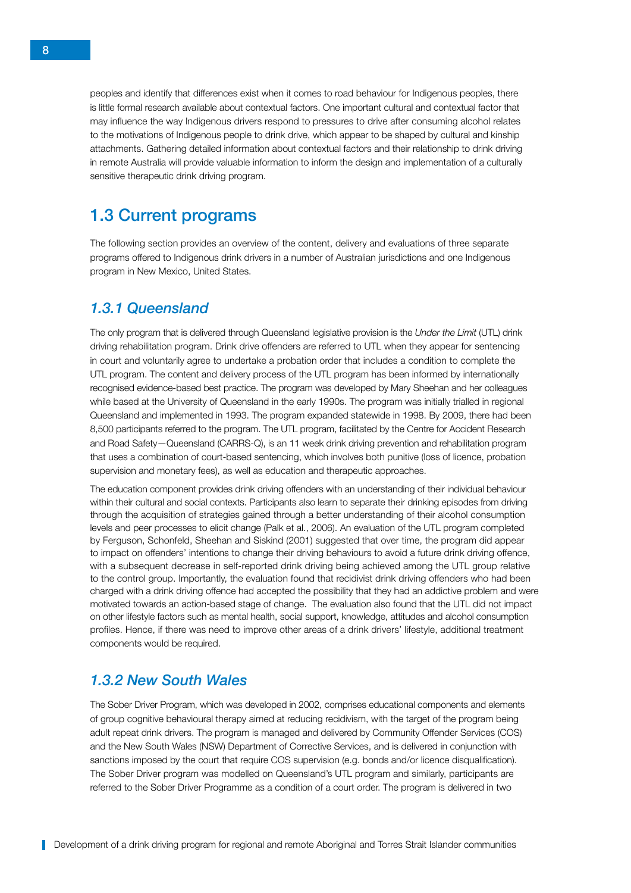peoples and identify that differences exist when it comes to road behaviour for Indigenous peoples, there is little formal research available about contextual factors. One important cultural and contextual factor that may influence the way Indigenous drivers respond to pressures to drive after consuming alcohol relates to the motivations of Indigenous people to drink drive, which appear to be shaped by cultural and kinship attachments. Gathering detailed information about contextual factors and their relationship to drink driving in remote Australia will provide valuable information to inform the design and implementation of a culturally sensitive therapeutic drink driving program.

## 1.3 Current programs

The following section provides an overview of the content, delivery and evaluations of three separate programs offered to Indigenous drink drivers in a number of Australian jurisdictions and one Indigenous program in New Mexico, United States.

### *1.3.1 Queensland*

The only program that is delivered through Queensland legislative provision is the *Under the Limit* (UTL) drink driving rehabilitation program. Drink drive offenders are referred to UTL when they appear for sentencing in court and voluntarily agree to undertake a probation order that includes a condition to complete the UTL program. The content and delivery process of the UTL program has been informed by internationally recognised evidence-based best practice. The program was developed by Mary Sheehan and her colleagues while based at the University of Queensland in the early 1990s. The program was initially trialled in regional Queensland and implemented in 1993. The program expanded statewide in 1998. By 2009, there had been 8,500 participants referred to the program. The UTL program, facilitated by the Centre for Accident Research and Road Safety—Queensland (CARRS-Q), is an 11 week drink driving prevention and rehabilitation program that uses a combination of court-based sentencing, which involves both punitive (loss of licence, probation supervision and monetary fees), as well as education and therapeutic approaches.

The education component provides drink driving offenders with an understanding of their individual behaviour within their cultural and social contexts. Participants also learn to separate their drinking episodes from driving through the acquisition of strategies gained through a better understanding of their alcohol consumption levels and peer processes to elicit change (Palk et al., 2006). An evaluation of the UTL program completed by Ferguson, Schonfeld, Sheehan and Siskind (2001) suggested that over time, the program did appear to impact on offenders' intentions to change their driving behaviours to avoid a future drink driving offence, with a subsequent decrease in self-reported drink driving being achieved among the UTL group relative to the control group. Importantly, the evaluation found that recidivist drink driving offenders who had been charged with a drink driving offence had accepted the possibility that they had an addictive problem and were motivated towards an action-based stage of change. The evaluation also found that the UTL did not impact on other lifestyle factors such as mental health, social support, knowledge, attitudes and alcohol consumption profiles. Hence, if there was need to improve other areas of a drink drivers' lifestyle, additional treatment components would be required.

### *1.3.2 New South Wales*

The Sober Driver Program, which was developed in 2002, comprises educational components and elements of group cognitive behavioural therapy aimed at reducing recidivism, with the target of the program being adult repeat drink drivers. The program is managed and delivered by Community Offender Services (COS) and the New South Wales (NSW) Department of Corrective Services, and is delivered in conjunction with sanctions imposed by the court that require COS supervision (e.g. bonds and/or licence disqualification). The Sober Driver program was modelled on Queensland's UTL program and similarly, participants are referred to the Sober Driver Programme as a condition of a court order. The program is delivered in two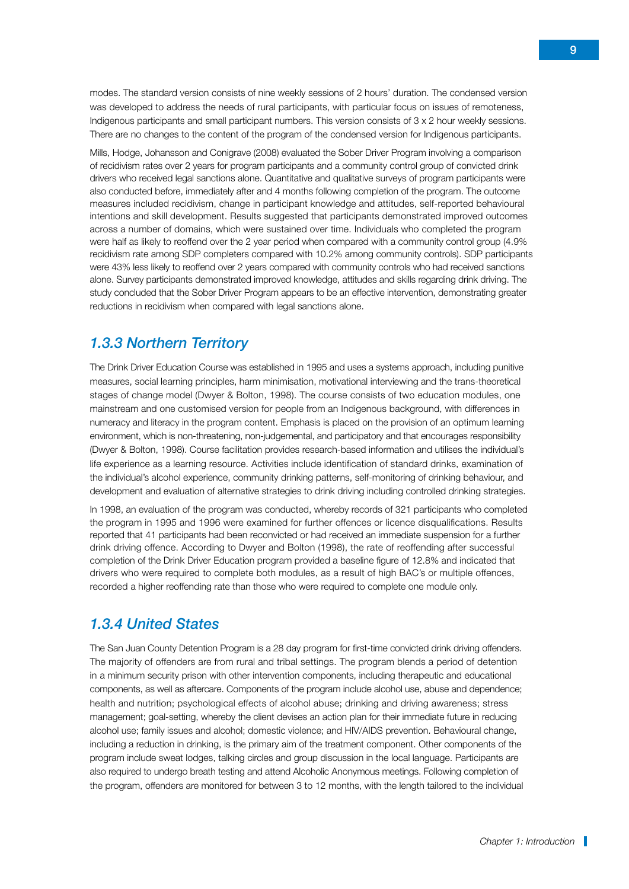modes. The standard version consists of nine weekly sessions of 2 hours' duration. The condensed version was developed to address the needs of rural participants, with particular focus on issues of remoteness, Indigenous participants and small participant numbers. This version consists of 3 x 2 hour weekly sessions. There are no changes to the content of the program of the condensed version for Indigenous participants.

Mills, Hodge, Johansson and Conigrave (2008) evaluated the Sober Driver Program involving a comparison of recidivism rates over 2 years for program participants and a community control group of convicted drink drivers who received legal sanctions alone. Quantitative and qualitative surveys of program participants were also conducted before, immediately after and 4 months following completion of the program. The outcome measures included recidivism, change in participant knowledge and attitudes, self-reported behavioural intentions and skill development. Results suggested that participants demonstrated improved outcomes across a number of domains, which were sustained over time. Individuals who completed the program were half as likely to reoffend over the 2 year period when compared with a community control group (4.9% recidivism rate among SDP completers compared with 10.2% among community controls). SDP participants were 43% less likely to reoffend over 2 years compared with community controls who had received sanctions alone. Survey participants demonstrated improved knowledge, attitudes and skills regarding drink driving. The study concluded that the Sober Driver Program appears to be an effective intervention, demonstrating greater reductions in recidivism when compared with legal sanctions alone.

### *1.3.3 Northern Territory*

The Drink Driver Education Course was established in 1995 and uses a systems approach, including punitive measures, social learning principles, harm minimisation, motivational interviewing and the trans-theoretical stages of change model (Dwyer & Bolton, 1998). The course consists of two education modules, one mainstream and one customised version for people from an Indigenous background, with differences in numeracy and literacy in the program content. Emphasis is placed on the provision of an optimum learning environment, which is non-threatening, non-judgemental, and participatory and that encourages responsibility (Dwyer & Bolton, 1998). Course facilitation provides research-based information and utilises the individual's life experience as a learning resource. Activities include identification of standard drinks, examination of the individual's alcohol experience, community drinking patterns, self-monitoring of drinking behaviour, and development and evaluation of alternative strategies to drink driving including controlled drinking strategies.

In 1998, an evaluation of the program was conducted, whereby records of 321 participants who completed the program in 1995 and 1996 were examined for further offences or licence disqualifications. Results reported that 41 participants had been reconvicted or had received an immediate suspension for a further drink driving offence. According to Dwyer and Bolton (1998), the rate of reoffending after successful completion of the Drink Driver Education program provided a baseline figure of 12.8% and indicated that drivers who were required to complete both modules, as a result of high BAC's or multiple offences, recorded a higher reoffending rate than those who were required to complete one module only.

### *1.3.4 United States*

The San Juan County Detention Program is a 28 day program for first-time convicted drink driving offenders. The majority of offenders are from rural and tribal settings. The program blends a period of detention in a minimum security prison with other intervention components, including therapeutic and educational components, as well as aftercare. Components of the program include alcohol use, abuse and dependence; health and nutrition; psychological effects of alcohol abuse; drinking and driving awareness; stress management; goal-setting, whereby the client devises an action plan for their immediate future in reducing alcohol use; family issues and alcohol; domestic violence; and HIV/AIDS prevention. Behavioural change, including a reduction in drinking, is the primary aim of the treatment component. Other components of the program include sweat lodges, talking circles and group discussion in the local language. Participants are also required to undergo breath testing and attend Alcoholic Anonymous meetings. Following completion of the program, offenders are monitored for between 3 to 12 months, with the length tailored to the individual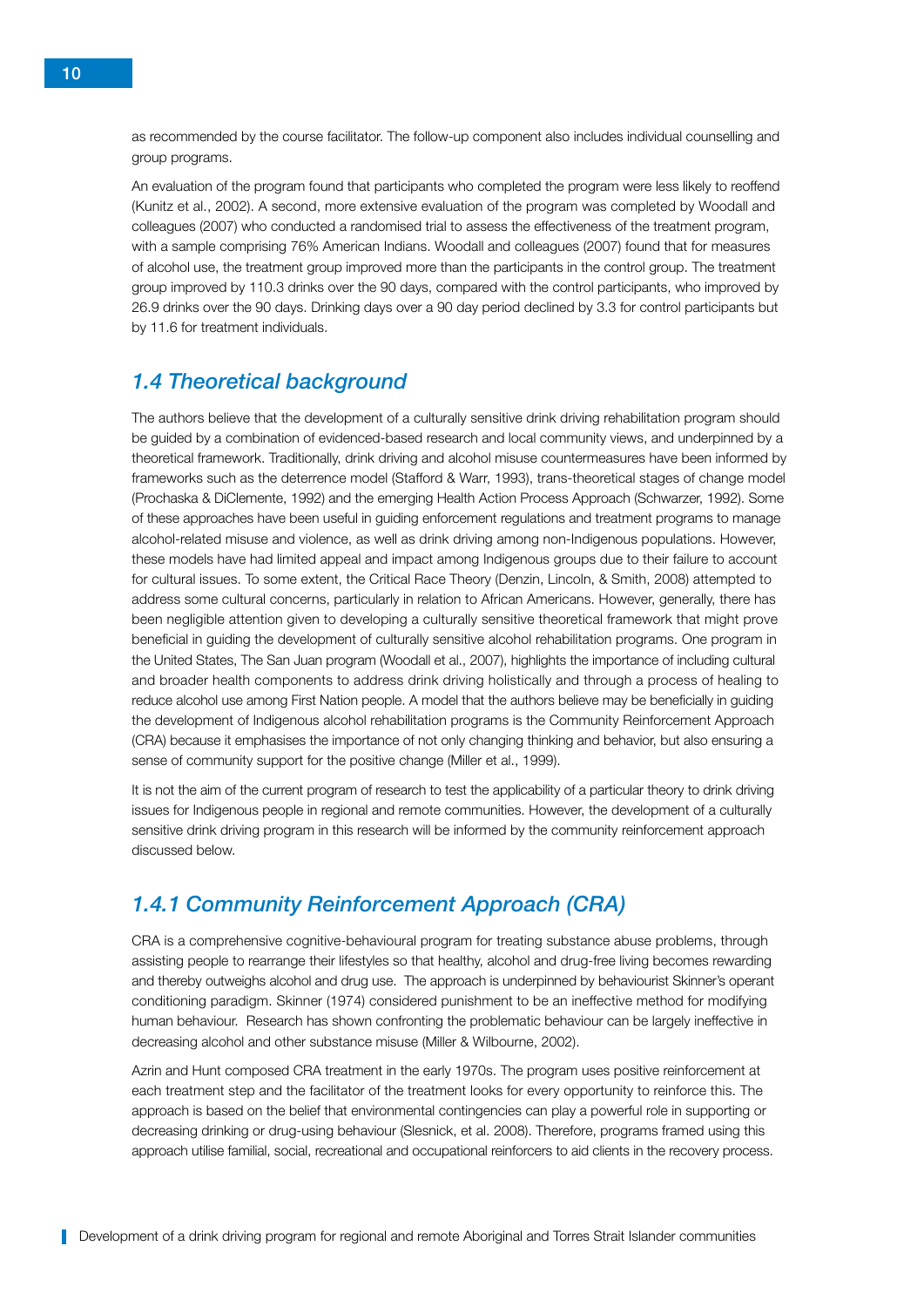as recommended by the course facilitator. The follow-up component also includes individual counselling and group programs.

An evaluation of the program found that participants who completed the program were less likely to reoffend (Kunitz et al., 2002). A second, more extensive evaluation of the program was completed by Woodall and colleagues (2007) who conducted a randomised trial to assess the effectiveness of the treatment program, with a sample comprising 76% American Indians. Woodall and colleagues (2007) found that for measures of alcohol use, the treatment group improved more than the participants in the control group. The treatment group improved by 110.3 drinks over the 90 days, compared with the control participants, who improved by 26.9 drinks over the 90 days. Drinking days over a 90 day period declined by 3.3 for control participants but by 11.6 for treatment individuals.

## *1.4 Theoretical background*

The authors believe that the development of a culturally sensitive drink driving rehabilitation program should be guided by a combination of evidenced-based research and local community views, and underpinned by a theoretical framework. Traditionally, drink driving and alcohol misuse countermeasures have been informed by frameworks such as the deterrence model (Stafford & Warr, 1993), trans-theoretical stages of change model (Prochaska & DiClemente, 1992) and the emerging Health Action Process Approach (Schwarzer, 1992). Some of these approaches have been useful in guiding enforcement regulations and treatment programs to manage alcohol-related misuse and violence, as well as drink driving among non-Indigenous populations. However, these models have had limited appeal and impact among Indigenous groups due to their failure to account for cultural issues. To some extent, the Critical Race Theory (Denzin, Lincoln, & Smith, 2008) attempted to address some cultural concerns, particularly in relation to African Americans. However, generally, there has been negligible attention given to developing a culturally sensitive theoretical framework that might prove beneficial in guiding the development of culturally sensitive alcohol rehabilitation programs. One program in the United States, The San Juan program (Woodall et al., 2007), highlights the importance of including cultural and broader health components to address drink driving holistically and through a process of healing to reduce alcohol use among First Nation people. A model that the authors believe may be beneficially in guiding the development of Indigenous alcohol rehabilitation programs is the Community Reinforcement Approach (CRA) because it emphasises the importance of not only changing thinking and behavior, but also ensuring a sense of community support for the positive change (Miller et al., 1999).

It is not the aim of the current program of research to test the applicability of a particular theory to drink driving issues for Indigenous people in regional and remote communities. However, the development of a culturally sensitive drink driving program in this research will be informed by the community reinforcement approach discussed below.

### *1.4.1 Community Reinforcement Approach (CRA)*

CRA is a comprehensive cognitive-behavioural program for treating substance abuse problems, through assisting people to rearrange their lifestyles so that healthy, alcohol and drug-free living becomes rewarding and thereby outweighs alcohol and drug use. The approach is underpinned by behaviourist Skinner's operant conditioning paradigm. Skinner (1974) considered punishment to be an ineffective method for modifying human behaviour. Research has shown confronting the problematic behaviour can be largely ineffective in decreasing alcohol and other substance misuse (Miller & Wilbourne, 2002).

Azrin and Hunt composed CRA treatment in the early 1970s. The program uses positive reinforcement at each treatment step and the facilitator of the treatment looks for every opportunity to reinforce this. The approach is based on the belief that environmental contingencies can play a powerful role in supporting or decreasing drinking or drug-using behaviour (Slesnick, et al. 2008). Therefore, programs framed using this approach utilise familial, social, recreational and occupational reinforcers to aid clients in the recovery process.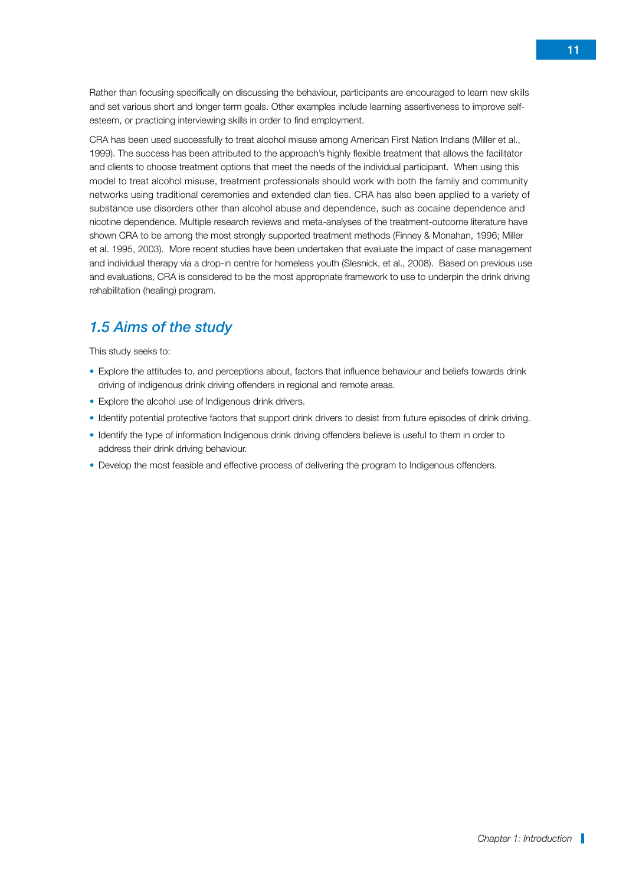Rather than focusing specifically on discussing the behaviour, participants are encouraged to learn new skills and set various short and longer term goals. Other examples include learning assertiveness to improve self-esteem, or practicing interviewing skills in order to find employment.

CRA has been used successfully to treat alcohol misuse among American First Nation Indians (Miller et al., 1999). The success has been attributed to the approach's highly flexible treatment that allows the facilitator and clients to choose treatment options that meet the needs of the individual participant. When using this model to treat alcohol misuse, treatment professionals should work with both the family and community networks using traditional ceremonies and extended clan ties. CRA has also been applied to a variety of substance use disorders other than alcohol abuse and dependence, such as cocaine dependence and nicotine dependence. Multiple research reviews and meta-analyses of the treatment-outcome literature have shown CRA to be among the most strongly supported treatment methods (Finney & Monahan, 1996; Miller et al. 1995, 2003). More recent studies have been undertaken that evaluate the impact of case management and individual therapy via a drop-in centre for homeless youth (Slesnick, et al., 2008). Based on previous use and evaluations, CRA is considered to be the most appropriate framework to use to underpin the drink driving rehabilitation (healing) program.

## *1.5 Aims of the study*

This study seeks to:

- Explore the attitudes to, and perceptions about, factors that influence behaviour and beliefs towards drink driving of Indigenous drink driving offenders in regional and remote areas.
- Explore the alcohol use of Indigenous drink drivers.
- Identify potential protective factors that support drink drivers to desist from future episodes of drink driving.
- Identify the type of information Indigenous drink driving offenders believe is useful to them in order to address their drink driving behaviour.
- Develop the most feasible and effective process of delivering the program to Indigenous offenders.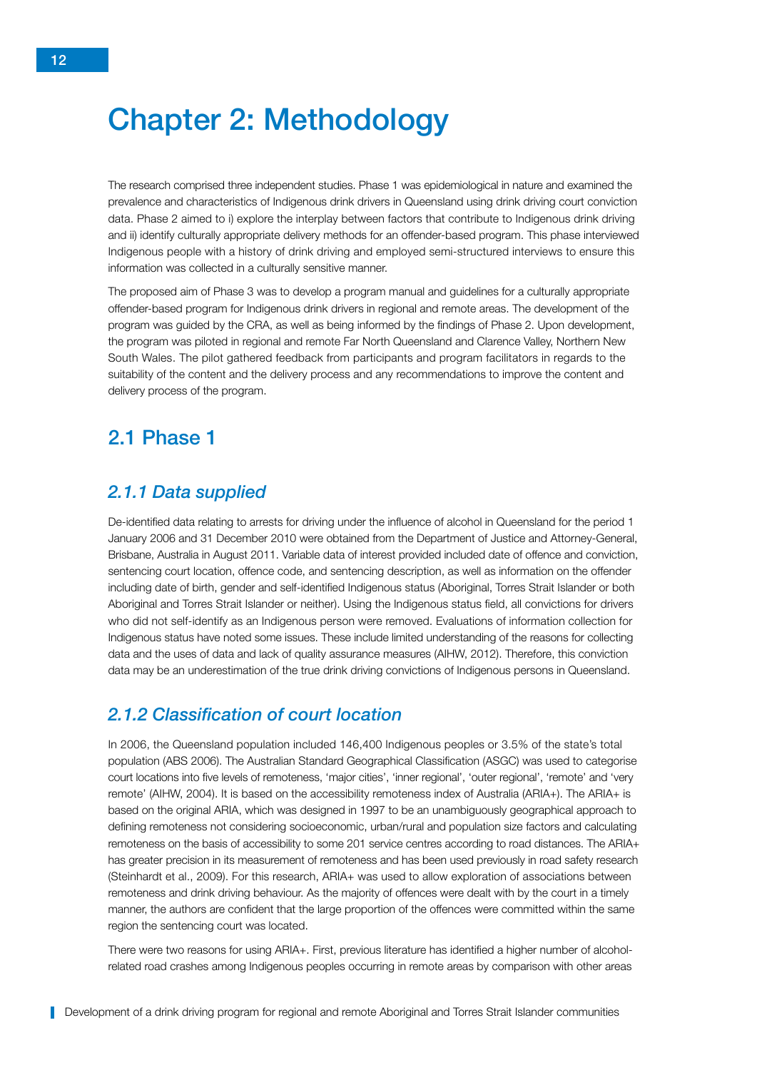# Chapter 2: Methodology

The research comprised three independent studies. Phase 1 was epidemiological in nature and examined the prevalence and characteristics of Indigenous drink drivers in Queensland using drink driving court conviction data. Phase 2 aimed to i) explore the interplay between factors that contribute to Indigenous drink driving and ii) identify culturally appropriate delivery methods for an offender-based program. This phase interviewed Indigenous people with a history of drink driving and employed semi-structured interviews to ensure this information was collected in a culturally sensitive manner.

The proposed aim of Phase 3 was to develop a program manual and guidelines for a culturally appropriate offender-based program for Indigenous drink drivers in regional and remote areas. The development of the program was guided by the CRA, as well as being informed by the findings of Phase 2. Upon development, the program was piloted in regional and remote Far North Queensland and Clarence Valley, Northern New South Wales. The pilot gathered feedback from participants and program facilitators in regards to the suitability of the content and the delivery process and any recommendations to improve the content and delivery process of the program.

## 2.1 Phase 1

### *2.1.1 Data supplied*

De-identified data relating to arrests for driving under the influence of alcohol in Queensland for the period 1 January 2006 and 31 December 2010 were obtained from the Department of Justice and Attorney-General, Brisbane, Australia in August 2011. Variable data of interest provided included date of offence and conviction, sentencing court location, offence code, and sentencing description, as well as information on the offender including date of birth, gender and self-identified Indigenous status (Aboriginal, Torres Strait Islander or both Aboriginal and Torres Strait Islander or neither). Using the Indigenous status field, all convictions for drivers who did not self-identify as an Indigenous person were removed. Evaluations of information collection for Indigenous status have noted some issues. These include limited understanding of the reasons for collecting data and the uses of data and lack of quality assurance measures (AIHW, 2012). Therefore, this conviction data may be an underestimation of the true drink driving convictions of Indigenous persons in Queensland.

### *2.1.2 Classification of court location*

In 2006, the Queensland population included 146,400 Indigenous peoples or 3.5% of the state's total population (ABS 2006). The Australian Standard Geographical Classification (ASGC) was used to categorise court locations into five levels of remoteness, 'major cities', 'inner regional', 'outer regional', 'remote' and 'very remote' (AIHW, 2004). It is based on the accessibility remoteness index of Australia (ARIA+). The ARIA+ is based on the original ARIA, which was designed in 1997 to be an unambiguously geographical approach to defining remoteness not considering socioeconomic, urban/rural and population size factors and calculating remoteness on the basis of accessibility to some 201 service centres according to road distances. The ARIA+ has greater precision in its measurement of remoteness and has been used previously in road safety research (Steinhardt et al., 2009). For this research, ARIA+ was used to allow exploration of associations between remoteness and drink driving behaviour. As the majority of offences were dealt with by the court in a timely manner, the authors are confident that the large proportion of the offences were committed within the same region the sentencing court was located.

There were two reasons for using ARIA+. First, previous literature has identified a higher number of alcohol-related road crashes among Indigenous peoples occurring in remote areas by comparison with other areas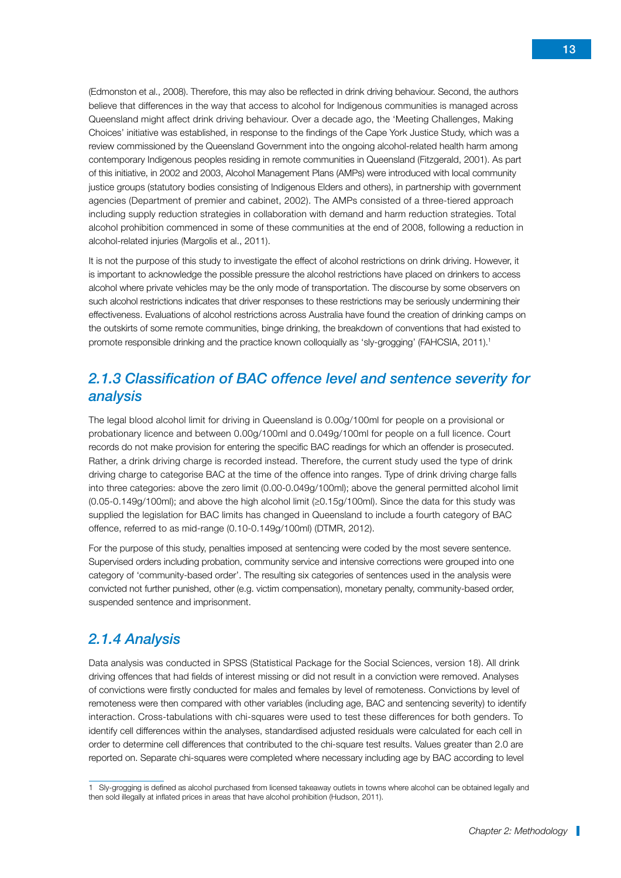(Edmonston et al., 2008). Therefore, this may also be reflected in drink driving behaviour. Second, the authors believe that differences in the way that access to alcohol for Indigenous communities is managed across Queensland might affect drink driving behaviour. Over a decade ago, the 'Meeting Challenges, Making Choices' initiative was established, in response to the findings of the Cape York Justice Study, which was a review commissioned by the Queensland Government into the ongoing alcohol-related health harm among contemporary Indigenous peoples residing in remote communities in Queensland (Fitzgerald, 2001). As part of this initiative, in 2002 and 2003, Alcohol Management Plans (AMPs) were introduced with local community justice groups (statutory bodies consisting of Indigenous Elders and others), in partnership with government agencies (Department of premier and cabinet, 2002). The AMPs consisted of a three-tiered approach including supply reduction strategies in collaboration with demand and harm reduction strategies. Total alcohol prohibition commenced in some of these communities at the end of 2008, following a reduction in alcohol-related injuries (Margolis et al., 2011).

It is not the purpose of this study to investigate the effect of alcohol restrictions on drink driving. However, it is important to acknowledge the possible pressure the alcohol restrictions have placed on drinkers to access alcohol where private vehicles may be the only mode of transportation. The discourse by some observers on such alcohol restrictions indicates that driver responses to these restrictions may be seriously undermining their effectiveness. Evaluations of alcohol restrictions across Australia have found the creation of drinking camps on the outskirts of some remote communities, binge drinking, the breakdown of conventions that had existed to promote responsible drinking and the practice known colloquially as 'sly-grogging' (FAHCSIA, 2011).[1]

## *2.1.3 Classification of BAC offence level and sentence severity for analysis*

The legal blood alcohol limit for driving in Queensland is 0.00g/100ml for people on a provisional or probationary licence and between 0.00g/100ml and 0.049g/100ml for people on a full licence. Court records do not make provision for entering the specific BAC readings for which an offender is prosecuted. Rather, a drink driving charge is recorded instead. Therefore, the current study used the type of drink driving charge to categorise BAC at the time of the offence into ranges. Type of drink driving charge falls into three categories: above the zero limit (0.00-0.049g/100ml); above the general permitted alcohol limit (0.05-0.149g/100ml); and above the high alcohol limit (≥0.15g/100ml). Since the data for this study was supplied the legislation for BAC limits has changed in Queensland to include a fourth category of BAC offence, referred to as mid-range (0.10-0.149g/100ml) (DTMR, 2012).

For the purpose of this study, penalties imposed at sentencing were coded by the most severe sentence. Supervised orders including probation, community service and intensive corrections were grouped into one category of 'community-based order'. The resulting six categories of sentences used in the analysis were convicted not further punished, other (e.g. victim compensation), monetary penalty, community-based order, suspended sentence and imprisonment.

## *2.1.4 Analysis*

Data analysis was conducted in SPSS (Statistical Package for the Social Sciences, version 18). All drink driving offences that had fields of interest missing or did not result in a conviction were removed. Analyses of convictions were firstly conducted for males and females by level of remoteness. Convictions by level of remoteness were then compared with other variables (including age, BAC and sentencing severity) to identify interaction. Cross-tabulations with chi-squares were used to test these differences for both genders. To identify cell differences within the analyses, standardised adjusted residuals were calculated for each cell in order to determine cell differences that contributed to the chi-square test results. Values greater than 2.0 are reported on. Separate chi-squares were completed where necessary including age by BAC according to level

---

1 Sly-grogging is defined as alcohol purchased from licensed takeaway outlets in towns where alcohol can be obtained legally and then sold illegally at inflated prices in areas that have alcohol prohibition (Hudson, 2011).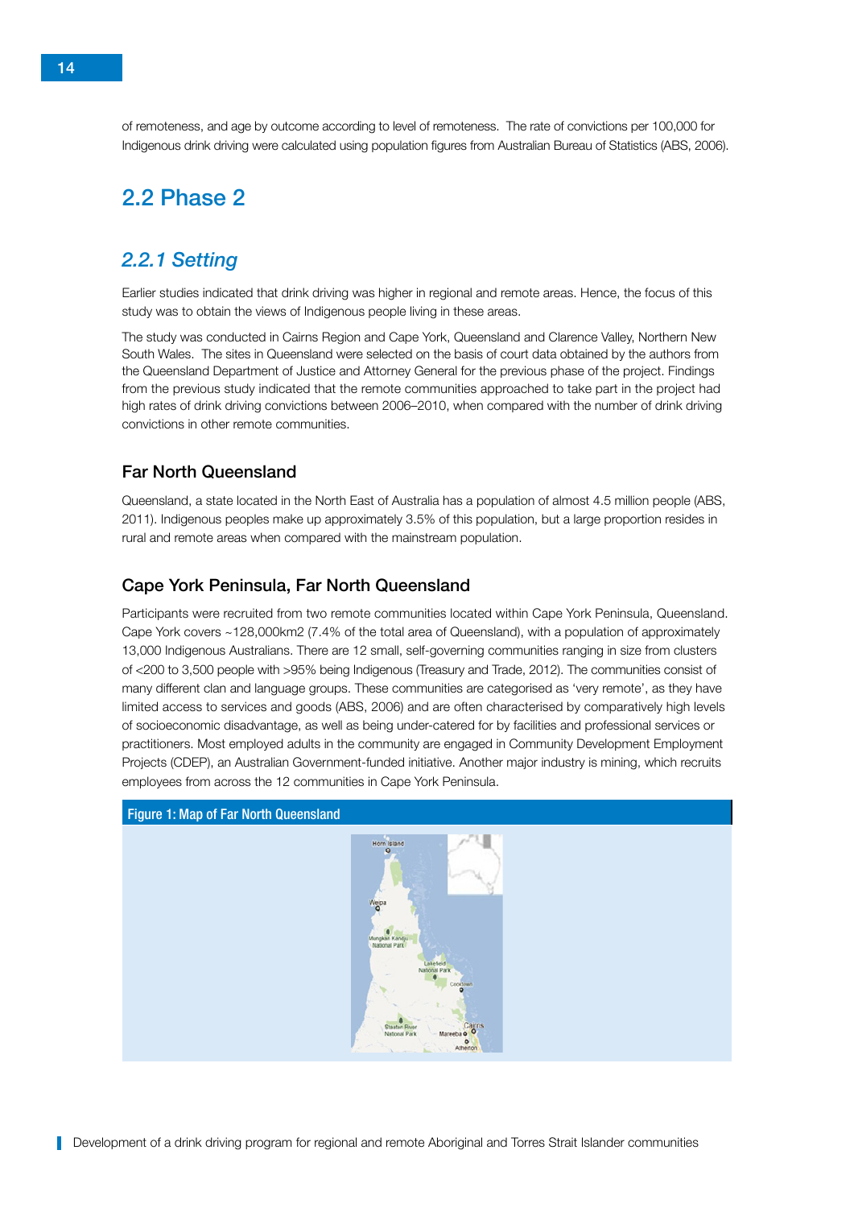of remoteness, and age by outcome according to level of remoteness. The rate of convictions per 100,000 for Indigenous drink driving were calculated using population figures from Australian Bureau of Statistics (ABS, 2006).

## 2.2 Phase 2

### *2.2.1 Setting*

Earlier studies indicated that drink driving was higher in regional and remote areas. Hence, the focus of this study was to obtain the views of Indigenous people living in these areas.

The study was conducted in Cairns Region and Cape York, Queensland and Clarence Valley, Northern New South Wales. The sites in Queensland were selected on the basis of court data obtained by the authors from the Queensland Department of Justice and Attorney General for the previous phase of the project. Findings from the previous study indicated that the remote communities approached to take part in the project had high rates of drink driving convictions between 2006–2010, when compared with the number of drink driving convictions in other remote communities.

#### Far North Queensland

Queensland, a state located in the North East of Australia has a population of almost 4.5 million people (ABS, 2011). Indigenous peoples make up approximately 3.5% of this population, but a large proportion resides in rural and remote areas when compared with the mainstream population.

#### Cape York Peninsula, Far North Queensland

Participants were recruited from two remote communities located within Cape York Peninsula, Queensland. Cape York covers ~128,000km2 (7.4% of the total area of Queensland), with a population of approximately 13,000 Indigenous Australians. There are 12 small, self-governing communities ranging in size from clusters of <200 to 3,500 people with >95% being Indigenous (Treasury and Trade, 2012). The communities consist of many different clan and language groups. These communities are categorised as 'very remote', as they have limited access to services and goods (ABS, 2006) and are often characterised by comparatively high levels of socioeconomic disadvantage, as well as being under-catered for by facilities and professional services or practitioners. Most employed adults in the community are engaged in Community Development Employment Projects (CDEP), an Australian Government-funded initiative. Another major industry is mining, which recruits employees from across the 12 communities in Cape York Peninsula.

Figure 1: Map of Far North Queensland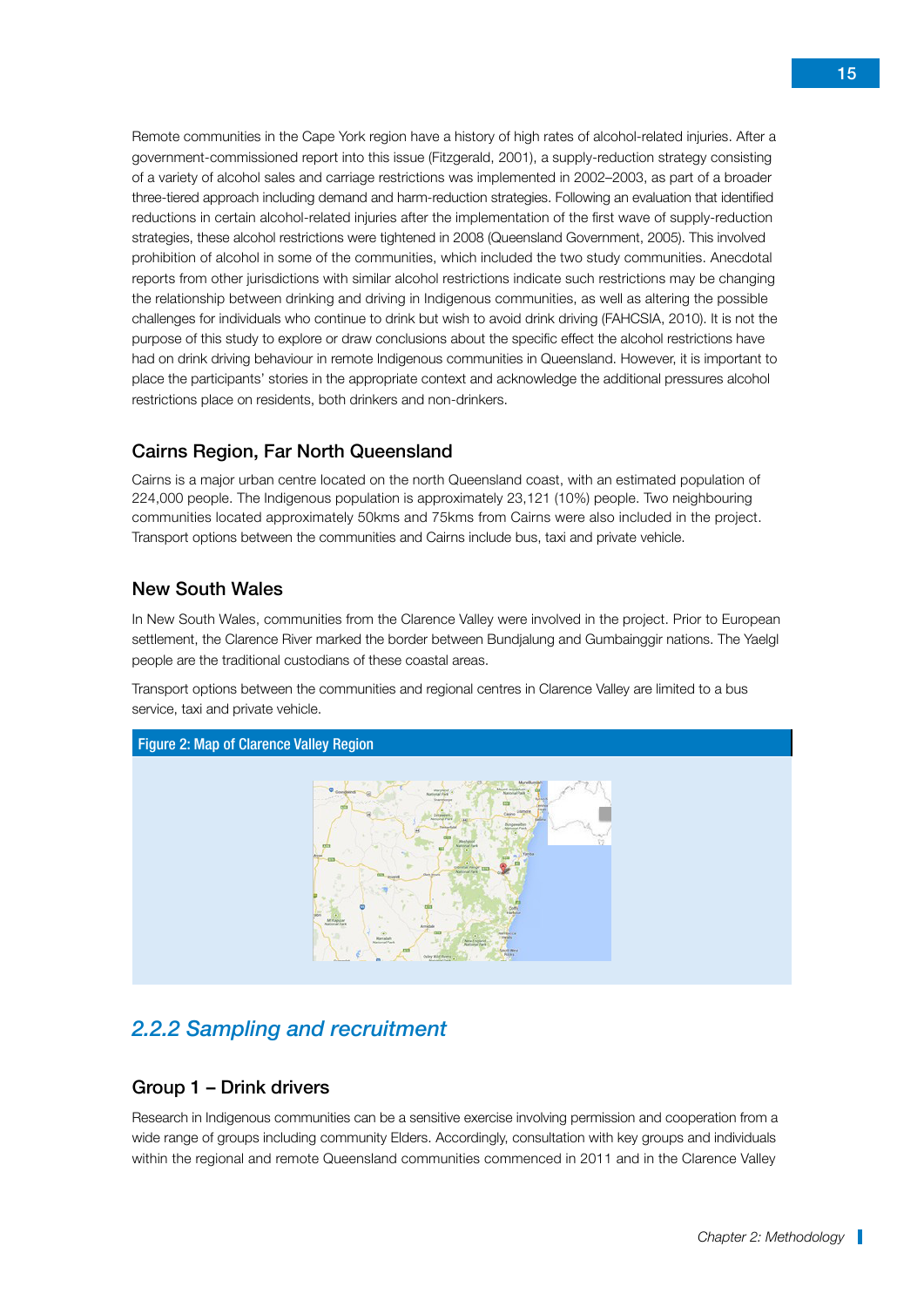Remote communities in the Cape York region have a history of high rates of alcohol-related injuries. After a government-commissioned report into this issue (Fitzgerald, 2001), a supply-reduction strategy consisting of a variety of alcohol sales and carriage restrictions was implemented in 2002–2003, as part of a broader three-tiered approach including demand and harm-reduction strategies. Following an evaluation that identified reductions in certain alcohol-related injuries after the implementation of the first wave of supply-reduction strategies, these alcohol restrictions were tightened in 2008 (Queensland Government, 2005). This involved prohibition of alcohol in some of the communities, which included the two study communities. Anecdotal reports from other jurisdictions with similar alcohol restrictions indicate such restrictions may be changing the relationship between drinking and driving in Indigenous communities, as well as altering the possible challenges for individuals who continue to drink but wish to avoid drink driving (FAHCSIA, 2010). It is not the purpose of this study to explore or draw conclusions about the specific effect the alcohol restrictions have had on drink driving behaviour in remote Indigenous communities in Queensland. However, it is important to place the participants' stories in the appropriate context and acknowledge the additional pressures alcohol restrictions place on residents, both drinkers and non-drinkers.

### Cairns Region, Far North Queensland

Cairns is a major urban centre located on the north Queensland coast, with an estimated population of 224,000 people. The Indigenous population is approximately 23,121 (10%) people. Two neighbouring communities located approximately 50kms and 75kms from Cairns were also included in the project. Transport options between the communities and Cairns include bus, taxi and private vehicle.

### New South Wales

In New South Wales, communities from the Clarence Valley were involved in the project. Prior to European settlement, the Clarence River marked the border between Bundjalung and Gumbainggir nations. The Yaegl people are the traditional custodians of these coastal areas.

Transport options between the communities and regional centres in Clarence Valley are limited to a bus service, taxi and private vehicle.

**Figure 2: Map of Clarence Valley Region**

## 2.2.2 Sampling and recruitment

### Group 1 – Drink drivers

Research in Indigenous communities can be a sensitive exercise involving permission and cooperation from a wide range of groups including community Elders. Accordingly, consultation with key groups and individuals within the regional and remote Queensland communities commenced in 2011 and in the Clarence Valley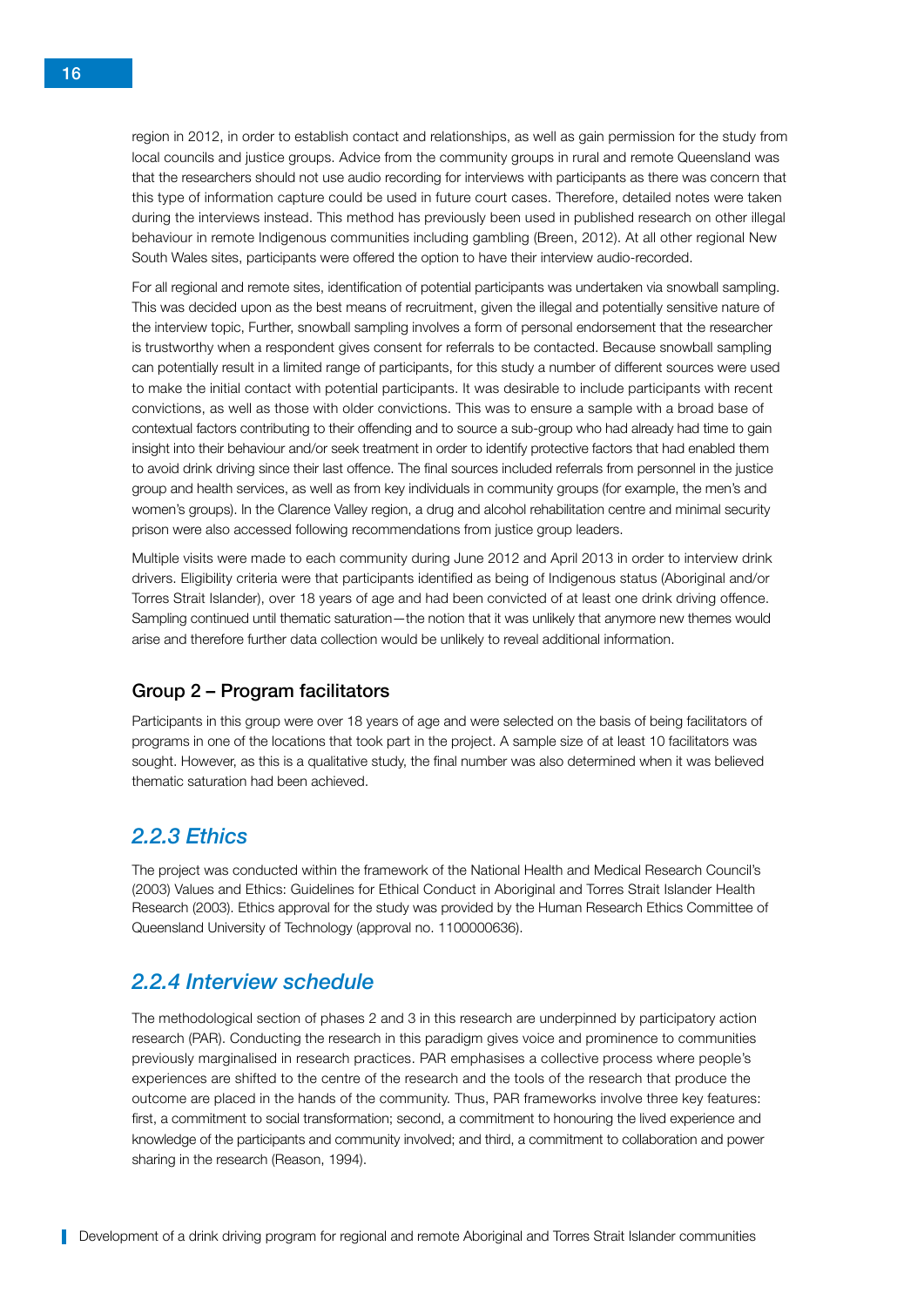region in 2012, in order to establish contact and relationships, as well as gain permission for the study from local councils and justice groups. Advice from the community groups in rural and remote Queensland was that the researchers should not use audio recording for interviews with participants as there was concern that this type of information capture could be used in future court cases. Therefore, detailed notes were taken during the interviews instead. This method has previously been used in published research on other illegal behaviour in remote Indigenous communities including gambling (Breen, 2012). At all other regional New South Wales sites, participants were offered the option to have their interview audio-recorded.

For all regional and remote sites, identification of potential participants was undertaken via snowball sampling. This was decided upon as the best means of recruitment, given the illegal and potentially sensitive nature of the interview topic, Further, snowball sampling involves a form of personal endorsement that the researcher is trustworthy when a respondent gives consent for referrals to be contacted. Because snowball sampling can potentially result in a limited range of participants, for this study a number of different sources were used to make the initial contact with potential participants. It was desirable to include participants with recent convictions, as well as those with older convictions. This was to ensure a sample with a broad base of contextual factors contributing to their offending and to source a sub-group who had already had time to gain insight into their behaviour and/or seek treatment in order to identify protective factors that had enabled them to avoid drink driving since their last offence. The final sources included referrals from personnel in the justice group and health services, as well as from key individuals in community groups (for example, the men's and women's groups). In the Clarence Valley region, a drug and alcohol rehabilitation centre and minimal security prison were also accessed following recommendations from justice group leaders.

Multiple visits were made to each community during June 2012 and April 2013 in order to interview drink drivers. Eligibility criteria were that participants identified as being of Indigenous status (Aboriginal and/or Torres Strait Islander), over 18 years of age and had been convicted of at least one drink driving offence. Sampling continued until thematic saturation—the notion that it was unlikely that anymore new themes would arise and therefore further data collection would be unlikely to reveal additional information.

#### Group 2 – Program facilitators

Participants in this group were over 18 years of age and were selected on the basis of being facilitators of programs in one of the locations that took part in the project. A sample size of at least 10 facilitators was sought. However, as this is a qualitative study, the final number was also determined when it was believed thematic saturation had been achieved.

### *2.2.3 Ethics*

The project was conducted within the framework of the National Health and Medical Research Council's (2003) Values and Ethics: Guidelines for Ethical Conduct in Aboriginal and Torres Strait Islander Health Research (2003). Ethics approval for the study was provided by the Human Research Ethics Committee of Queensland University of Technology (approval no. 1100000636).

### *2.2.4 Interview schedule*

The methodological section of phases 2 and 3 in this research are underpinned by participatory action research (PAR). Conducting the research in this paradigm gives voice and prominence to communities previously marginalised in research practices. PAR emphasises a collective process where people's experiences are shifted to the centre of the research and the tools of the research that produce the outcome are placed in the hands of the community. Thus, PAR frameworks involve three key features: first, a commitment to social transformation; second, a commitment to honouring the lived experience and knowledge of the participants and community involved; and third, a commitment to collaboration and power sharing in the research (Reason, 1994).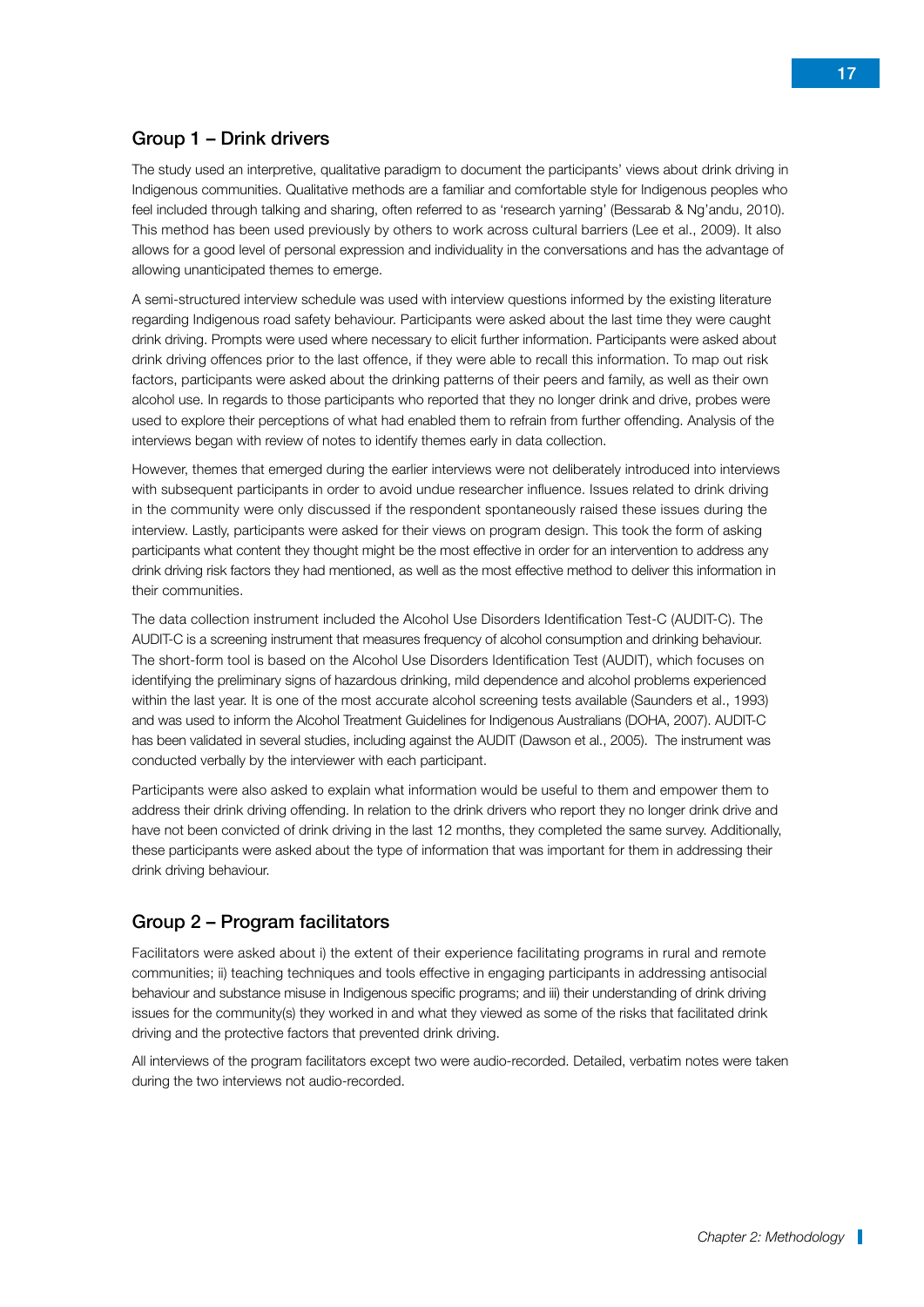## Group 1 – Drink drivers

The study used an interpretive, qualitative paradigm to document the participants' views about drink driving in Indigenous communities. Qualitative methods are a familiar and comfortable style for Indigenous peoples who feel included through talking and sharing, often referred to as 'research yarning' (Bessarab & Ng'andu, 2010). This method has been used previously by others to work across cultural barriers (Lee et al., 2009). It also allows for a good level of personal expression and individuality in the conversations and has the advantage of allowing unanticipated themes to emerge.

A semi-structured interview schedule was used with interview questions informed by the existing literature regarding Indigenous road safety behaviour. Participants were asked about the last time they were caught drink driving. Prompts were used where necessary to elicit further information. Participants were asked about drink driving offences prior to the last offence, if they were able to recall this information. To map out risk factors, participants were asked about the drinking patterns of their peers and family, as well as their own alcohol use. In regards to those participants who reported that they no longer drink and drive, probes were used to explore their perceptions of what had enabled them to refrain from further offending. Analysis of the interviews began with review of notes to identify themes early in data collection.

However, themes that emerged during the earlier interviews were not deliberately introduced into interviews with subsequent participants in order to avoid undue researcher influence. Issues related to drink driving in the community were only discussed if the respondent spontaneously raised these issues during the interview. Lastly, participants were asked for their views on program design. This took the form of asking participants what content they thought might be the most effective in order for an intervention to address any drink driving risk factors they had mentioned, as well as the most effective method to deliver this information in their communities.

The data collection instrument included the Alcohol Use Disorders Identification Test-C (AUDIT-C). The AUDIT-C is a screening instrument that measures frequency of alcohol consumption and drinking behaviour. The short-form tool is based on the Alcohol Use Disorders Identification Test (AUDIT), which focuses on identifying the preliminary signs of hazardous drinking, mild dependence and alcohol problems experienced within the last year. It is one of the most accurate alcohol screening tests available (Saunders et al., 1993) and was used to inform the Alcohol Treatment Guidelines for Indigenous Australians (DOHA, 2007). AUDIT-C has been validated in several studies, including against the AUDIT (Dawson et al., 2005). The instrument was conducted verbally by the interviewer with each participant.

Participants were also asked to explain what information would be useful to them and empower them to address their drink driving offending. In relation to the drink drivers who report they no longer drink drive and have not been convicted of drink driving in the last 12 months, they completed the same survey. Additionally, these participants were asked about the type of information that was important for them in addressing their drink driving behaviour.

## Group 2 – Program facilitators

Facilitators were asked about i) the extent of their experience facilitating programs in rural and remote communities; ii) teaching techniques and tools effective in engaging participants in addressing antisocial behaviour and substance misuse in Indigenous specific programs; and iii) their understanding of drink driving issues for the community(s) they worked in and what they viewed as some of the risks that facilitated drink driving and the protective factors that prevented drink driving.

All interviews of the program facilitators except two were audio-recorded. Detailed, verbatim notes were taken during the two interviews not audio-recorded.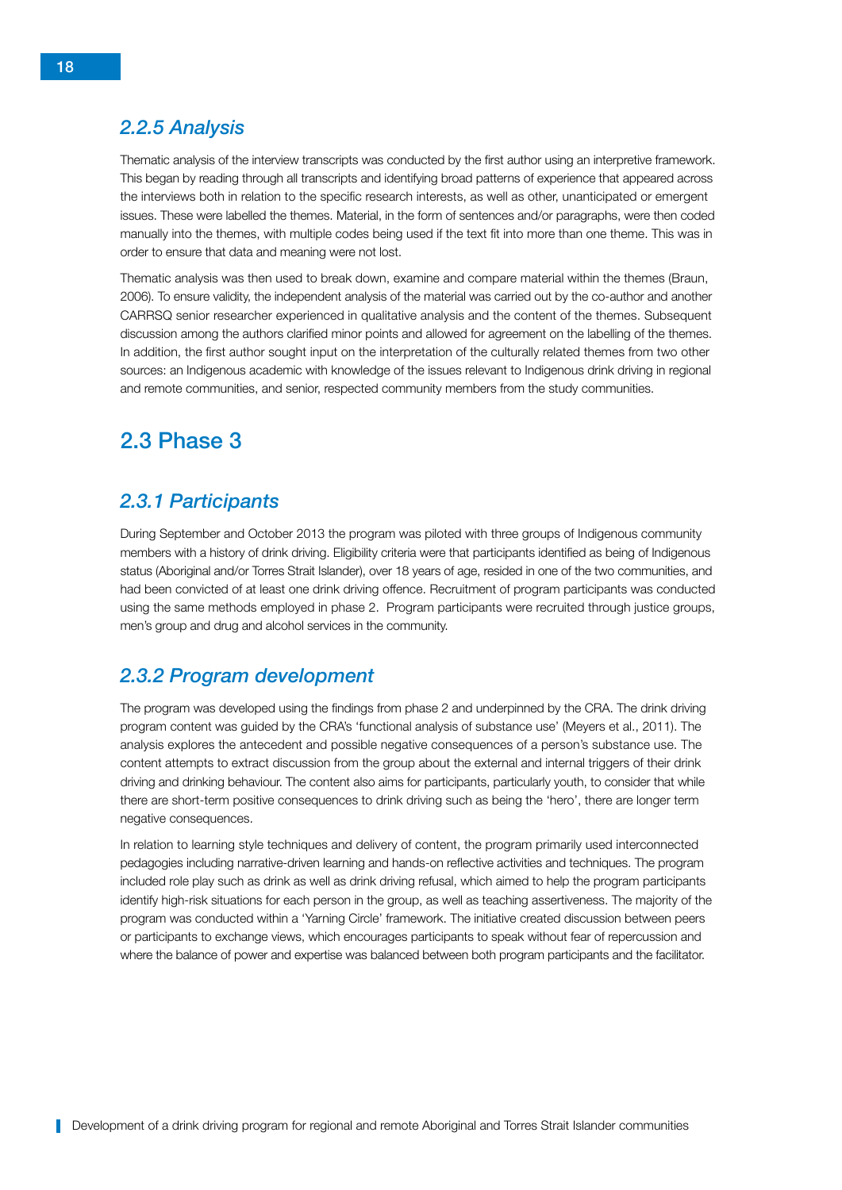### *2.2.5 Analysis*

Thematic analysis of the interview transcripts was conducted by the first author using an interpretive framework. This began by reading through all transcripts and identifying broad patterns of experience that appeared across the interviews both in relation to the specific research interests, as well as other, unanticipated or emergent issues. These were labelled the themes. Material, in the form of sentences and/or paragraphs, were then coded manually into the themes, with multiple codes being used if the text fit into more than one theme. This was in order to ensure that data and meaning were not lost.

Thematic analysis was then used to break down, examine and compare material within the themes (Braun, 2006). To ensure validity, the independent analysis of the material was carried out by the co-author and another CARRSQ senior researcher experienced in qualitative analysis and the content of the themes. Subsequent discussion among the authors clarified minor points and allowed for agreement on the labelling of the themes. In addition, the first author sought input on the interpretation of the culturally related themes from two other sources: an Indigenous academic with knowledge of the issues relevant to Indigenous drink driving in regional and remote communities, and senior, respected community members from the study communities.

## 2.3 Phase 3

### *2.3.1 Participants*

During September and October 2013 the program was piloted with three groups of Indigenous community members with a history of drink driving. Eligibility criteria were that participants identified as being of Indigenous status (Aboriginal and/or Torres Strait Islander), over 18 years of age, resided in one of the two communities, and had been convicted of at least one drink driving offence. Recruitment of program participants was conducted using the same methods employed in phase 2. Program participants were recruited through justice groups, men's group and drug and alcohol services in the community.

### *2.3.2 Program development*

The program was developed using the findings from phase 2 and underpinned by the CRA. The drink driving program content was guided by the CRA's 'functional analysis of substance use' (Meyers et al., 2011). The analysis explores the antecedent and possible negative consequences of a person's substance use. The content attempts to extract discussion from the group about the external and internal triggers of their drink driving and drinking behaviour. The content also aims for participants, particularly youth, to consider that while there are short-term positive consequences to drink driving such as being the 'hero', there are longer term negative consequences.

In relation to learning style techniques and delivery of content, the program primarily used interconnected pedagogies including narrative-driven learning and hands-on reflective activities and techniques. The program included role play such as drink as well as drink driving refusal, which aimed to help the program participants identify high-risk situations for each person in the group, as well as teaching assertiveness. The majority of the program was conducted within a 'Yarning Circle' framework. The initiative created discussion between peers or participants to exchange views, which encourages participants to speak without fear of repercussion and where the balance of power and expertise was balanced between both program participants and the facilitator.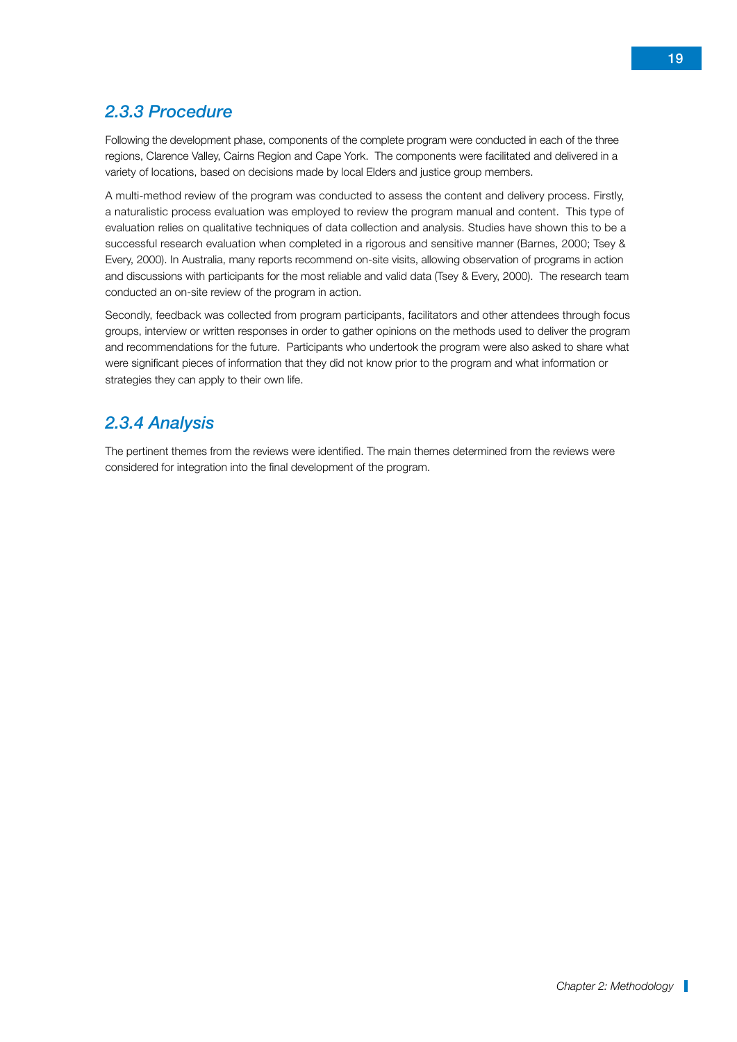### *2.3.3 Procedure*

Following the development phase, components of the complete program were conducted in each of the three regions, Clarence Valley, Cairns Region and Cape York. The components were facilitated and delivered in a variety of locations, based on decisions made by local Elders and justice group members.

A multi-method review of the program was conducted to assess the content and delivery process. Firstly, a naturalistic process evaluation was employed to review the program manual and content. This type of evaluation relies on qualitative techniques of data collection and analysis. Studies have shown this to be a successful research evaluation when completed in a rigorous and sensitive manner (Barnes, 2000; Tsey & Every, 2000). In Australia, many reports recommend on-site visits, allowing observation of programs in action and discussions with participants for the most reliable and valid data (Tsey & Every, 2000). The research team conducted an on-site review of the program in action.

Secondly, feedback was collected from program participants, facilitators and other attendees through focus groups, interview or written responses in order to gather opinions on the methods used to deliver the program and recommendations for the future. Participants who undertook the program were also asked to share what were significant pieces of information that they did not know prior to the program and what information or strategies they can apply to their own life.

### *2.3.4 Analysis*

The pertinent themes from the reviews were identified. The main themes determined from the reviews were considered for integration into the final development of the program.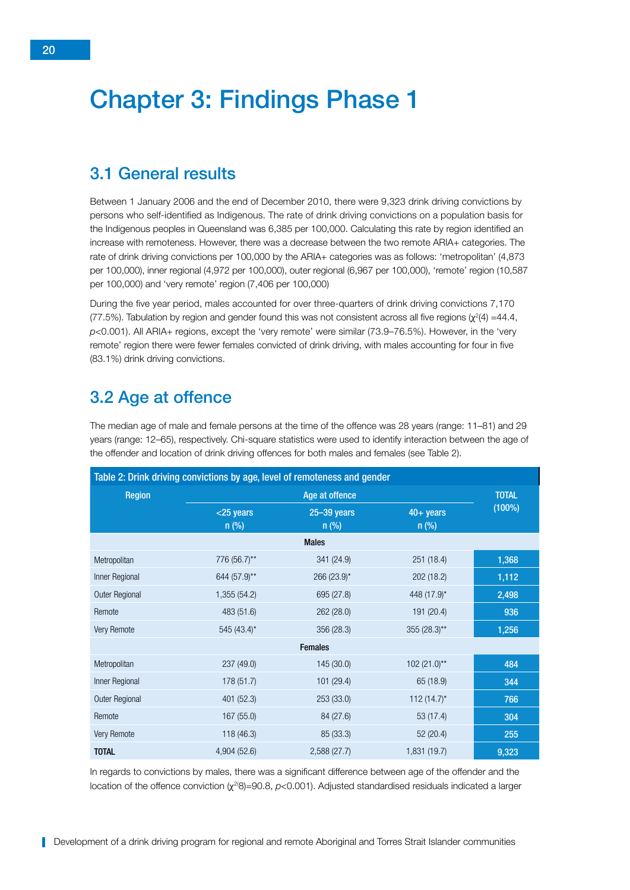# Chapter 3: Findings Phase 1

## 3.1 General results

Between 1 January 2006 and the end of December 2010, there were 9,323 drink driving convictions by persons who self-identified as Indigenous. The rate of drink driving convictions on a population basis for the Indigenous peoples in Queensland was 6,385 per 100,000. Calculating this rate by region identified an increase with remoteness. However, there was a decrease between the two remote ARIA+ categories. The rate of drink driving convictions per 100,000 by the ARIA+ categories was as follows: 'metropolitan' (4,873 per 100,000), inner regional (4,972 per 100,000), outer regional (6,967 per 100,000), 'remote' region (10,587 per 100,000) and 'very remote' region (7,406 per 100,000)

During the five year period, males accounted for over three-quarters of drink driving convictions 7,170 (77.5%). Tabulation by region and gender found this was not consistent across all five regions ($\chi^2(4)$ =44.4, $p$<0.001). All ARIA+ regions, except the 'very remote' were similar (73.9–76.5%). However, in the 'very remote' region there were fewer females convicted of drink driving, with males accounting for four in five (83.1%) drink driving convictions.

## 3.2 Age at offence

The median age of male and female persons at the time of the offence was 28 years (range: 11–81) and 29 years (range: 12–65), respectively. Chi-square statistics were used to identify interaction between the age of the offender and location of drink driving offences for both males and females (see Table 2).

Table 2: Drink driving convictions by age, level of remoteness and gender

| Region | Age at offence | | | TOTAL (100%) |
|---|---|---|---|---|
| | <25 years n (%) | 25–39 years n (%) | 40+ years n (%) | |
| **Males** | | | | |
| Metropolitan | 776 (56.7)** | 341 (24.9) | 251 (18.4) | 1,368 |
| Inner Regional | 644 (57.9)** | 266 (23.9)* | 202 (18.2) | 1,112 |
| Outer Regional | 1,355 (54.2) | 695 (27.8) | 448 (17.9)* | 2,498 |
| Remote | 483 (51.6) | 262 (28.0) | 191 (20.4) | 936 |
| Very Remote | 545 (43.4)* | 356 (28.3) | 355 (28.3)** | 1,256 |
| **Females** | | | | |
| Metropolitan | 237 (49.0) | 145 (30.0) | 102 (21.0)** | 484 |
| Inner Regional | 178 (51.7) | 101 (29.4) | 65 (18.9) | 344 |
| Outer Regional | 401 (52.3) | 253 (33.0) | 112 (14.7)* | 766 |
| Remote | 167 (55.0) | 84 (27.6) | 53 (17.4) | 304 |
| Very Remote | 118 (46.3) | 85 (33.3) | 52 (20.4) | 255 |
| **TOTAL** | 4,904 (52.6) | 2,588 (27.7) | 1,831 (19.7) | 9,323 |

In regards to convictions by males, there was a significant difference between age of the offender and the location of the offence conviction ($\chi^2(8)$=90.8, $p$<0.001). Adjusted standardised residuals indicated a larger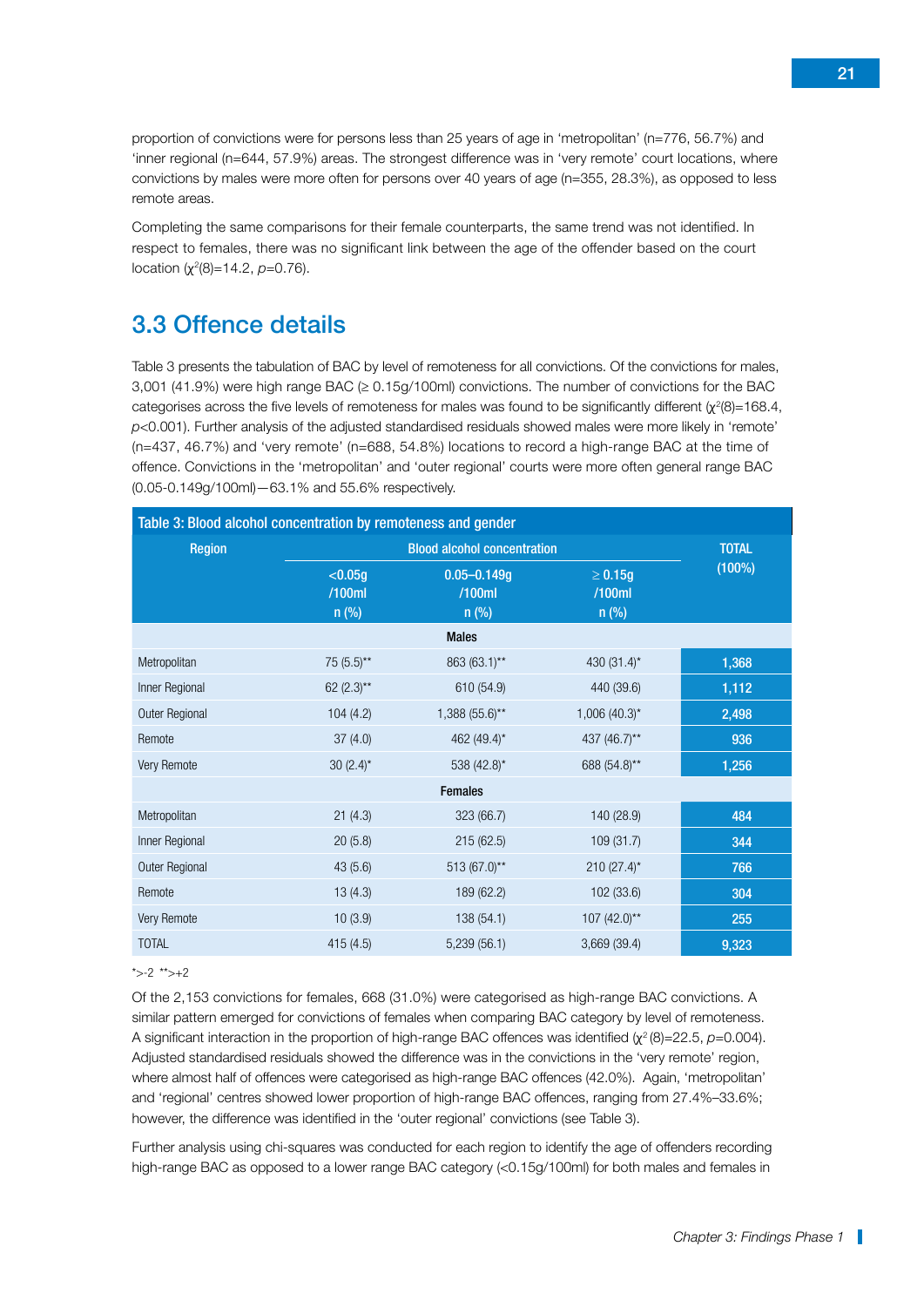proportion of convictions were for persons less than 25 years of age in 'metropolitan' (n=776, 56.7%) and 'inner regional (n=644, 57.9%) areas. The strongest difference was in 'very remote' court locations, where convictions by males were more often for persons over 40 years of age (n=355, 28.3%), as opposed to less remote areas.

Completing the same comparisons for their female counterparts, the same trend was not identified. In respect to females, there was no significant link between the age of the offender based on the court location ($\chi^2(8)$=14.2, $p$=0.76).

## 3.3 Offence details

Table 3 presents the tabulation of BAC by level of remoteness for all convictions. Of the convictions for males, 3,001 (41.9%) were high range BAC (≥ 0.15g/100ml) convictions. The number of convictions for the BAC categorises across the five levels of remoteness for males was found to be significantly different ($\chi^2(8)$=168.4, $p$<0.001). Further analysis of the adjusted standardised residuals showed males were more likely in 'remote' (n=437, 46.7%) and 'very remote' (n=688, 54.8%) locations to record a high-range BAC at the time of offence. Convictions in the 'metropolitan' and 'outer regional' courts were more often general range BAC (0.05-0.149g/100ml)—63.1% and 55.6% respectively.

**Table 3: Blood alcohol concentration by remoteness and gender**

| Region | Blood alcohol concentration | | | TOTAL (100%) |
|---|---|---|---|---|
| | <0.05g /100ml n (%) | 0.05–0.149g /100ml n (%) | ≥ 0.15g /100ml n (%) | |
| **Males** | | | | |
| Metropolitan | 75 (5.5)** | 863 (63.1)** | 430 (31.4)* | 1,368 |
| Inner Regional | 62 (2.3)** | 610 (54.9) | 440 (39.6) | 1,112 |
| Outer Regional | 104 (4.2) | 1,388 (55.6)** | 1,006 (40.3)* | 2,498 |
| Remote | 37 (4.0) | 462 (49.4)* | 437 (46.7)** | 936 |
| Very Remote | 30 (2.4)* | 538 (42.8)* | 688 (54.8)** | 1,256 |
| **Females** | | | | |
| Metropolitan | 21 (4.3) | 323 (66.7) | 140 (28.9) | 484 |
| Inner Regional | 20 (5.8) | 215 (62.5) | 109 (31.7) | 344 |
| Outer Regional | 43 (5.6) | 513 (67.0)** | 210 (27.4)* | 766 |
| Remote | 13 (4.3) | 189 (62.2) | 102 (33.6) | 304 |
| Very Remote | 10 (3.9) | 138 (54.1) | 107 (42.0)** | 255 |
| TOTAL | 415 (4.5) | 5,239 (56.1) | 3,669 (39.4) | 9,323 |

*>-2 **>+2

Of the 2,153 convictions for females, 668 (31.0%) were categorised as high-range BAC convictions. A similar pattern emerged for convictions of females when comparing BAC category by level of remoteness. A significant interaction in the proportion of high-range BAC offences was identified ($\chi^2(8)$=22.5, $p$=0.004). Adjusted standardised residuals showed the difference was in the convictions in the 'very remote' region, where almost half of offences were categorised as high-range BAC offences (42.0%). Again, 'metropolitan' and 'regional' centres showed lower proportion of high-range BAC offences, ranging from 27.4%–33.6%; however, the difference was identified in the 'outer regional' convictions (see Table 3).

Further analysis using chi-squares was conducted for each region to identify the age of offenders recording high-range BAC as opposed to a lower range BAC category (<0.15g/100ml) for both males and females in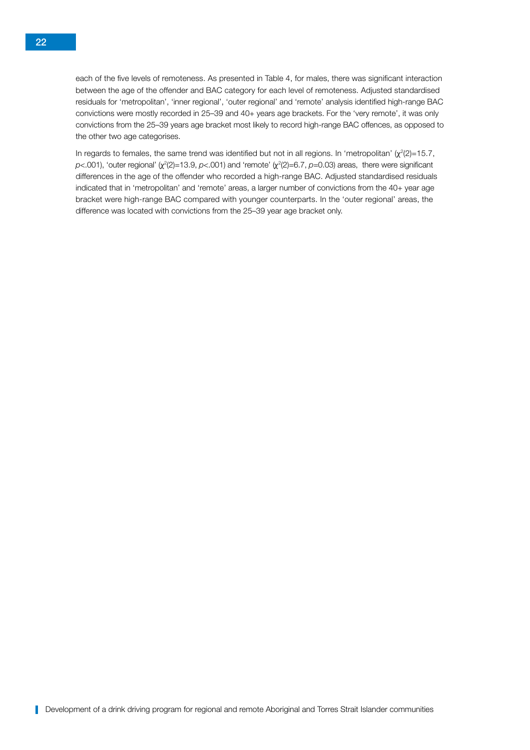each of the five levels of remoteness. As presented in Table 4, for males, there was significant interaction between the age of the offender and BAC category for each level of remoteness. Adjusted standardised residuals for 'metropolitan', 'inner regional', 'outer regional' and 'remote' analysis identified high-range BAC convictions were mostly recorded in 25–39 and 40+ years age brackets. For the 'very remote', it was only convictions from the 25–39 years age bracket most likely to record high-range BAC offences, as opposed to the other two age categorises.

In regards to females, the same trend was identified but not in all regions. In 'metropolitan' ($\chi^2(2)$=15.7, $p$<.001), 'outer regional' ($\chi^2(2)$=13.9, $p$<.001) and 'remote' ($\chi^2(2)$=6.7, $p$=0.03) areas, there were significant differences in the age of the offender who recorded a high-range BAC. Adjusted standardised residuals indicated that in 'metropolitan' and 'remote' areas, a larger number of convictions from the 40+ year age bracket were high-range BAC compared with younger counterparts. In the 'outer regional' areas, the difference was located with convictions from the 25–39 year age bracket only.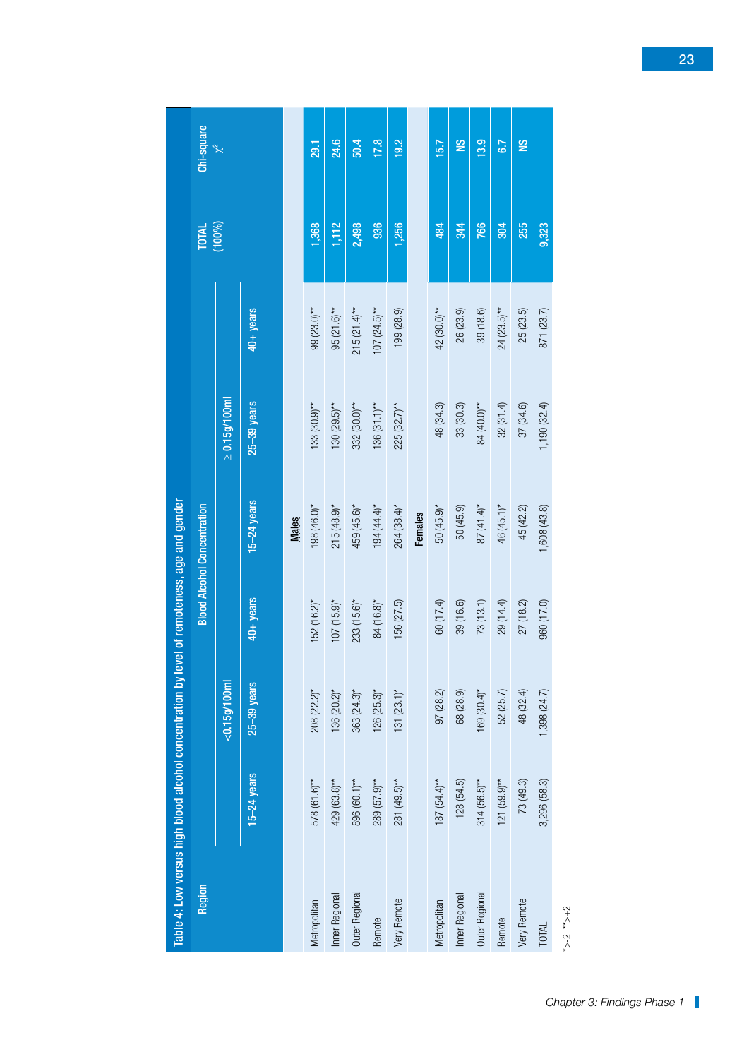Table 4: Low versus high blood alcohol concentration by level of remoteness, age and gender

| Region | Blood Alcohol Concentration | | | | | | TOTAL (100%) | Chi-square $\chi^2$ |
|---|---|---|---|---|---|---|---|---|
| | <0.15g/100ml | | | ≥ 0.15g/100ml | | | | |
| | 15–24 years | 25–39 years | 40+ years | 15–24 years | 25–39 years | 40+ years | | |
| **Males** | | | | | | | | |
| Metropolitan | 578 (61.6)** | 208 (22.2)* | 152 (16.2)* | 198 (46.0)* | 133 (30.9)** | 99 (23.0)** | 1,368 | 29.1 |
| Inner Regional | 429 (63.8)** | 136 (20.2)* | 107 (15.9)* | 215 (48.9)* | 130 (29.5)** | 95 (21.6)** | 1,112 | 24.6 |
| Outer Regional | 896 (60.1)** | 363 (24.3)* | 233 (15.6)* | 459 (45.6)* | 332 (30.0)** | 215 (21.4)** | 2,498 | 50.4 |
| Remote | 289 (57.9)** | 126 (25.3)* | 84 (16.8)* | 194 (44.4)* | 136 (31.1)** | 107 (24.5)** | 936 | 17.8 |
| Very Remote | 281 (49.5)** | 131 (23.1)* | 156 (27.5) | 264 (38.4)* | 225 (32.7)** | 199 (28.9) | 1,256 | 19.2 |
| **Females** | | | | | | | | |
| Metropolitan | 187 (54.4)** | 97 (28.2) | 60 (17.4) | 50 (45.9)* | 48 (34.3) | 42 (30.0)** | 484 | 15.7 |
| Inner Regional | 128 (54.5) | 68 (28.9) | 39 (16.6) | 50 (45.9) | 33 (30.3) | 26 (23.9) | 344 | NS |
| Outer Regional | 314 (56.5)** | 169 (30.4)* | 73 (13.1) | 87 (41.4)* | 84 (40.0)** | 39 (18.6) | 766 | 13.9 |
| Remote | 121 (59.9)** | 52 (25.7) | 29 (14.4) | 46 (45.1)* | 32 (31.4) | 24 (23.5)** | 304 | 6.7 |
| Very Remote | 73 (49.3) | 48 (32.4) | 27 (18.2) | 45 (42.2) | 37 (34.6) | 25 (23.5) | 255 | NS |
| TOTAL | 3,296 (58.3) | 1,398 (24.7) | 960 (17.0) | 1,608 (43.8) | 1,190 (32.4) | 871 (23.7) | 9,323 | |

*>-2 **>+2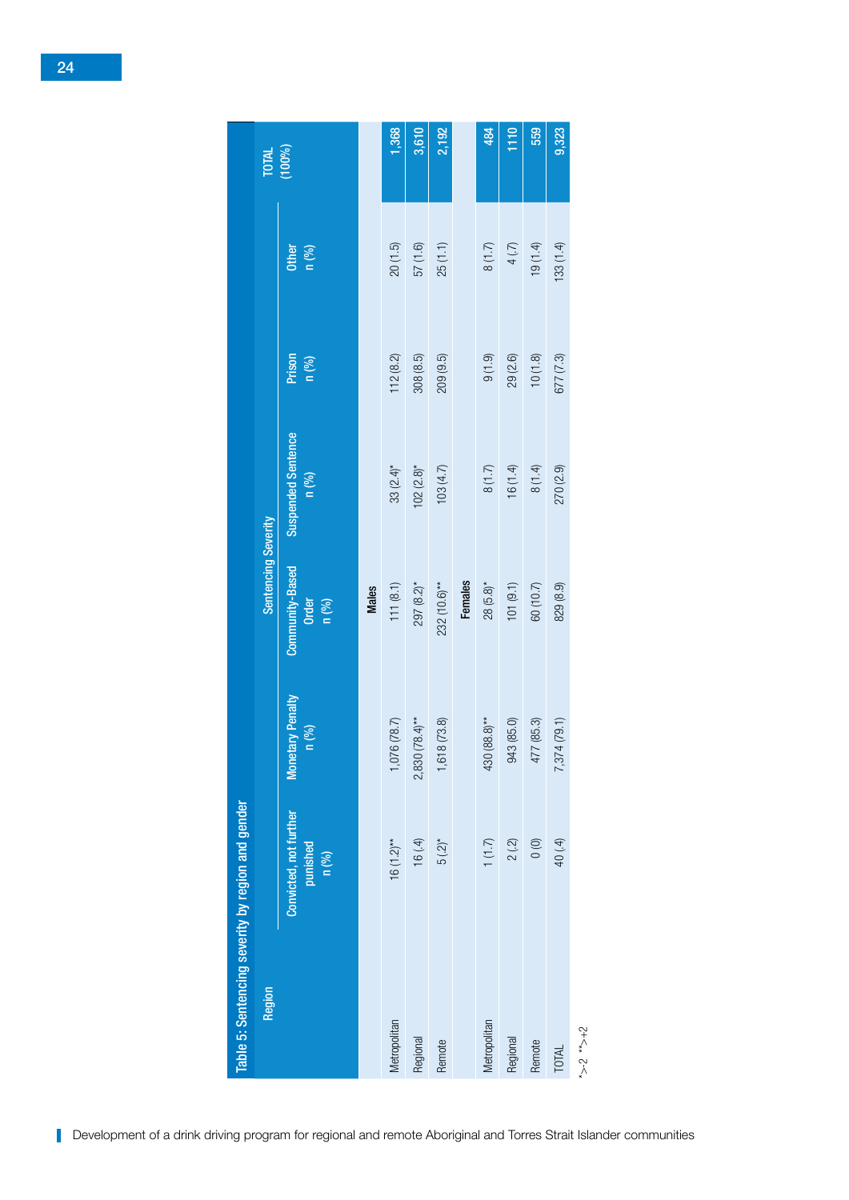Table 5: Sentencing severity by region and gender

| Region | Sentencing Severity | | | | | | TOTAL (100%) |
|---|---|---|---|---|---|---|---|
| | Convicted, not further punished n (%) | Monetary Penalty n (%) | Community-Based Order n (%) | Suspended Sentence n (%) | Prison n (%) | Other n (%) | |
| | | | **Males** | | | | |
| Metropolitan | 16 (1.2)** | 1,076 (78.7) | 111 (8.1) | 33 (2.4)* | 112 (8.2) | 20 (1.5) | 1,368 |
| Regional | 16 (.4) | 2,830 (78.4)** | 297 (8.2)* | 102 (2.8)* | 308 (8.5) | 57 (1.6) | 3,610 |
| Remote | 5 (.2)* | 1,618 (73.8) | 232 (10.6)** | 103 (4.7) | 209 (9.5) | 25 (1.1) | 2,192 |
| | | | **Females** | | | | |
| Metropolitan | 1 (1.7) | 430 (88.8)** | 28 (5.8)* | 8 (1.7) | 9 (1.9) | 8 (1.7) | 484 |
| Regional | 2 (.2) | 943 (85.0) | 101 (9.1) | 16 (1.4) | 29 (2.6) | 4 (.7) | 1110 |
| Remote | 0 (0) | 477 (85.3) | 60 (10.7) | 8 (1.4) | 10 (1.8) | 19 (1.4) | 559 |
| TOTAL | 40 (.4) | 7,374 (79.1) | 829 (8.9) | 270 (2.9) | 677 (7.3) | 133 (1.4) | 9,323 |

*>2 **>+2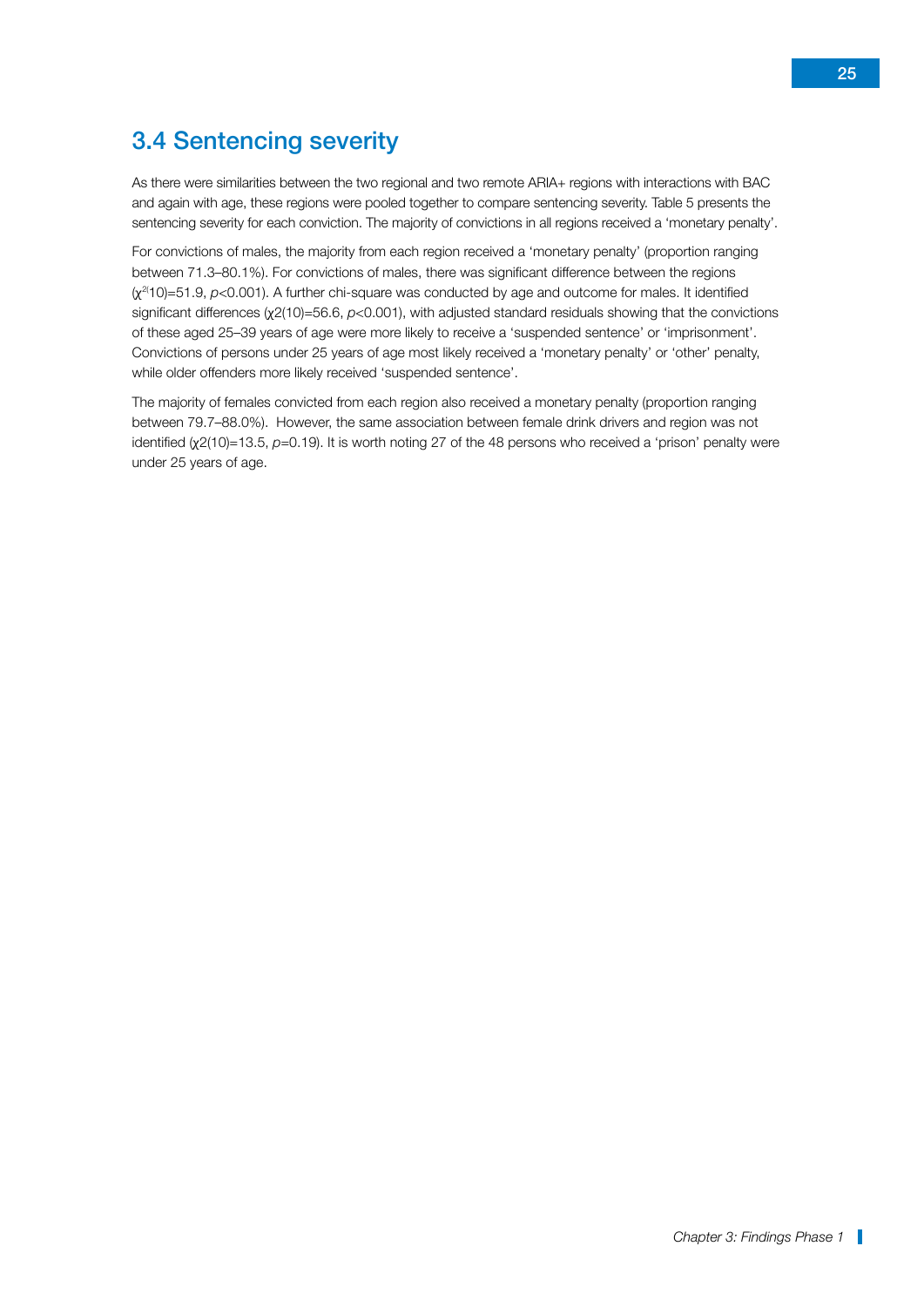## 3.4 Sentencing severity

As there were similarities between the two regional and two remote ARIA+ regions with interactions with BAC and again with age, these regions were pooled together to compare sentencing severity. Table 5 presents the sentencing severity for each conviction. The majority of convictions in all regions received a 'monetary penalty'.

For convictions of males, the majority from each region received a 'monetary penalty' (proportion ranging between 71.3–80.1%). For convictions of males, there was significant difference between the regions ($\chi^2$(10)=51.9, *p*<0.001). A further chi-square was conducted by age and outcome for males. It identified significant differences ($\chi$2(10)=56.6, *p*<0.001), with adjusted standard residuals showing that the convictions of these aged 25–39 years of age were more likely to receive a 'suspended sentence' or 'imprisonment'. Convictions of persons under 25 years of age most likely received a 'monetary penalty' or 'other' penalty, while older offenders more likely received 'suspended sentence'.

The majority of females convicted from each region also received a monetary penalty (proportion ranging between 79.7–88.0%). However, the same association between female drink drivers and region was not identified ($\chi$2(10)=13.5, *p*=0.19). It is worth noting 27 of the 48 persons who received a 'prison' penalty were under 25 years of age.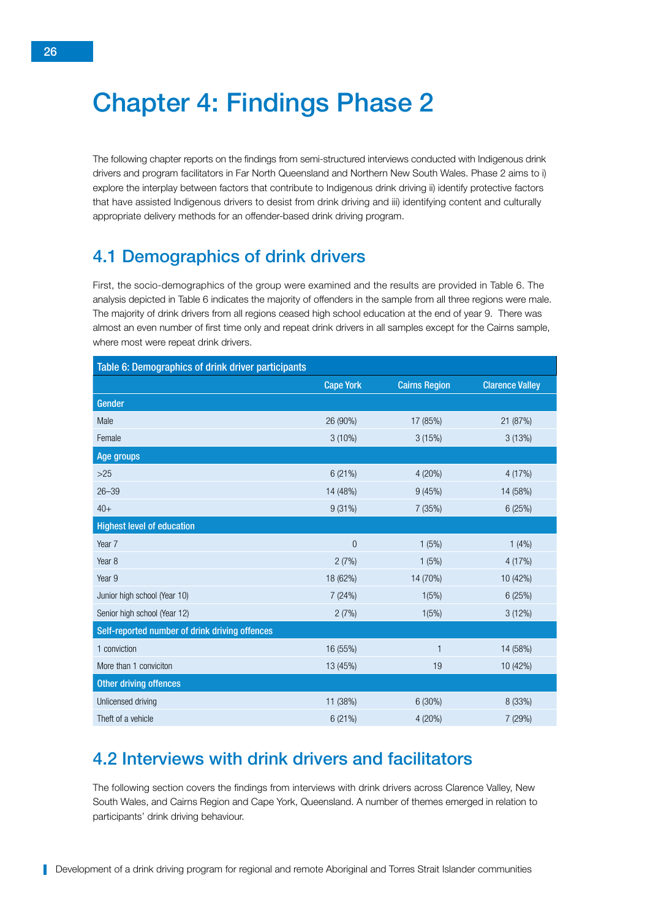# Chapter 4: Findings Phase 2

The following chapter reports on the findings from semi-structured interviews conducted with Indigenous drink drivers and program facilitators in Far North Queensland and Northern New South Wales. Phase 2 aims to i) explore the interplay between factors that contribute to Indigenous drink driving ii) identify protective factors that have assisted Indigenous drivers to desist from drink driving and iii) identifying content and culturally appropriate delivery methods for an offender-based drink driving program.

## 4.1 Demographics of drink drivers

First, the socio-demographics of the group were examined and the results are provided in Table 6. The analysis depicted in Table 6 indicates the majority of offenders in the sample from all three regions were male. The majority of drink drivers from all regions ceased high school education at the end of year 9. There was almost an even number of first time only and repeat drink drivers in all samples except for the Cairns sample, where most were repeat drink drivers.

**Table 6: Demographics of drink driver participants**

| | Cape York | Cairns Region | Clarence Valley |
|---|---|---|---|
| **Gender** | | | |
| Male | 26 (90%) | 17 (85%) | 21 (87%) |
| Female | 3 (10%) | 3 (15%) | 3 (13%) |
| **Age groups** | | | |
| >25 | 6 (21%) | 4 (20%) | 4 (17%) |
| 26–39 | 14 (48%) | 9 (45%) | 14 (58%) |
| 40+ | 9 (31%) | 7 (35%) | 6 (25%) |
| **Highest level of education** | | | |
| Year 7 | 0 | 1 (5%) | 1 (4%) |
| Year 8 | 2 (7%) | 1 (5%) | 4 (17%) |
| Year 9 | 18 (62%) | 14 (70%) | 10 (42%) |
| Junior high school (Year 10) | 7 (24%) | 1(5%) | 6 (25%) |
| Senior high school (Year 12) | 2 (7%) | 1(5%) | 3 (12%) |
| **Self-reported number of drink driving offences** | | | |
| 1 conviction | 16 (55%) | 1 | 14 (58%) |
| More than 1 conviciton | 13 (45%) | 19 | 10 (42%) |
| **Other driving offences** | | | |
| Unlicensed driving | 11 (38%) | 6 (30%) | 8 (33%) |
| Theft of a vehicle | 6 (21%) | 4 (20%) | 7 (29%) |

## 4.2 Interviews with drink drivers and facilitators

The following section covers the findings from interviews with drink drivers across Clarence Valley, New South Wales, and Cairns Region and Cape York, Queensland. A number of themes emerged in relation to participants' drink driving behaviour.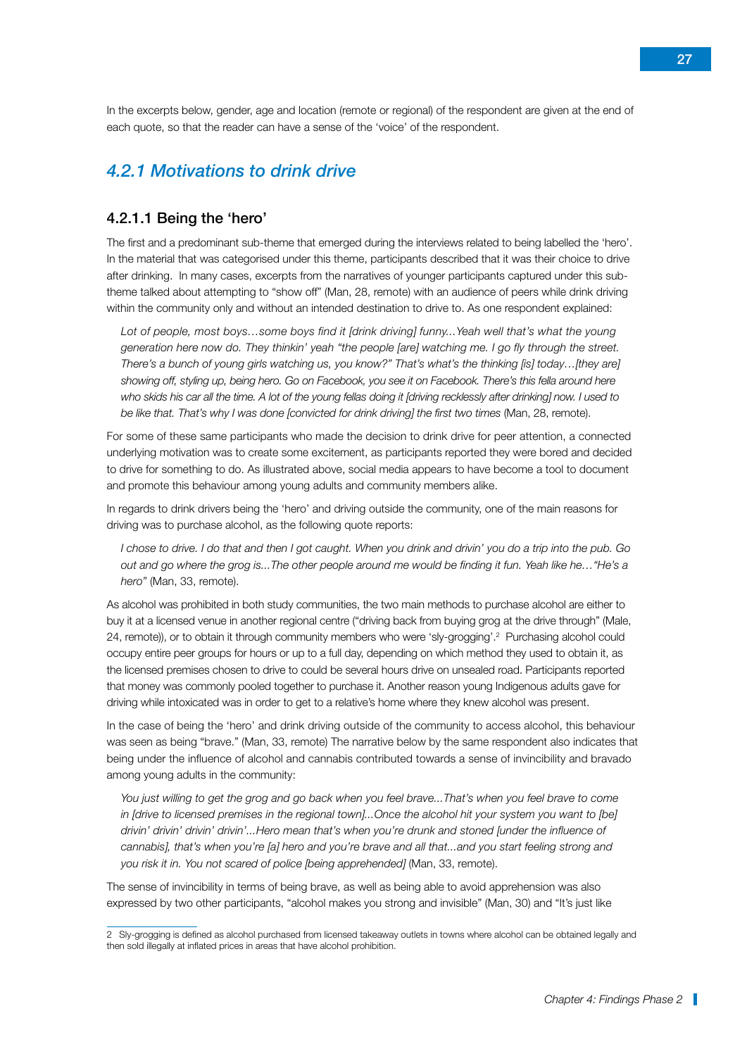In the excerpts below, gender, age and location (remote or regional) of the respondent are given at the end of each quote, so that the reader can have a sense of the 'voice' of the respondent.

## *4.2.1 Motivations to drink drive*

### 4.2.1.1 Being the 'hero'

The first and a predominant sub-theme that emerged during the interviews related to being labelled the 'hero'. In the material that was categorised under this theme, participants described that it was their choice to drive after drinking. In many cases, excerpts from the narratives of younger participants captured under this sub-theme talked about attempting to "show off" (Man, 28, remote) with an audience of peers while drink driving within the community only and without an intended destination to drive to. As one respondent explained:

> *Lot of people, most boys…some boys find it [drink driving] funny...Yeah well that's what the young generation here now do. They thinkin' yeah "the people [are] watching me. I go fly through the street. There's a bunch of young girls watching us, you know?" That's what's the thinking [is] today…[they are] showing off, styling up, being hero. Go on Facebook, you see it on Facebook. There's this fella around here who skids his car all the time. A lot of the young fellas doing it [driving recklessly after drinking] now. I used to be like that. That's why I was done [convicted for drink driving] the first two times* (Man, 28, remote).

For some of these same participants who made the decision to drink drive for peer attention, a connected underlying motivation was to create some excitement, as participants reported they were bored and decided to drive for something to do. As illustrated above, social media appears to have become a tool to document and promote this behaviour among young adults and community members alike.

In regards to drink drivers being the 'hero' and driving outside the community, one of the main reasons for driving was to purchase alcohol, as the following quote reports:

> *I chose to drive. I do that and then I got caught. When you drink and drivin' you do a trip into the pub. Go out and go where the grog is...The other people around me would be finding it fun. Yeah like he…"He's a hero"* (Man, 33, remote).

As alcohol was prohibited in both study communities, the two main methods to purchase alcohol are either to buy it at a licensed venue in another regional centre ("driving back from buying grog at the drive through" (Male, 24, remote)), or to obtain it through community members who were 'sly-grogging'.[2] Purchasing alcohol could occupy entire peer groups for hours or up to a full day, depending on which method they used to obtain it, as the licensed premises chosen to drive to could be several hours drive on unsealed road. Participants reported that money was commonly pooled together to purchase it. Another reason young Indigenous adults gave for driving while intoxicated was in order to get to a relative's home where they knew alcohol was present.

In the case of being the 'hero' and drink driving outside of the community to access alcohol, this behaviour was seen as being "brave." (Man, 33, remote) The narrative below by the same respondent also indicates that being under the influence of alcohol and cannabis contributed towards a sense of invincibility and bravado among young adults in the community:

> *You just willing to get the grog and go back when you feel brave...That's when you feel brave to come in [drive to licensed premises in the regional town]...Once the alcohol hit your system you want to [be] drivin' drivin' drivin' drivin'...Hero mean that's when you're drunk and stoned [under the influence of cannabis], that's when you're [a] hero and you're brave and all that...and you start feeling strong and you risk it in. You not scared of police [being apprehended]* (Man, 33, remote).

The sense of invincibility in terms of being brave, as well as being able to avoid apprehension was also expressed by two other participants, "alcohol makes you strong and invisible" (Man, 30) and "It's just like

---

2 Sly-grogging is defined as alcohol purchased from licensed takeaway outlets in towns where alcohol can be obtained legally and then sold illegally at inflated prices in areas that have alcohol prohibition.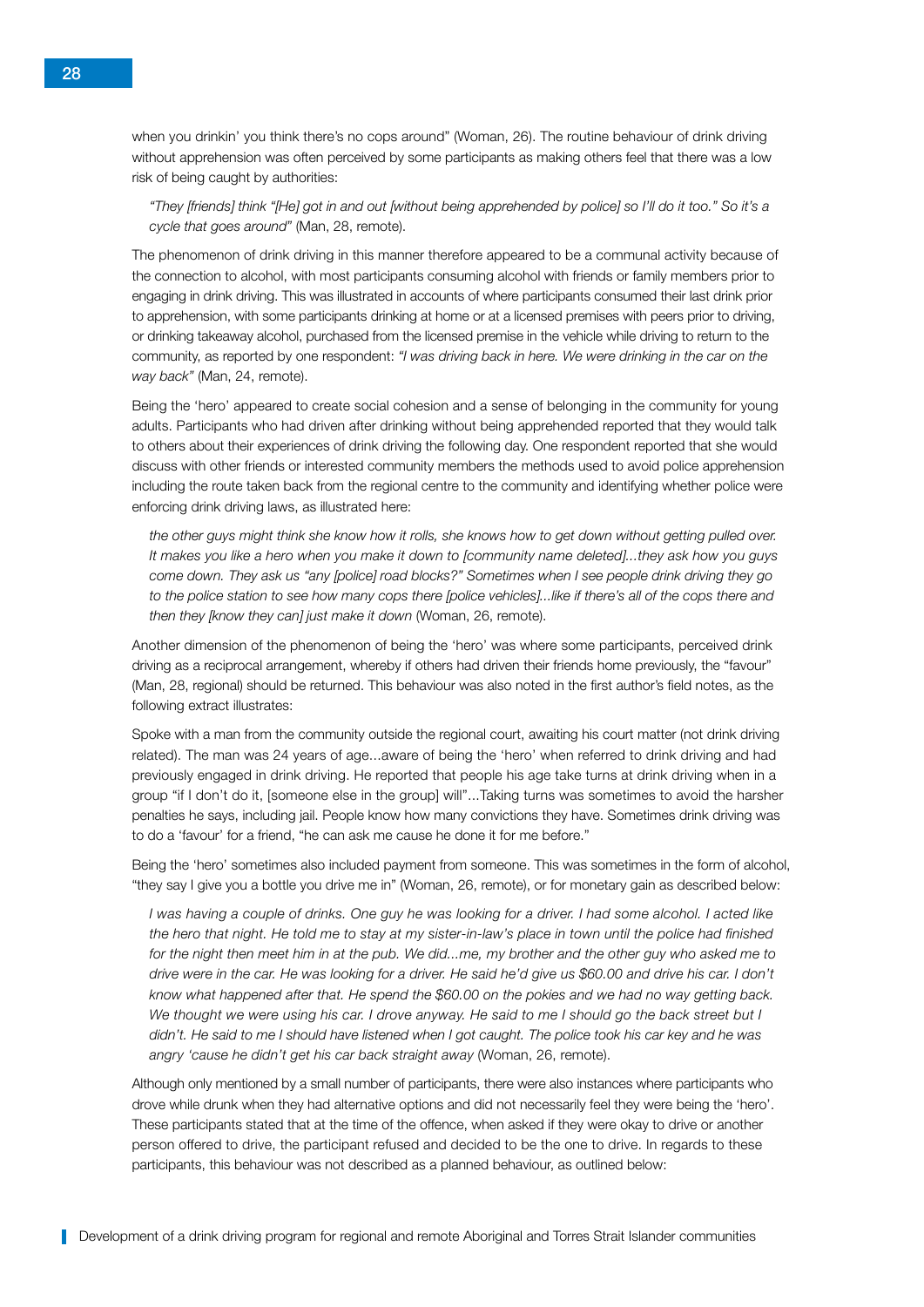when you drinkin' you think there's no cops around" (Woman, 26). The routine behaviour of drink driving without apprehension was often perceived by some participants as making others feel that there was a low risk of being caught by authorities:

> *"They [friends] think "[He] got in and out [without being apprehended by police] so I'll do it too." So it's a cycle that goes around"* (Man, 28, remote).

The phenomenon of drink driving in this manner therefore appeared to be a communal activity because of the connection to alcohol, with most participants consuming alcohol with friends or family members prior to engaging in drink driving. This was illustrated in accounts of where participants consumed their last drink prior to apprehension, with some participants drinking at home or at a licensed premises with peers prior to driving, or drinking takeaway alcohol, purchased from the licensed premise in the vehicle while driving to return to the community, as reported by one respondent: *"I was driving back in here. We were drinking in the car on the way back"* (Man, 24, remote).

Being the 'hero' appeared to create social cohesion and a sense of belonging in the community for young adults. Participants who had driven after drinking without being apprehended reported that they would talk to others about their experiences of drink driving the following day. One respondent reported that she would discuss with other friends or interested community members the methods used to avoid police apprehension including the route taken back from the regional centre to the community and identifying whether police were enforcing drink driving laws, as illustrated here:

> *the other guys might think she know how it rolls, she knows how to get down without getting pulled over. It makes you like a hero when you make it down to [community name deleted]...they ask how you guys come down. They ask us "any [police] road blocks?" Sometimes when I see people drink driving they go to the police station to see how many cops there [police vehicles]...like if there's all of the cops there and then they [know they can] just make it down* (Woman, 26, remote).

Another dimension of the phenomenon of being the 'hero' was where some participants, perceived drink driving as a reciprocal arrangement, whereby if others had driven their friends home previously, the "favour" (Man, 28, regional) should be returned. This behaviour was also noted in the first author's field notes, as the following extract illustrates:

Spoke with a man from the community outside the regional court, awaiting his court matter (not drink driving related). The man was 24 years of age...aware of being the 'hero' when referred to drink driving and had previously engaged in drink driving. He reported that people his age take turns at drink driving when in a group "if I don't do it, [someone else in the group] will"...Taking turns was sometimes to avoid the harsher penalties he says, including jail. People know how many convictions they have. Sometimes drink driving was to do a 'favour' for a friend, "he can ask me cause he done it for me before."

Being the 'hero' sometimes also included payment from someone. This was sometimes in the form of alcohol, "they say I give you a bottle you drive me in" (Woman, 26, remote), or for monetary gain as described below:

> *I was having a couple of drinks. One guy he was looking for a driver. I had some alcohol. I acted like the hero that night. He told me to stay at my sister-in-law's place in town until the police had finished for the night then meet him in at the pub. We did...me, my brother and the other guy who asked me to drive were in the car. He was looking for a driver. He said he'd give us $60.00 and drive his car. I don't know what happened after that. He spend the $60.00 on the pokies and we had no way getting back. We thought we were using his car. I drove anyway. He said to me I should go the back street but I didn't. He said to me I should have listened when I got caught. The police took his car key and he was angry 'cause he didn't get his car back straight away* (Woman, 26, remote).

Although only mentioned by a small number of participants, there were also instances where participants who drove while drunk when they had alternative options and did not necessarily feel they were being the 'hero'. These participants stated that at the time of the offence, when asked if they were okay to drive or another person offered to drive, the participant refused and decided to be the one to drive. In regards to these participants, this behaviour was not described as a planned behaviour, as outlined below: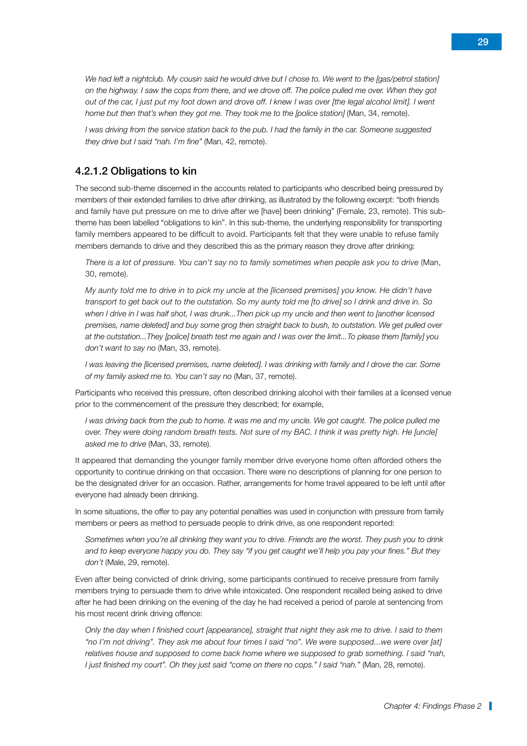*We had left a nightclub. My cousin said he would drive but I chose to. We went to the [gas/petrol station] on the highway. I saw the cops from there, and we drove off. The police pulled me over. When they got out of the car, I just put my foot down and drove off. I knew I was over [the legal alcohol limit]. I went home but then that's when they got me. They took me to the [police station]* (Man, 34, remote).

*I was driving from the service station back to the pub. I had the family in the car. Someone suggested they drive but I said "nah. I'm fine"* (Man, 42, remote).

### 4.2.1.2 Obligations to kin

The second sub-theme discerned in the accounts related to participants who described being pressured by members of their extended families to drive after drinking, as illustrated by the following excerpt: "both friends and family have put pressure on me to drive after we [have] been drinking" (Female, 23, remote). This sub-theme has been labelled "obligations to kin". In this sub-theme, the underlying responsibility for transporting family members appeared to be difficult to avoid. Participants felt that they were unable to refuse family members demands to drive and they described this as the primary reason they drove after drinking:

*There is a lot of pressure. You can't say no to family sometimes when people ask you to drive* (Man, 30, remote).

*My aunty told me to drive in to pick my uncle at the [licensed premises] you know. He didn't have transport to get back out to the outstation. So my aunty told me [to drive] so I drink and drive in. So when I drive in I was half shot, I was drunk...Then pick up my uncle and then went to [another licensed premises, name deleted] and buy some grog then straight back to bush, to outstation. We get pulled over at the outstation...They [police] breath test me again and I was over the limit...To please them [family] you don't want to say no* (Man, 33, remote).

*I was leaving the [licensed premises, name deleted]. I was drinking with family and I drove the car. Some of my family asked me to. You can't say no* (Man, 37, remote).

Participants who received this pressure, often described drinking alcohol with their families at a licensed venue prior to the commencement of the pressure they described; for example,

*I was driving back from the pub to home. It was me and my uncle. We got caught. The police pulled me over. They were doing random breath tests. Not sure of my BAC. I think it was pretty high. He [uncle] asked me to drive* (Man, 33, remote).

It appeared that demanding the younger family member drive everyone home often afforded others the opportunity to continue drinking on that occasion. There were no descriptions of planning for one person to be the designated driver for an occasion. Rather, arrangements for home travel appeared to be left until after everyone had already been drinking.

In some situations, the offer to pay any potential penalties was used in conjunction with pressure from family members or peers as method to persuade people to drink drive, as one respondent reported:

*Sometimes when you're all drinking they want you to drive. Friends are the worst. They push you to drink and to keep everyone happy you do. They say "if you get caught we'll help you pay your fines." But they don't* (Male, 29, remote).

Even after being convicted of drink driving, some participants continued to receive pressure from family members trying to persuade them to drive while intoxicated. One respondent recalled being asked to drive after he had been drinking on the evening of the day he had received a period of parole at sentencing from his most recent drink driving offence:

*Only the day when I finished court [appearance], straight that night they ask me to drive. I said to them "no I'm not driving". They ask me about four times I said "no". We were supposed...we were over [at] relatives house and supposed to come back home where we supposed to grab something. I said "nah, I just finished my court". Oh they just said "come on there no cops." I said "nah."* (Man, 28, remote).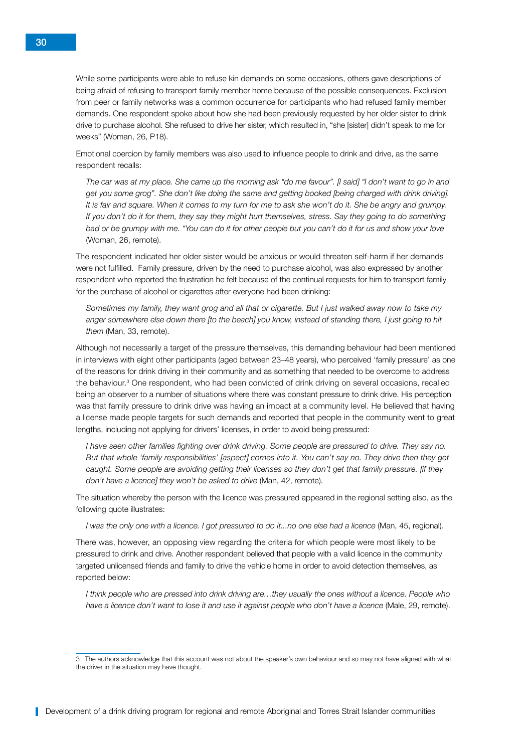While some participants were able to refuse kin demands on some occasions, others gave descriptions of being afraid of refusing to transport family member home because of the possible consequences. Exclusion from peer or family networks was a common occurrence for participants who had refused family member demands. One respondent spoke about how she had been previously requested by her older sister to drink drive to purchase alcohol. She refused to drive her sister, which resulted in, "she [sister] didn't speak to me for weeks" (Woman, 26, P18).

Emotional coercion by family members was also used to influence people to drink and drive, as the same respondent recalls:

> *The car was at my place. She came up the morning ask "do me favour". [I said] "I don't want to go in and get you some grog". She don't like doing the same and getting booked [being charged with drink driving]. It is fair and square. When it comes to my turn for me to ask she won't do it. She be angry and grumpy. If you don't do it for them, they say they might hurt themselves, stress. Say they going to do something bad or be grumpy with me. "You can do it for other people but you can't do it for us and show your love* (Woman, 26, remote).

The respondent indicated her older sister would be anxious or would threaten self-harm if her demands were not fulfilled. Family pressure, driven by the need to purchase alcohol, was also expressed by another respondent who reported the frustration he felt because of the continual requests for him to transport family for the purchase of alcohol or cigarettes after everyone had been drinking:

> *Sometimes my family, they want grog and all that or cigarette. But I just walked away now to take my anger somewhere else down there [to the beach] you know, instead of standing there, I just going to hit them* (Man, 33, remote).

Although not necessarily a target of the pressure themselves, this demanding behaviour had been mentioned in interviews with eight other participants (aged between 23–48 years), who perceived 'family pressure' as one of the reasons for drink driving in their community and as something that needed to be overcome to address the behaviour.[3] One respondent, who had been convicted of drink driving on several occasions, recalled being an observer to a number of situations where there was constant pressure to drink drive. His perception was that family pressure to drink drive was having an impact at a community level. He believed that having a license made people targets for such demands and reported that people in the community went to great lengths, including not applying for drivers' licenses, in order to avoid being pressured:

> *I have seen other families fighting over drink driving. Some people are pressured to drive. They say no. But that whole 'family responsibilities' [aspect] comes into it. You can't say no. They drive then they get caught. Some people are avoiding getting their licenses so they don't get that family pressure. [if they don't have a licence] they won't be asked to drive* (Man, 42, remote).

The situation whereby the person with the licence was pressured appeared in the regional setting also, as the following quote illustrates:

> *I was the only one with a licence. I got pressured to do it...no one else had a licence* (Man, 45, regional).

There was, however, an opposing view regarding the criteria for which people were most likely to be pressured to drink and drive. Another respondent believed that people with a valid licence in the community targeted unlicensed friends and family to drive the vehicle home in order to avoid detection themselves, as reported below:

> *I think people who are pressed into drink driving are…they usually the ones without a licence. People who have a licence don't want to lose it and use it against people who don't have a licence* (Male, 29, remote).

---

3 The authors acknowledge that this account was not about the speaker's own behaviour and so may not have aligned with what the driver in the situation may have thought.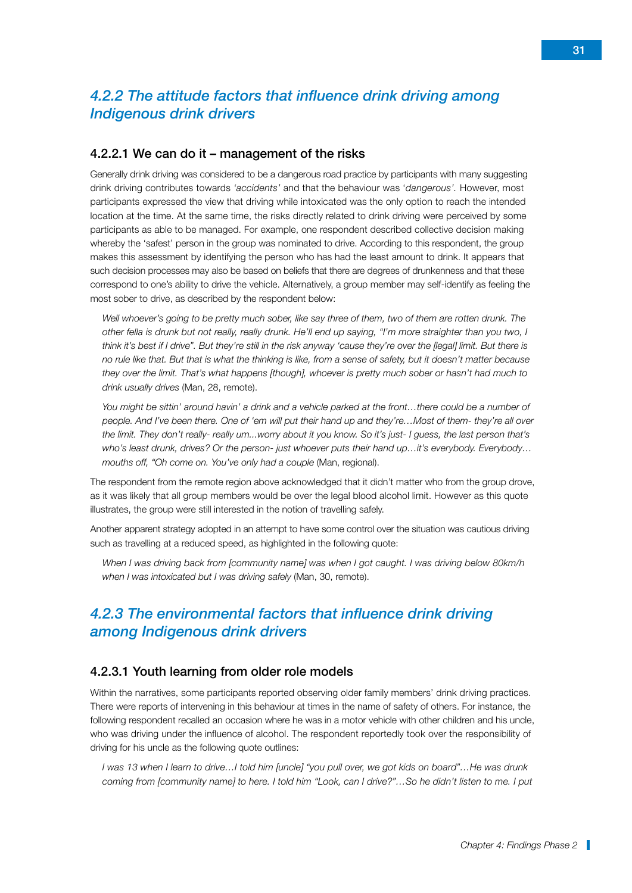### *4.2.2 The attitude factors that influence drink driving among Indigenous drink drivers*

#### 4.2.2.1 We can do it – management of the risks

Generally drink driving was considered to be a dangerous road practice by participants with many suggesting drink driving contributes towards *'accidents'* and that the behaviour was '*dangerous'.* However, most participants expressed the view that driving while intoxicated was the only option to reach the intended location at the time. At the same time, the risks directly related to drink driving were perceived by some participants as able to be managed. For example, one respondent described collective decision making whereby the 'safest' person in the group was nominated to drive. According to this respondent, the group makes this assessment by identifying the person who has had the least amount to drink. It appears that such decision processes may also be based on beliefs that there are degrees of drunkenness and that these correspond to one's ability to drive the vehicle. Alternatively, a group member may self-identify as feeling the most sober to drive, as described by the respondent below:

> *Well whoever's going to be pretty much sober, like say three of them, two of them are rotten drunk. The other fella is drunk but not really, really drunk. He'll end up saying, "I'm more straighter than you two, I think it's best if I drive". But they're still in the risk anyway 'cause they're over the [legal] limit. But there is no rule like that. But that is what the thinking is like, from a sense of safety, but it doesn't matter because they over the limit. That's what happens [though], whoever is pretty much sober or hasn't had much to drink usually drives* (Man, 28, remote).

> *You might be sittin' around havin' a drink and a vehicle parked at the front…there could be a number of people. And I've been there. One of 'em will put their hand up and they're…Most of them- they're all over the limit. They don't really- really um...worry about it you know. So it's just- I guess, the last person that's who's least drunk, drives? Or the person- just whoever puts their hand up…it's everybody. Everybody… mouths off, "Oh come on. You've only had a couple* (Man, regional).

The respondent from the remote region above acknowledged that it didn't matter who from the group drove, as it was likely that all group members would be over the legal blood alcohol limit. However as this quote illustrates, the group were still interested in the notion of travelling safely.

Another apparent strategy adopted in an attempt to have some control over the situation was cautious driving such as travelling at a reduced speed, as highlighted in the following quote:

> *When I was driving back from [community name] was when I got caught. I was driving below 80km/h when I was intoxicated but I was driving safely* (Man, 30, remote).

### *4.2.3 The environmental factors that influence drink driving among Indigenous drink drivers*

#### 4.2.3.1 Youth learning from older role models

Within the narratives, some participants reported observing older family members' drink driving practices. There were reports of intervening in this behaviour at times in the name of safety of others. For instance, the following respondent recalled an occasion where he was in a motor vehicle with other children and his uncle, who was driving under the influence of alcohol. The respondent reportedly took over the responsibility of driving for his uncle as the following quote outlines:

> *I was 13 when I learn to drive…I told him [uncle] "you pull over, we got kids on board"…He was drunk coming from [community name] to here. I told him "Look, can I drive?"…So he didn't listen to me. I put*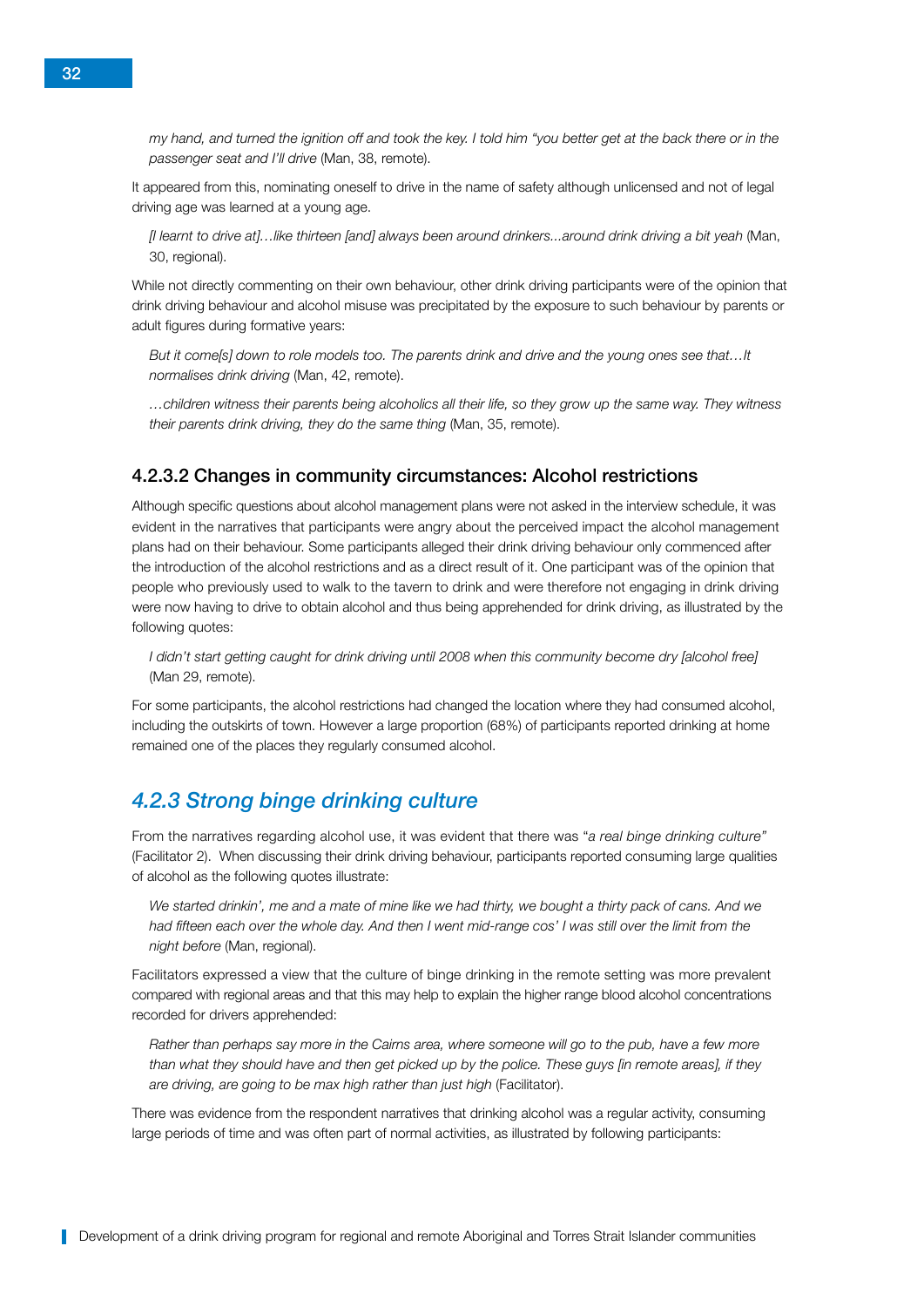*my hand, and turned the ignition off and took the key. I told him "you better get at the back there or in the passenger seat and I'll drive* (Man, 38, remote).

It appeared from this, nominating oneself to drive in the name of safety although unlicensed and not of legal driving age was learned at a young age.

*[I learnt to drive at]…like thirteen [and] always been around drinkers...around drink driving a bit yeah* (Man, 30, regional).

While not directly commenting on their own behaviour, other drink driving participants were of the opinion that drink driving behaviour and alcohol misuse was precipitated by the exposure to such behaviour by parents or adult figures during formative years:

*But it come[s] down to role models too. The parents drink and drive and the young ones see that…It normalises drink driving* (Man, 42, remote).

*…children witness their parents being alcoholics all their life, so they grow up the same way. They witness their parents drink driving, they do the same thing* (Man, 35, remote).

### 4.2.3.2 Changes in community circumstances: Alcohol restrictions

Although specific questions about alcohol management plans were not asked in the interview schedule, it was evident in the narratives that participants were angry about the perceived impact the alcohol management plans had on their behaviour. Some participants alleged their drink driving behaviour only commenced after the introduction of the alcohol restrictions and as a direct result of it. One participant was of the opinion that people who previously used to walk to the tavern to drink and were therefore not engaging in drink driving were now having to drive to obtain alcohol and thus being apprehended for drink driving, as illustrated by the following quotes:

*I didn't start getting caught for drink driving until 2008 when this community become dry [alcohol free]* (Man 29, remote).

For some participants, the alcohol restrictions had changed the location where they had consumed alcohol, including the outskirts of town. However a large proportion (68%) of participants reported drinking at home remained one of the places they regularly consumed alcohol.

## *4.2.3 Strong binge drinking culture*

From the narratives regarding alcohol use, it was evident that there was "*a real binge drinking culture"* (Facilitator 2). When discussing their drink driving behaviour, participants reported consuming large qualities of alcohol as the following quotes illustrate:

*We started drinkin', me and a mate of mine like we had thirty, we bought a thirty pack of cans. And we had fifteen each over the whole day. And then I went mid-range cos' I was still over the limit from the night before* (Man, regional).

Facilitators expressed a view that the culture of binge drinking in the remote setting was more prevalent compared with regional areas and that this may help to explain the higher range blood alcohol concentrations recorded for drivers apprehended:

*Rather than perhaps say more in the Cairns area, where someone will go to the pub, have a few more than what they should have and then get picked up by the police. These guys [in remote areas], if they are driving, are going to be max high rather than just high* (Facilitator).

There was evidence from the respondent narratives that drinking alcohol was a regular activity, consuming large periods of time and was often part of normal activities, as illustrated by following participants: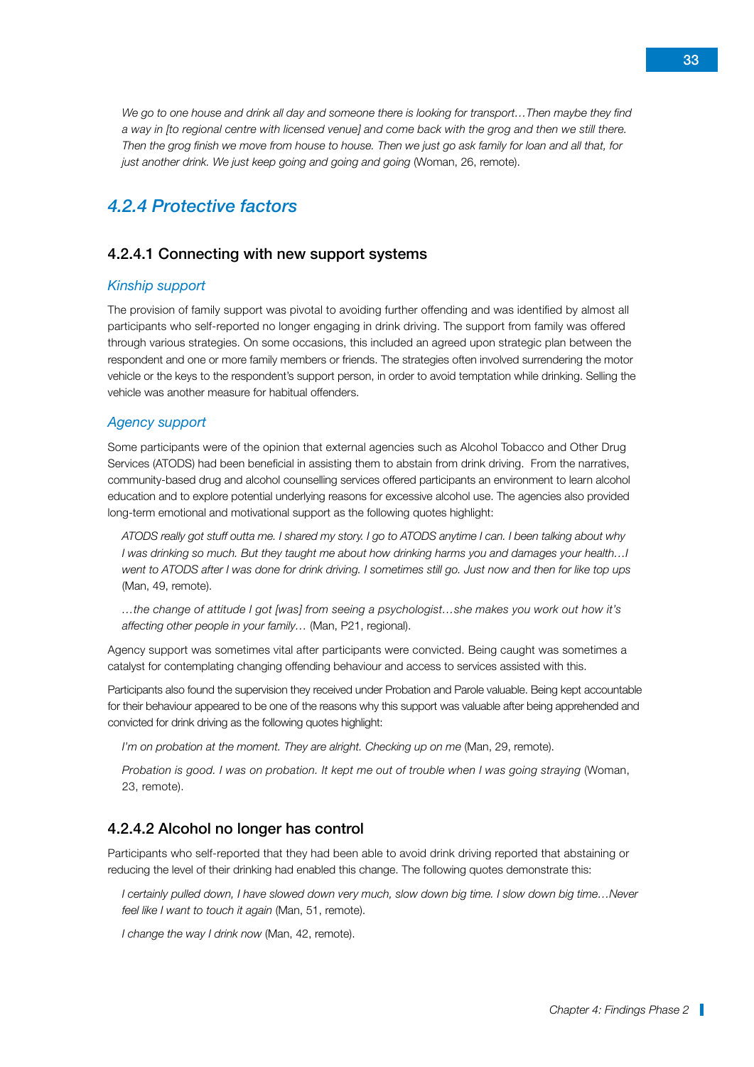*We go to one house and drink all day and someone there is looking for transport…Then maybe they find a way in [to regional centre with licensed venue] and come back with the grog and then we still there. Then the grog finish we move from house to house. Then we just go ask family for loan and all that, for just another drink. We just keep going and going and going* (Woman, 26, remote).

## *4.2.4 Protective factors*

### 4.2.4.1 Connecting with new support systems

#### *Kinship support*

The provision of family support was pivotal to avoiding further offending and was identified by almost all participants who self-reported no longer engaging in drink driving. The support from family was offered through various strategies. On some occasions, this included an agreed upon strategic plan between the respondent and one or more family members or friends. The strategies often involved surrendering the motor vehicle or the keys to the respondent's support person, in order to avoid temptation while drinking. Selling the vehicle was another measure for habitual offenders.

#### *Agency support*

Some participants were of the opinion that external agencies such as Alcohol Tobacco and Other Drug Services (ATODS) had been beneficial in assisting them to abstain from drink driving. From the narratives, community-based drug and alcohol counselling services offered participants an environment to learn alcohol education and to explore potential underlying reasons for excessive alcohol use. The agencies also provided long-term emotional and motivational support as the following quotes highlight:

> *ATODS really got stuff outta me. I shared my story. I go to ATODS anytime I can. I been talking about why I was drinking so much. But they taught me about how drinking harms you and damages your health…I went to ATODS after I was done for drink driving. I sometimes still go. Just now and then for like top ups* (Man, 49, remote).

> *…the change of attitude I got [was] from seeing a psychologist…she makes you work out how it's affecting other people in your family…* (Man, P21, regional).

Agency support was sometimes vital after participants were convicted. Being caught was sometimes a catalyst for contemplating changing offending behaviour and access to services assisted with this.

Participants also found the supervision they received under Probation and Parole valuable. Being kept accountable for their behaviour appeared to be one of the reasons why this support was valuable after being apprehended and convicted for drink driving as the following quotes highlight:

> *I'm on probation at the moment. They are alright. Checking up on me* (Man, 29, remote).

> *Probation is good. I was on probation. It kept me out of trouble when I was going straying* (Woman, 23, remote).

### 4.2.4.2 Alcohol no longer has control

Participants who self-reported that they had been able to avoid drink driving reported that abstaining or reducing the level of their drinking had enabled this change. The following quotes demonstrate this:

> *I certainly pulled down, I have slowed down very much, slow down big time. I slow down big time…Never feel like I want to touch it again* (Man, 51, remote).

> *I change the way I drink now* (Man, 42, remote).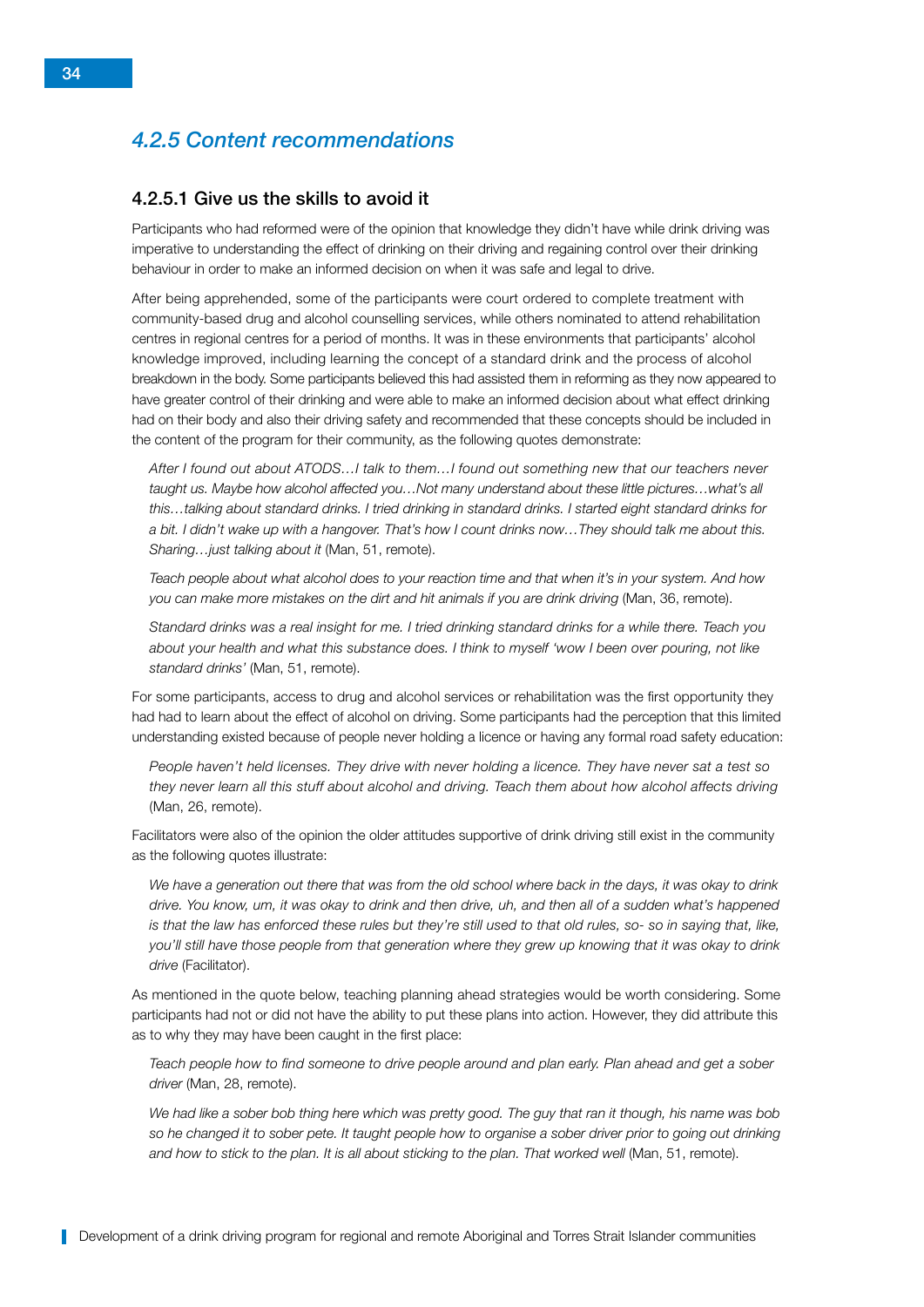### 4.2.5 Content recommendations

#### 4.2.5.1 Give us the skills to avoid it

Participants who had reformed were of the opinion that knowledge they didn't have while drink driving was imperative to understanding the effect of drinking on their driving and regaining control over their drinking behaviour in order to make an informed decision on when it was safe and legal to drive.

After being apprehended, some of the participants were court ordered to complete treatment with community-based drug and alcohol counselling services, while others nominated to attend rehabilitation centres in regional centres for a period of months. It was in these environments that participants' alcohol knowledge improved, including learning the concept of a standard drink and the process of alcohol breakdown in the body. Some participants believed this had assisted them in reforming as they now appeared to have greater control of their drinking and were able to make an informed decision about what effect drinking had on their body and also their driving safety and recommended that these concepts should be included in the content of the program for their community, as the following quotes demonstrate:

> *After I found out about ATODS…I talk to them…I found out something new that our teachers never taught us. Maybe how alcohol affected you…Not many understand about these little pictures…what's all this…talking about standard drinks. I tried drinking in standard drinks. I started eight standard drinks for a bit. I didn't wake up with a hangover. That's how I count drinks now…They should talk me about this. Sharing…just talking about it* (Man, 51, remote).

> *Teach people about what alcohol does to your reaction time and that when it's in your system. And how you can make more mistakes on the dirt and hit animals if you are drink driving* (Man, 36, remote).

> *Standard drinks was a real insight for me. I tried drinking standard drinks for a while there. Teach you about your health and what this substance does. I think to myself 'wow I been over pouring, not like standard drinks'* (Man, 51, remote).

For some participants, access to drug and alcohol services or rehabilitation was the first opportunity they had had to learn about the effect of alcohol on driving. Some participants had the perception that this limited understanding existed because of people never holding a licence or having any formal road safety education:

> *People haven't held licenses. They drive with never holding a licence. They have never sat a test so they never learn all this stuff about alcohol and driving. Teach them about how alcohol affects driving* (Man, 26, remote).

Facilitators were also of the opinion the older attitudes supportive of drink driving still exist in the community as the following quotes illustrate:

> *We have a generation out there that was from the old school where back in the days, it was okay to drink drive. You know, um, it was okay to drink and then drive, uh, and then all of a sudden what's happened is that the law has enforced these rules but they're still used to that old rules, so- so in saying that, like, you'll still have those people from that generation where they grew up knowing that it was okay to drink drive* (Facilitator).

As mentioned in the quote below, teaching planning ahead strategies would be worth considering. Some participants had not or did not have the ability to put these plans into action. However, they did attribute this as to why they may have been caught in the first place:

> *Teach people how to find someone to drive people around and plan early. Plan ahead and get a sober driver* (Man, 28, remote).

> *We had like a sober bob thing here which was pretty good. The guy that ran it though, his name was bob so he changed it to sober pete. It taught people how to organise a sober driver prior to going out drinking and how to stick to the plan. It is all about sticking to the plan. That worked well* (Man, 51, remote).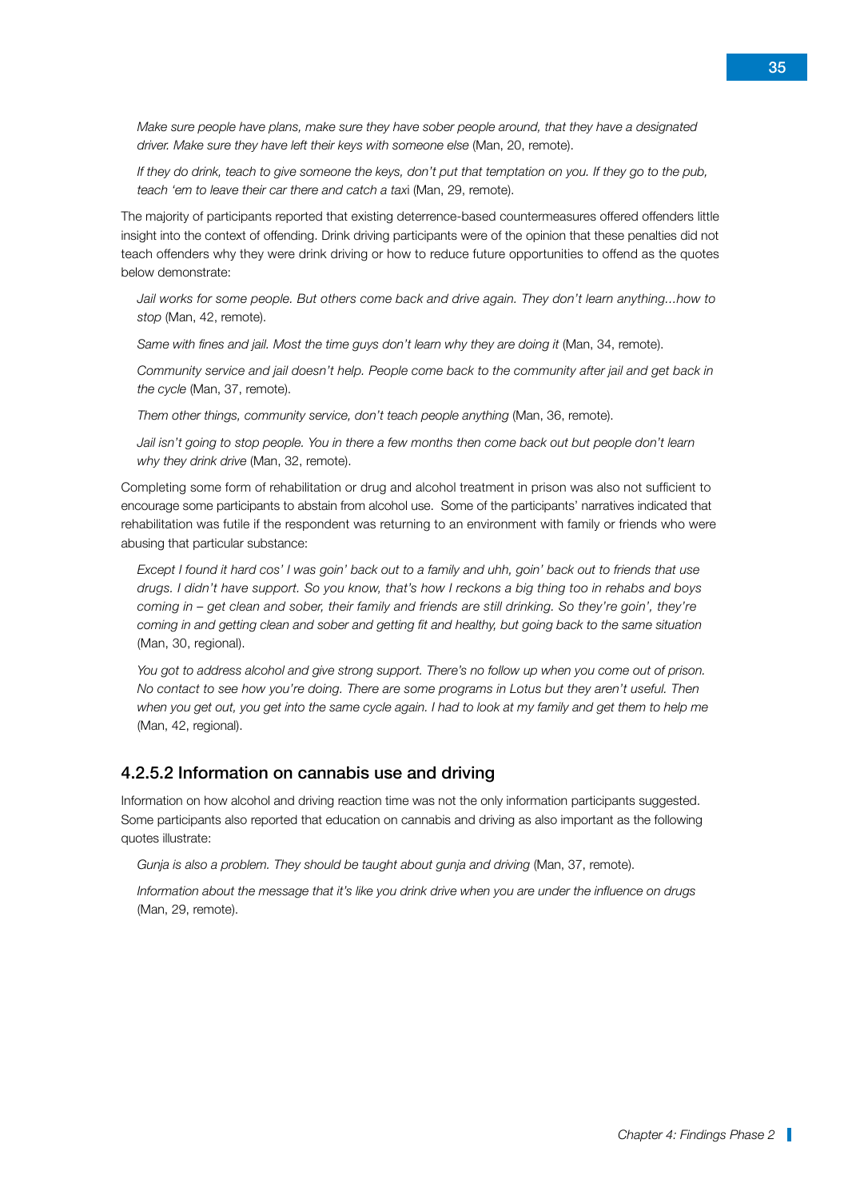*Make sure people have plans, make sure they have sober people around, that they have a designated driver. Make sure they have left their keys with someone else* (Man, 20, remote).

*If they do drink, teach to give someone the keys, don't put that temptation on you. If they go to the pub, teach 'em to leave their car there and catch a taxi* (Man, 29, remote).

The majority of participants reported that existing deterrence-based countermeasures offered offenders little insight into the context of offending. Drink driving participants were of the opinion that these penalties did not teach offenders why they were drink driving or how to reduce future opportunities to offend as the quotes below demonstrate:

*Jail works for some people. But others come back and drive again. They don't learn anything...how to stop* (Man, 42, remote).

*Same with fines and jail. Most the time guys don't learn why they are doing it* (Man, 34, remote).

*Community service and jail doesn't help. People come back to the community after jail and get back in the cycle* (Man, 37, remote).

*Them other things, community service, don't teach people anything* (Man, 36, remote).

*Jail isn't going to stop people. You in there a few months then come back out but people don't learn why they drink drive* (Man, 32, remote).

Completing some form of rehabilitation or drug and alcohol treatment in prison was also not sufficient to encourage some participants to abstain from alcohol use. Some of the participants' narratives indicated that rehabilitation was futile if the respondent was returning to an environment with family or friends who were abusing that particular substance:

*Except I found it hard cos' I was goin' back out to a family and uhh, goin' back out to friends that use drugs. I didn't have support. So you know, that's how I reckons a big thing too in rehabs and boys coming in – get clean and sober, their family and friends are still drinking. So they're goin', they're coming in and getting clean and sober and getting fit and healthy, but going back to the same situation* (Man, 30, regional).

*You got to address alcohol and give strong support. There's no follow up when you come out of prison. No contact to see how you're doing. There are some programs in Lotus but they aren't useful. Then when you get out, you get into the same cycle again. I had to look at my family and get them to help me* (Man, 42, regional).

#### 4.2.5.2 Information on cannabis use and driving

Information on how alcohol and driving reaction time was not the only information participants suggested. Some participants also reported that education on cannabis and driving as also important as the following quotes illustrate:

*Gunja is also a problem. They should be taught about gunja and driving* (Man, 37, remote).

*Information about the message that it's like you drink drive when you are under the influence on drugs* (Man, 29, remote).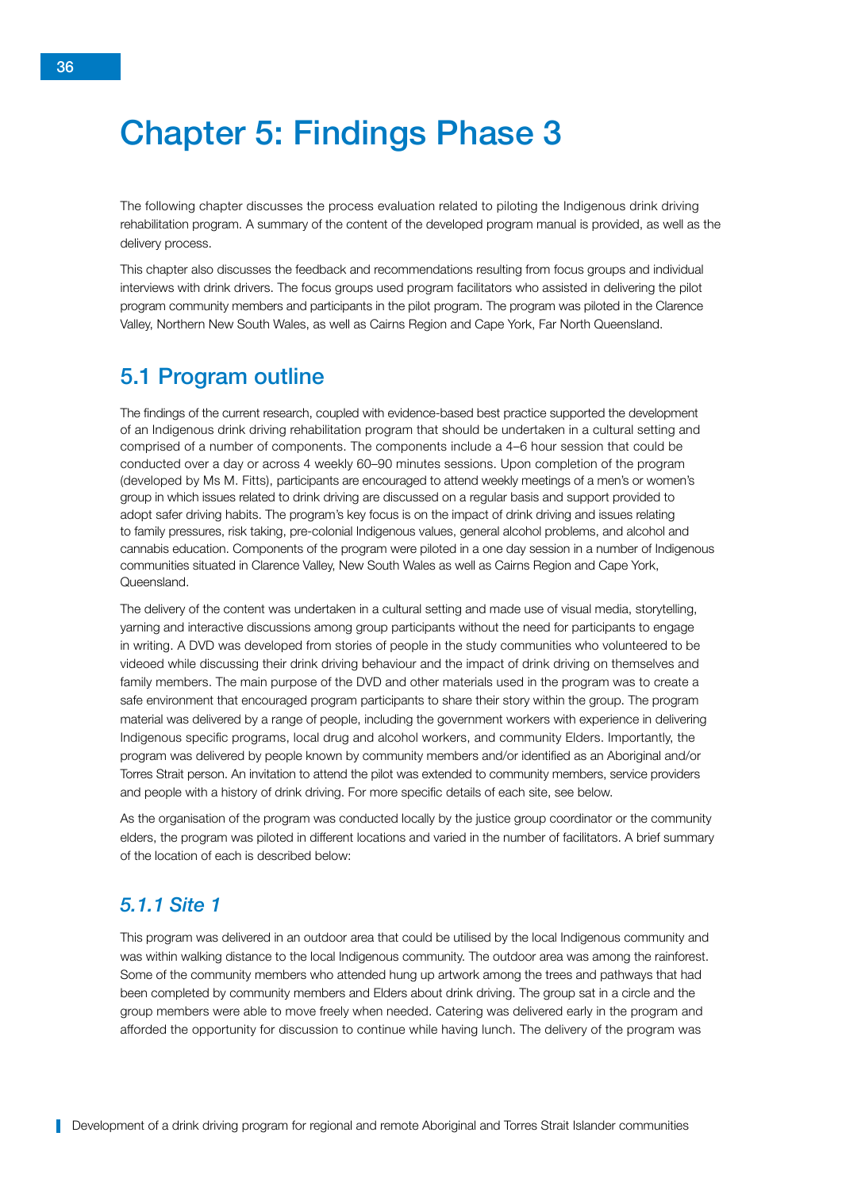# Chapter 5: Findings Phase 3

The following chapter discusses the process evaluation related to piloting the Indigenous drink driving rehabilitation program. A summary of the content of the developed program manual is provided, as well as the delivery process.

This chapter also discusses the feedback and recommendations resulting from focus groups and individual interviews with drink drivers. The focus groups used program facilitators who assisted in delivering the pilot program community members and participants in the pilot program. The program was piloted in the Clarence Valley, Northern New South Wales, as well as Cairns Region and Cape York, Far North Queensland.

## 5.1 Program outline

The findings of the current research, coupled with evidence-based best practice supported the development of an Indigenous drink driving rehabilitation program that should be undertaken in a cultural setting and comprised of a number of components. The components include a 4–6 hour session that could be conducted over a day or across 4 weekly 60–90 minutes sessions. Upon completion of the program (developed by Ms M. Fitts), participants are encouraged to attend weekly meetings of a men's or women's group in which issues related to drink driving are discussed on a regular basis and support provided to adopt safer driving habits. The program's key focus is on the impact of drink driving and issues relating to family pressures, risk taking, pre-colonial Indigenous values, general alcohol problems, and alcohol and cannabis education. Components of the program were piloted in a one day session in a number of Indigenous communities situated in Clarence Valley, New South Wales as well as Cairns Region and Cape York, Queensland.

The delivery of the content was undertaken in a cultural setting and made use of visual media, storytelling, yarning and interactive discussions among group participants without the need for participants to engage in writing. A DVD was developed from stories of people in the study communities who volunteered to be videoed while discussing their drink driving behaviour and the impact of drink driving on themselves and family members. The main purpose of the DVD and other materials used in the program was to create a safe environment that encouraged program participants to share their story within the group. The program material was delivered by a range of people, including the government workers with experience in delivering Indigenous specific programs, local drug and alcohol workers, and community Elders. Importantly, the program was delivered by people known by community members and/or identified as an Aboriginal and/or Torres Strait person. An invitation to attend the pilot was extended to community members, service providers and people with a history of drink driving. For more specific details of each site, see below.

As the organisation of the program was conducted locally by the justice group coordinator or the community elders, the program was piloted in different locations and varied in the number of facilitators. A brief summary of the location of each is described below:

### *5.1.1 Site 1*

This program was delivered in an outdoor area that could be utilised by the local Indigenous community and was within walking distance to the local Indigenous community. The outdoor area was among the rainforest. Some of the community members who attended hung up artwork among the trees and pathways that had been completed by community members and Elders about drink driving. The group sat in a circle and the group members were able to move freely when needed. Catering was delivered early in the program and afforded the opportunity for discussion to continue while having lunch. The delivery of the program was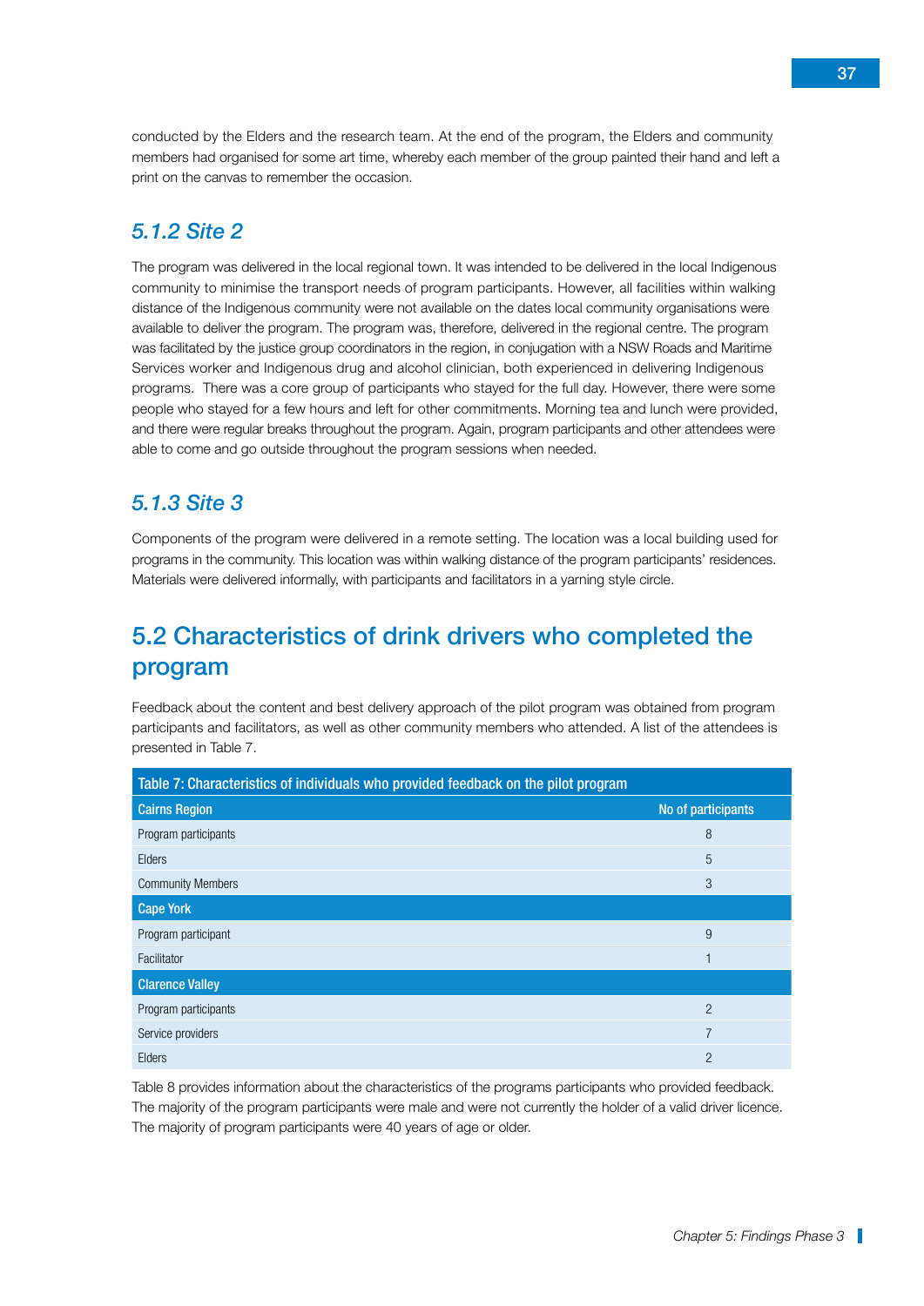conducted by the Elders and the research team. At the end of the program, the Elders and community members had organised for some art time, whereby each member of the group painted their hand and left a print on the canvas to remember the occasion.

### *5.1.2 Site 2*

The program was delivered in the local regional town. It was intended to be delivered in the local Indigenous community to minimise the transport needs of program participants. However, all facilities within walking distance of the Indigenous community were not available on the dates local community organisations were available to deliver the program. The program was, therefore, delivered in the regional centre. The program was facilitated by the justice group coordinators in the region, in conjugation with a NSW Roads and Maritime Services worker and Indigenous drug and alcohol clinician, both experienced in delivering Indigenous programs. There was a core group of participants who stayed for the full day. However, there were some people who stayed for a few hours and left for other commitments. Morning tea and lunch were provided, and there were regular breaks throughout the program. Again, program participants and other attendees were able to come and go outside throughout the program sessions when needed.

### *5.1.3 Site 3*

Components of the program were delivered in a remote setting. The location was a local building used for programs in the community. This location was within walking distance of the program participants' residences. Materials were delivered informally, with participants and facilitators in a yarning style circle.

## 5.2 Characteristics of drink drivers who completed the program

Feedback about the content and best delivery approach of the pilot program was obtained from program participants and facilitators, as well as other community members who attended. A list of the attendees is presented in Table 7.

**Table 7: Characteristics of individuals who provided feedback on the pilot program**

| Cairns Region | No of participants |
|---|---|
| Program participants | 8 |
| Elders | 5 |
| Community Members | 3 |
| **Cape York** | |
| Program participant | 9 |
| Facilitator | 1 |
| **Clarence Valley** | |
| Program participants | 2 |
| Service providers | 7 |
| Elders | 2 |

Table 8 provides information about the characteristics of the programs participants who provided feedback. The majority of the program participants were male and were not currently the holder of a valid driver licence. The majority of program participants were 40 years of age or older.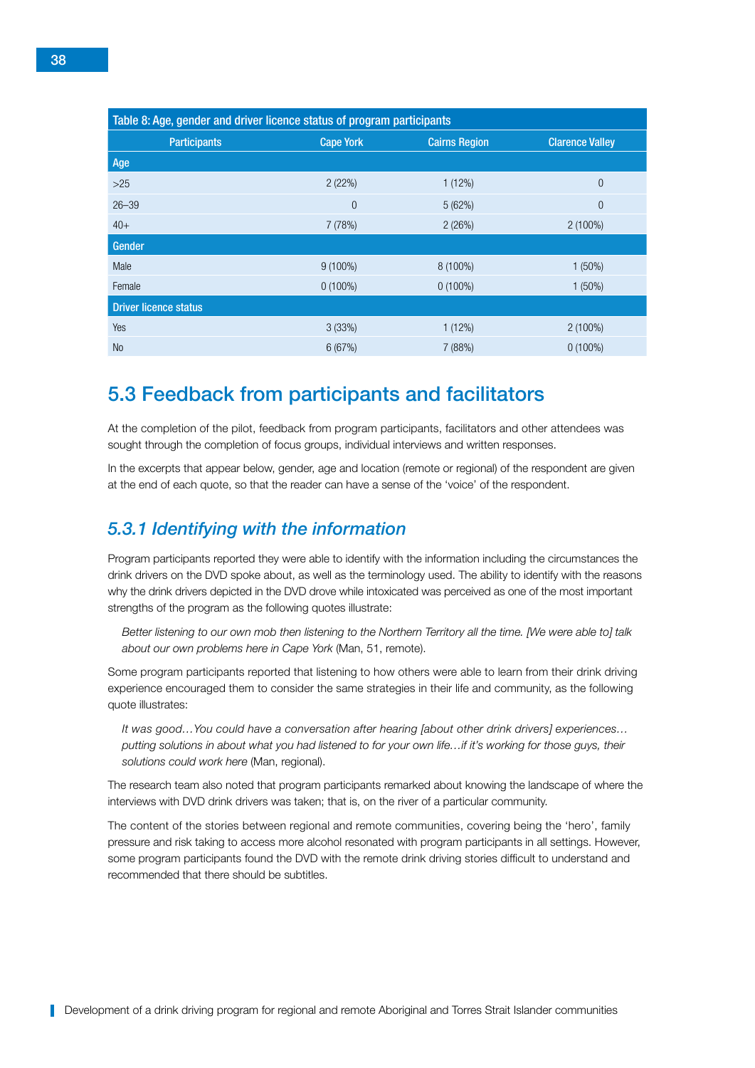| Table 8: Age, gender and driver licence status of program participants | | | |
|---|---|---|---|
| Participants | Cape York | Cairns Region | Clarence Valley |
| **Age** | | | |
| >25 | 2 (22%) | 1 (12%) | 0 |
| 26–39 | 0 | 5 (62%) | 0 |
| 40+ | 7 (78%) | 2 (26%) | 2 (100%) |
| **Gender** | | | |
| Male | 9 (100%) | 8 (100%) | 1 (50%) |
| Female | 0 (100%) | 0 (100%) | 1 (50%) |
| **Driver licence status** | | | |
| Yes | 3 (33%) | 1 (12%) | 2 (100%) |
| No | 6 (67%) | 7 (88%) | 0 (100%) |

## 5.3 Feedback from participants and facilitators

At the completion of the pilot, feedback from program participants, facilitators and other attendees was sought through the completion of focus groups, individual interviews and written responses.

In the excerpts that appear below, gender, age and location (remote or regional) of the respondent are given at the end of each quote, so that the reader can have a sense of the 'voice' of the respondent.

### *5.3.1 Identifying with the information*

Program participants reported they were able to identify with the information including the circumstances the drink drivers on the DVD spoke about, as well as the terminology used. The ability to identify with the reasons why the drink drivers depicted in the DVD drove while intoxicated was perceived as one of the most important strengths of the program as the following quotes illustrate:

> *Better listening to our own mob then listening to the Northern Territory all the time. [We were able to] talk about our own problems here in Cape York* (Man, 51, remote).

Some program participants reported that listening to how others were able to learn from their drink driving experience encouraged them to consider the same strategies in their life and community, as the following quote illustrates:

> *It was good…You could have a conversation after hearing [about other drink drivers] experiences… putting solutions in about what you had listened to for your own life…if it's working for those guys, their solutions could work here* (Man, regional).

The research team also noted that program participants remarked about knowing the landscape of where the interviews with DVD drink drivers was taken; that is, on the river of a particular community.

The content of the stories between regional and remote communities, covering being the 'hero', family pressure and risk taking to access more alcohol resonated with program participants in all settings. However, some program participants found the DVD with the remote drink driving stories difficult to understand and recommended that there should be subtitles.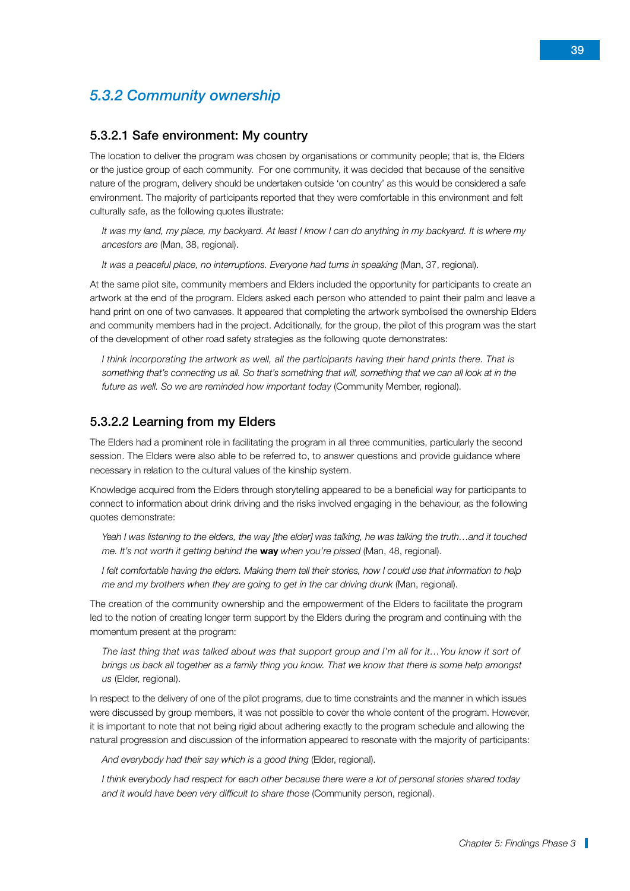## *5.3.2 Community ownership*

### 5.3.2.1 Safe environment: My country

The location to deliver the program was chosen by organisations or community people; that is, the Elders or the justice group of each community. For one community, it was decided that because of the sensitive nature of the program, delivery should be undertaken outside 'on country' as this would be considered a safe environment. The majority of participants reported that they were comfortable in this environment and felt culturally safe, as the following quotes illustrate:

> *It was my land, my place, my backyard. At least I know I can do anything in my backyard. It is where my ancestors are* (Man, 38, regional).

> *It was a peaceful place, no interruptions. Everyone had turns in speaking* (Man, 37, regional).

At the same pilot site, community members and Elders included the opportunity for participants to create an artwork at the end of the program. Elders asked each person who attended to paint their palm and leave a hand print on one of two canvases. It appeared that completing the artwork symbolised the ownership Elders and community members had in the project. Additionally, for the group, the pilot of this program was the start of the development of other road safety strategies as the following quote demonstrates:

> *I think incorporating the artwork as well, all the participants having their hand prints there. That is something that's connecting us all. So that's something that will, something that we can all look at in the future as well. So we are reminded how important today* (Community Member, regional).

### 5.3.2.2 Learning from my Elders

The Elders had a prominent role in facilitating the program in all three communities, particularly the second session. The Elders were also able to be referred to, to answer questions and provide guidance where necessary in relation to the cultural values of the kinship system.

Knowledge acquired from the Elders through storytelling appeared to be a beneficial way for participants to connect to information about drink driving and the risks involved engaging in the behaviour, as the following quotes demonstrate:

> *Yeah I was listening to the elders, the way [the elder] was talking, he was talking the truth…and it touched me. It's not worth it getting behind the* **way** *when you're pissed* (Man, 48, regional).

> *I felt comfortable having the elders. Making them tell their stories, how I could use that information to help me and my brothers when they are going to get in the car driving drunk* (Man, regional).

The creation of the community ownership and the empowerment of the Elders to facilitate the program led to the notion of creating longer term support by the Elders during the program and continuing with the momentum present at the program:

> *The last thing that was talked about was that support group and I'm all for it…You know it sort of brings us back all together as a family thing you know. That we know that there is some help amongst us* (Elder, regional).

In respect to the delivery of one of the pilot programs, due to time constraints and the manner in which issues were discussed by group members, it was not possible to cover the whole content of the program. However, it is important to note that not being rigid about adhering exactly to the program schedule and allowing the natural progression and discussion of the information appeared to resonate with the majority of participants:

> *And everybody had their say which is a good thing* (Elder, regional).

> *I think everybody had respect for each other because there were a lot of personal stories shared today and it would have been very difficult to share those* (Community person, regional).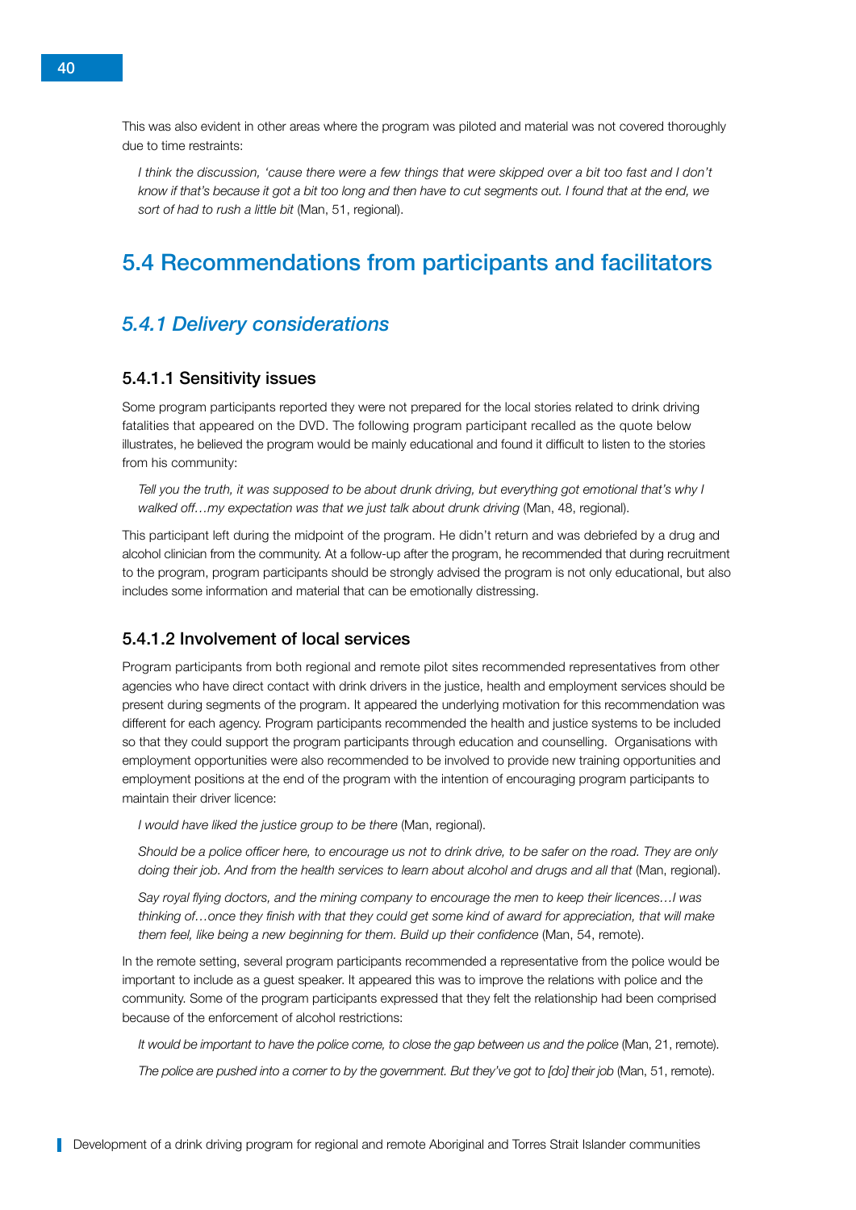This was also evident in other areas where the program was piloted and material was not covered thoroughly due to time restraints:

> *I think the discussion, 'cause there were a few things that were skipped over a bit too fast and I don't know if that's because it got a bit too long and then have to cut segments out. I found that at the end, we sort of had to rush a little bit* (Man, 51, regional).

## 5.4 Recommendations from participants and facilitators

### *5.4.1 Delivery considerations*

#### 5.4.1.1 Sensitivity issues

Some program participants reported they were not prepared for the local stories related to drink driving fatalities that appeared on the DVD. The following program participant recalled as the quote below illustrates, he believed the program would be mainly educational and found it difficult to listen to the stories from his community:

> *Tell you the truth, it was supposed to be about drunk driving, but everything got emotional that's why I walked off…my expectation was that we just talk about drunk driving* (Man, 48, regional).

This participant left during the midpoint of the program. He didn't return and was debriefed by a drug and alcohol clinician from the community. At a follow-up after the program, he recommended that during recruitment to the program, program participants should be strongly advised the program is not only educational, but also includes some information and material that can be emotionally distressing.

#### 5.4.1.2 Involvement of local services

Program participants from both regional and remote pilot sites recommended representatives from other agencies who have direct contact with drink drivers in the justice, health and employment services should be present during segments of the program. It appeared the underlying motivation for this recommendation was different for each agency. Program participants recommended the health and justice systems to be included so that they could support the program participants through education and counselling. Organisations with employment opportunities were also recommended to be involved to provide new training opportunities and employment positions at the end of the program with the intention of encouraging program participants to maintain their driver licence:

> *I would have liked the justice group to be there* (Man, regional).

> *Should be a police officer here, to encourage us not to drink drive, to be safer on the road. They are only doing their job. And from the health services to learn about alcohol and drugs and all that* (Man, regional).

> *Say royal flying doctors, and the mining company to encourage the men to keep their licences…I was thinking of…once they finish with that they could get some kind of award for appreciation, that will make them feel, like being a new beginning for them. Build up their confidence* (Man, 54, remote).

In the remote setting, several program participants recommended a representative from the police would be important to include as a guest speaker. It appeared this was to improve the relations with police and the community. Some of the program participants expressed that they felt the relationship had been comprised because of the enforcement of alcohol restrictions:

> *It would be important to have the police come, to close the gap between us and the police* (Man, 21, remote).

> *The police are pushed into a corner to by the government. But they've got to [do] their job* (Man, 51, remote).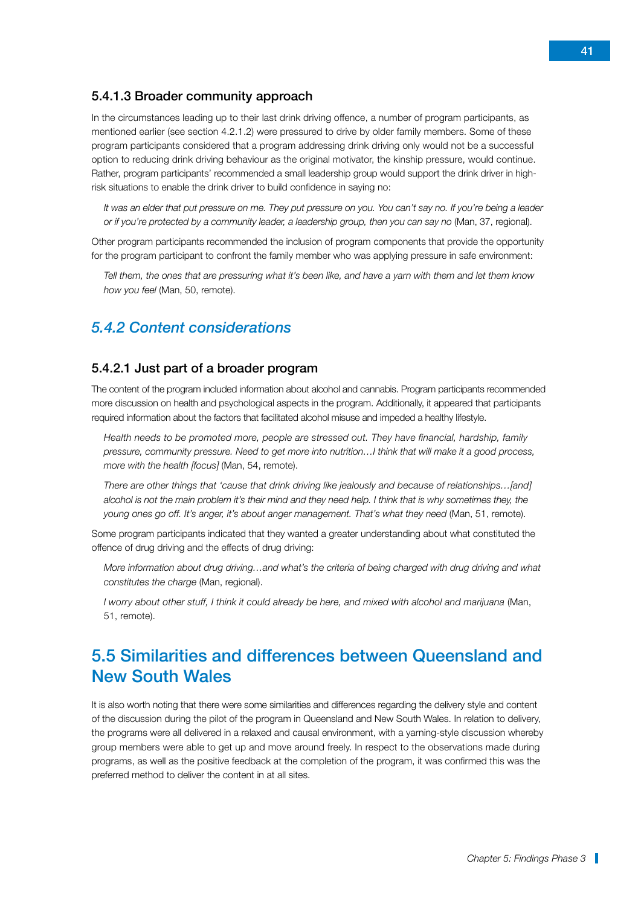### 5.4.1.3 Broader community approach

In the circumstances leading up to their last drink driving offence, a number of program participants, as mentioned earlier (see section 4.2.1.2) were pressured to drive by older family members. Some of these program participants considered that a program addressing drink driving only would not be a successful option to reducing drink driving behaviour as the original motivator, the kinship pressure, would continue. Rather, program participants' recommended a small leadership group would support the drink driver in high-risk situations to enable the drink driver to build confidence in saying no:

> *It was an elder that put pressure on me. They put pressure on you. You can't say no. If you're being a leader or if you're protected by a community leader, a leadership group, then you can say no* (Man, 37, regional).

Other program participants recommended the inclusion of program components that provide the opportunity for the program participant to confront the family member who was applying pressure in safe environment:

> *Tell them, the ones that are pressuring what it's been like, and have a yarn with them and let them know how you feel* (Man, 50, remote).

## *5.4.2 Content considerations*

### 5.4.2.1 Just part of a broader program

The content of the program included information about alcohol and cannabis. Program participants recommended more discussion on health and psychological aspects in the program. Additionally, it appeared that participants required information about the factors that facilitated alcohol misuse and impeded a healthy lifestyle.

> *Health needs to be promoted more, people are stressed out. They have financial, hardship, family pressure, community pressure. Need to get more into nutrition…I think that will make it a good process, more with the health [focus]* (Man, 54, remote).

> *There are other things that 'cause that drink driving like jealously and because of relationships…[and] alcohol is not the main problem it's their mind and they need help. I think that is why sometimes they, the young ones go off. It's anger, it's about anger management. That's what they need* (Man, 51, remote).

Some program participants indicated that they wanted a greater understanding about what constituted the offence of drug driving and the effects of drug driving:

> *More information about drug driving…and what's the criteria of being charged with drug driving and what constitutes the charge* (Man, regional).

> *I worry about other stuff, I think it could already be here, and mixed with alcohol and marijuana* (Man, 51, remote).

## 5.5 Similarities and differences between Queensland and New South Wales

It is also worth noting that there were some similarities and differences regarding the delivery style and content of the discussion during the pilot of the program in Queensland and New South Wales. In relation to delivery, the programs were all delivered in a relaxed and causal environment, with a yarning-style discussion whereby group members were able to get up and move around freely. In respect to the observations made during programs, as well as the positive feedback at the completion of the program, it was confirmed this was the preferred method to deliver the content in at all sites.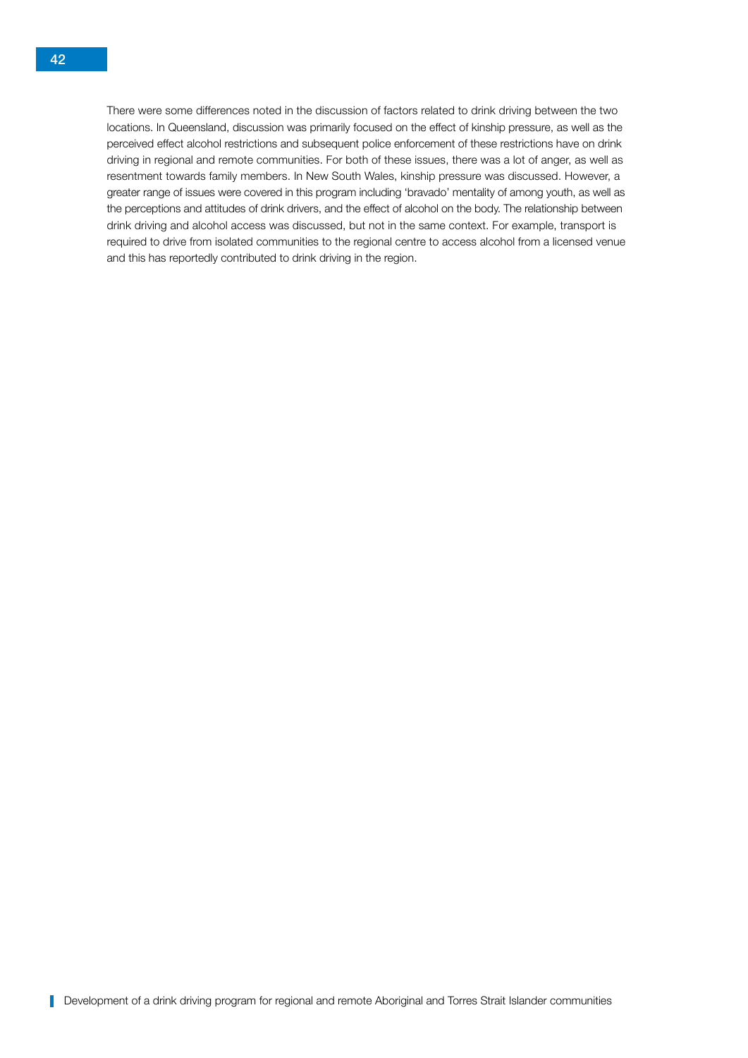There were some differences noted in the discussion of factors related to drink driving between the two locations. In Queensland, discussion was primarily focused on the effect of kinship pressure, as well as the perceived effect alcohol restrictions and subsequent police enforcement of these restrictions have on drink driving in regional and remote communities. For both of these issues, there was a lot of anger, as well as resentment towards family members. In New South Wales, kinship pressure was discussed. However, a greater range of issues were covered in this program including 'bravado' mentality of among youth, as well as the perceptions and attitudes of drink drivers, and the effect of alcohol on the body. The relationship between drink driving and alcohol access was discussed, but not in the same context. For example, transport is required to drive from isolated communities to the regional centre to access alcohol from a licensed venue and this has reportedly contributed to drink driving in the region.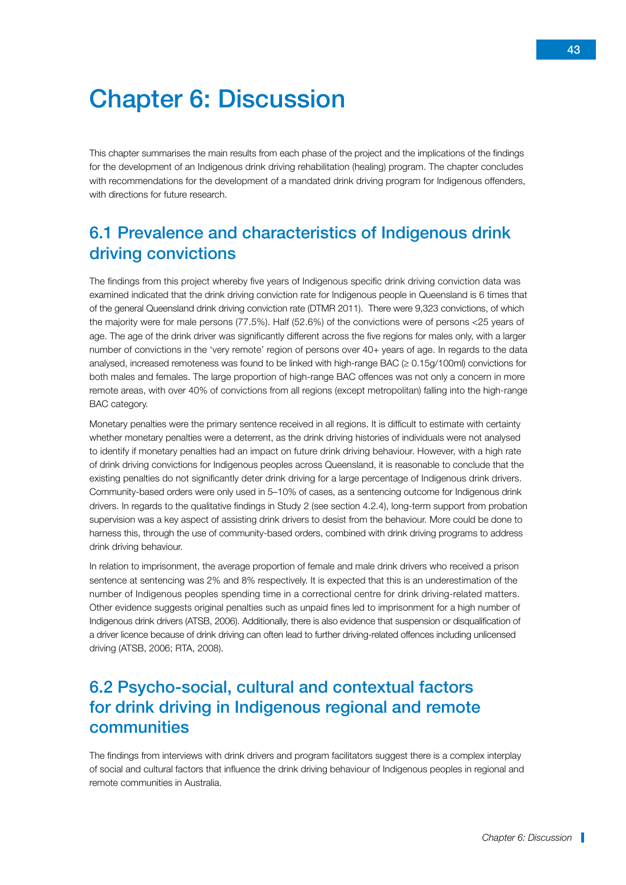# Chapter 6: Discussion

This chapter summarises the main results from each phase of the project and the implications of the findings for the development of an Indigenous drink driving rehabilitation (healing) program. The chapter concludes with recommendations for the development of a mandated drink driving program for Indigenous offenders, with directions for future research.

## 6.1 Prevalence and characteristics of Indigenous drink driving convictions

The findings from this project whereby five years of Indigenous specific drink driving conviction data was examined indicated that the drink driving conviction rate for Indigenous people in Queensland is 6 times that of the general Queensland drink driving conviction rate (DTMR 2011). There were 9,323 convictions, of which the majority were for male persons (77.5%). Half (52.6%) of the convictions were of persons <25 years of age. The age of the drink driver was significantly different across the five regions for males only, with a larger number of convictions in the 'very remote' region of persons over 40+ years of age. In regards to the data analysed, increased remoteness was found to be linked with high-range BAC (≥ 0.15g/100ml) convictions for both males and females. The large proportion of high-range BAC offences was not only a concern in more remote areas, with over 40% of convictions from all regions (except metropolitan) falling into the high-range BAC category.

Monetary penalties were the primary sentence received in all regions. It is difficult to estimate with certainty whether monetary penalties were a deterrent, as the drink driving histories of individuals were not analysed to identify if monetary penalties had an impact on future drink driving behaviour. However, with a high rate of drink driving convictions for Indigenous peoples across Queensland, it is reasonable to conclude that the existing penalties do not significantly deter drink driving for a large percentage of Indigenous drink drivers. Community-based orders were only used in 5–10% of cases, as a sentencing outcome for Indigenous drink drivers. In regards to the qualitative findings in Study 2 (see section 4.2.4), long-term support from probation supervision was a key aspect of assisting drink drivers to desist from the behaviour. More could be done to harness this, through the use of community-based orders, combined with drink driving programs to address drink driving behaviour.

In relation to imprisonment, the average proportion of female and male drink drivers who received a prison sentence at sentencing was 2% and 8% respectively. It is expected that this is an underestimation of the number of Indigenous peoples spending time in a correctional centre for drink driving-related matters. Other evidence suggests original penalties such as unpaid fines led to imprisonment for a high number of Indigenous drink drivers (ATSB, 2006). Additionally, there is also evidence that suspension or disqualification of a driver licence because of drink driving can often lead to further driving-related offences including unlicensed driving (ATSB, 2006; RTA, 2008).

## 6.2 Psycho-social, cultural and contextual factors for drink driving in Indigenous regional and remote communities

The findings from interviews with drink drivers and program facilitators suggest there is a complex interplay of social and cultural factors that influence the drink driving behaviour of Indigenous peoples in regional and remote communities in Australia.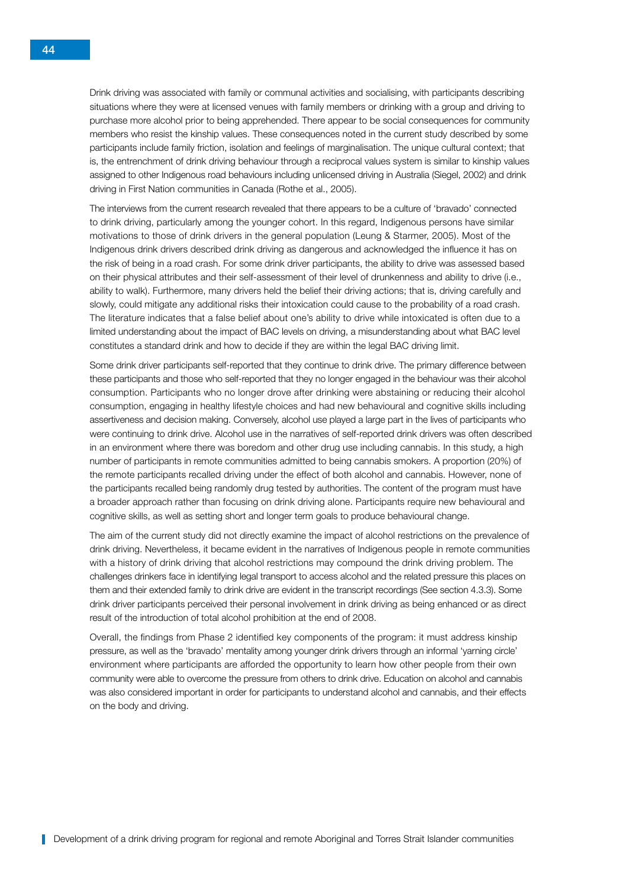Drink driving was associated with family or communal activities and socialising, with participants describing situations where they were at licensed venues with family members or drinking with a group and driving to purchase more alcohol prior to being apprehended. There appear to be social consequences for community members who resist the kinship values. These consequences noted in the current study described by some participants include family friction, isolation and feelings of marginalisation. The unique cultural context; that is, the entrenchment of drink driving behaviour through a reciprocal values system is similar to kinship values assigned to other Indigenous road behaviours including unlicensed driving in Australia (Siegel, 2002) and drink driving in First Nation communities in Canada (Rothe et al., 2005).

The interviews from the current research revealed that there appears to be a culture of 'bravado' connected to drink driving, particularly among the younger cohort. In this regard, Indigenous persons have similar motivations to those of drink drivers in the general population (Leung & Starmer, 2005). Most of the Indigenous drink drivers described drink driving as dangerous and acknowledged the influence it has on the risk of being in a road crash. For some drink driver participants, the ability to drive was assessed based on their physical attributes and their self-assessment of their level of drunkenness and ability to drive (i.e., ability to walk). Furthermore, many drivers held the belief their driving actions; that is, driving carefully and slowly, could mitigate any additional risks their intoxication could cause to the probability of a road crash. The literature indicates that a false belief about one's ability to drive while intoxicated is often due to a limited understanding about the impact of BAC levels on driving, a misunderstanding about what BAC level constitutes a standard drink and how to decide if they are within the legal BAC driving limit.

Some drink driver participants self-reported that they continue to drink drive. The primary difference between these participants and those who self-reported that they no longer engaged in the behaviour was their alcohol consumption. Participants who no longer drove after drinking were abstaining or reducing their alcohol consumption, engaging in healthy lifestyle choices and had new behavioural and cognitive skills including assertiveness and decision making. Conversely, alcohol use played a large part in the lives of participants who were continuing to drink drive. Alcohol use in the narratives of self-reported drink drivers was often described in an environment where there was boredom and other drug use including cannabis. In this study, a high number of participants in remote communities admitted to being cannabis smokers. A proportion (20%) of the remote participants recalled driving under the effect of both alcohol and cannabis. However, none of the participants recalled being randomly drug tested by authorities. The content of the program must have a broader approach rather than focusing on drink driving alone. Participants require new behavioural and cognitive skills, as well as setting short and longer term goals to produce behavioural change.

The aim of the current study did not directly examine the impact of alcohol restrictions on the prevalence of drink driving. Nevertheless, it became evident in the narratives of Indigenous people in remote communities with a history of drink driving that alcohol restrictions may compound the drink driving problem. The challenges drinkers face in identifying legal transport to access alcohol and the related pressure this places on them and their extended family to drink drive are evident in the transcript recordings (See section 4.3.3). Some drink driver participants perceived their personal involvement in drink driving as being enhanced or as direct result of the introduction of total alcohol prohibition at the end of 2008.

Overall, the findings from Phase 2 identified key components of the program: it must address kinship pressure, as well as the 'bravado' mentality among younger drink drivers through an informal 'yarning circle' environment where participants are afforded the opportunity to learn how other people from their own community were able to overcome the pressure from others to drink drive. Education on alcohol and cannabis was also considered important in order for participants to understand alcohol and cannabis, and their effects on the body and driving.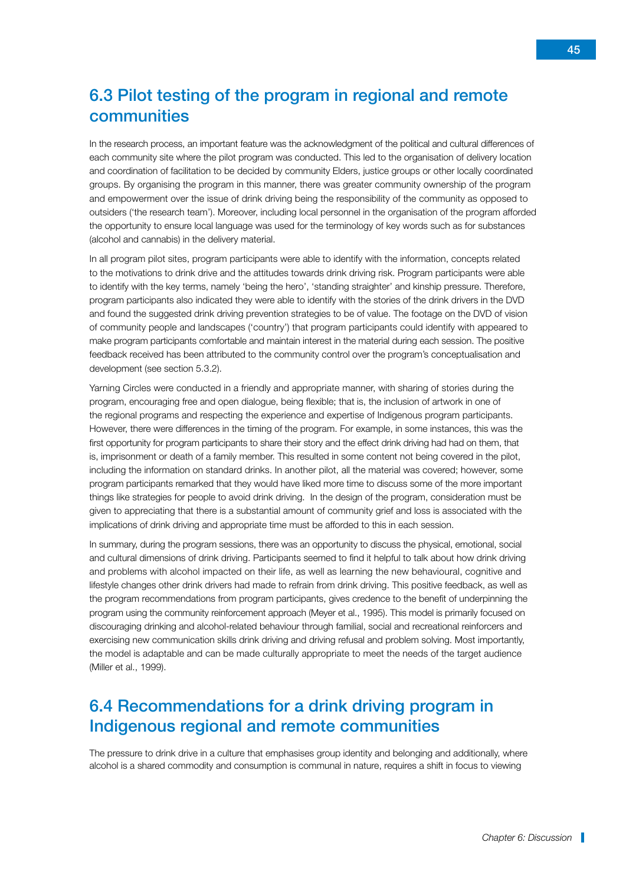## 6.3 Pilot testing of the program in regional and remote communities

In the research process, an important feature was the acknowledgment of the political and cultural differences of each community site where the pilot program was conducted. This led to the organisation of delivery location and coordination of facilitation to be decided by community Elders, justice groups or other locally coordinated groups. By organising the program in this manner, there was greater community ownership of the program and empowerment over the issue of drink driving being the responsibility of the community as opposed to outsiders ('the research team'). Moreover, including local personnel in the organisation of the program afforded the opportunity to ensure local language was used for the terminology of key words such as for substances (alcohol and cannabis) in the delivery material.

In all program pilot sites, program participants were able to identify with the information, concepts related to the motivations to drink drive and the attitudes towards drink driving risk. Program participants were able to identify with the key terms, namely 'being the hero', 'standing straighter' and kinship pressure. Therefore, program participants also indicated they were able to identify with the stories of the drink drivers in the DVD and found the suggested drink driving prevention strategies to be of value. The footage on the DVD of vision of community people and landscapes ('country') that program participants could identify with appeared to make program participants comfortable and maintain interest in the material during each session. The positive feedback received has been attributed to the community control over the program's conceptualisation and development (see section 5.3.2).

Yarning Circles were conducted in a friendly and appropriate manner, with sharing of stories during the program, encouraging free and open dialogue, being flexible; that is, the inclusion of artwork in one of the regional programs and respecting the experience and expertise of Indigenous program participants. However, there were differences in the timing of the program. For example, in some instances, this was the first opportunity for program participants to share their story and the effect drink driving had had on them, that is, imprisonment or death of a family member. This resulted in some content not being covered in the pilot, including the information on standard drinks. In another pilot, all the material was covered; however, some program participants remarked that they would have liked more time to discuss some of the more important things like strategies for people to avoid drink driving. In the design of the program, consideration must be given to appreciating that there is a substantial amount of community grief and loss is associated with the implications of drink driving and appropriate time must be afforded to this in each session.

In summary, during the program sessions, there was an opportunity to discuss the physical, emotional, social and cultural dimensions of drink driving. Participants seemed to find it helpful to talk about how drink driving and problems with alcohol impacted on their life, as well as learning the new behavioural, cognitive and lifestyle changes other drink drivers had made to refrain from drink driving. This positive feedback, as well as the program recommendations from program participants, gives credence to the benefit of underpinning the program using the community reinforcement approach (Meyer et al., 1995). This model is primarily focused on discouraging drinking and alcohol-related behaviour through familial, social and recreational reinforcers and exercising new communication skills drink driving and driving refusal and problem solving. Most importantly, the model is adaptable and can be made culturally appropriate to meet the needs of the target audience (Miller et al., 1999).

## 6.4 Recommendations for a drink driving program in Indigenous regional and remote communities

The pressure to drink drive in a culture that emphasises group identity and belonging and additionally, where alcohol is a shared commodity and consumption is communal in nature, requires a shift in focus to viewing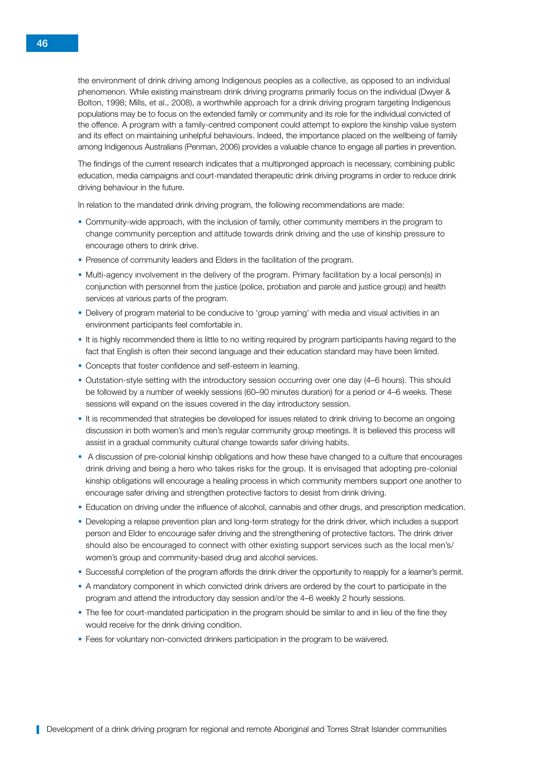the environment of drink driving among Indigenous peoples as a collective, as opposed to an individual phenomenon. While existing mainstream drink driving programs primarily focus on the individual (Dwyer & Bolton, 1998; Mills, et al., 2008), a worthwhile approach for a drink driving program targeting Indigenous populations may be to focus on the extended family or community and its role for the individual convicted of the offence. A program with a family-centred component could attempt to explore the kinship value system and its effect on maintaining unhelpful behaviours. Indeed, the importance placed on the wellbeing of family among Indigenous Australians (Penman, 2006) provides a valuable chance to engage all parties in prevention.

The findings of the current research indicates that a multipronged approach is necessary, combining public education, media campaigns and court-mandated therapeutic drink driving programs in order to reduce drink driving behaviour in the future.

In relation to the mandated drink driving program, the following recommendations are made:

- Community-wide approach, with the inclusion of family, other community members in the program to change community perception and attitude towards drink driving and the use of kinship pressure to encourage others to drink drive.
- Presence of community leaders and Elders in the facilitation of the program.
- Multi-agency involvement in the delivery of the program. Primary facilitation by a local person(s) in conjunction with personnel from the justice (police, probation and parole and justice group) and health services at various parts of the program.
- Delivery of program material to be conducive to 'group yarning' with media and visual activities in an environment participants feel comfortable in.
- It is highly recommended there is little to no writing required by program participants having regard to the fact that English is often their second language and their education standard may have been limited.
- Concepts that foster confidence and self-esteem in learning.
- Outstation-style setting with the introductory session occurring over one day (4–6 hours). This should be followed by a number of weekly sessions (60–90 minutes duration) for a period or 4–6 weeks. These sessions will expand on the issues covered in the day introductory session.
- It is recommended that strategies be developed for issues related to drink driving to become an ongoing discussion in both women's and men's regular community group meetings. It is believed this process will assist in a gradual community cultural change towards safer driving habits.
- A discussion of pre-colonial kinship obligations and how these have changed to a culture that encourages drink driving and being a hero who takes risks for the group. It is envisaged that adopting pre-colonial kinship obligations will encourage a healing process in which community members support one another to encourage safer driving and strengthen protective factors to desist from drink driving.
- Education on driving under the influence of alcohol, cannabis and other drugs, and prescription medication.
- Developing a relapse prevention plan and long-term strategy for the drink driver, which includes a support person and Elder to encourage safer driving and the strengthening of protective factors. The drink driver should also be encouraged to connect with other existing support services such as the local men's/ women's group and community-based drug and alcohol services.
- Successful completion of the program affords the drink driver the opportunity to reapply for a learner's permit.
- A mandatory component in which convicted drink drivers are ordered by the court to participate in the program and attend the introductory day session and/or the 4–6 weekly 2 hourly sessions.
- The fee for court-mandated participation in the program should be similar to and in lieu of the fine they would receive for the drink driving condition.
- Fees for voluntary non-convicted drinkers participation in the program to be waivered.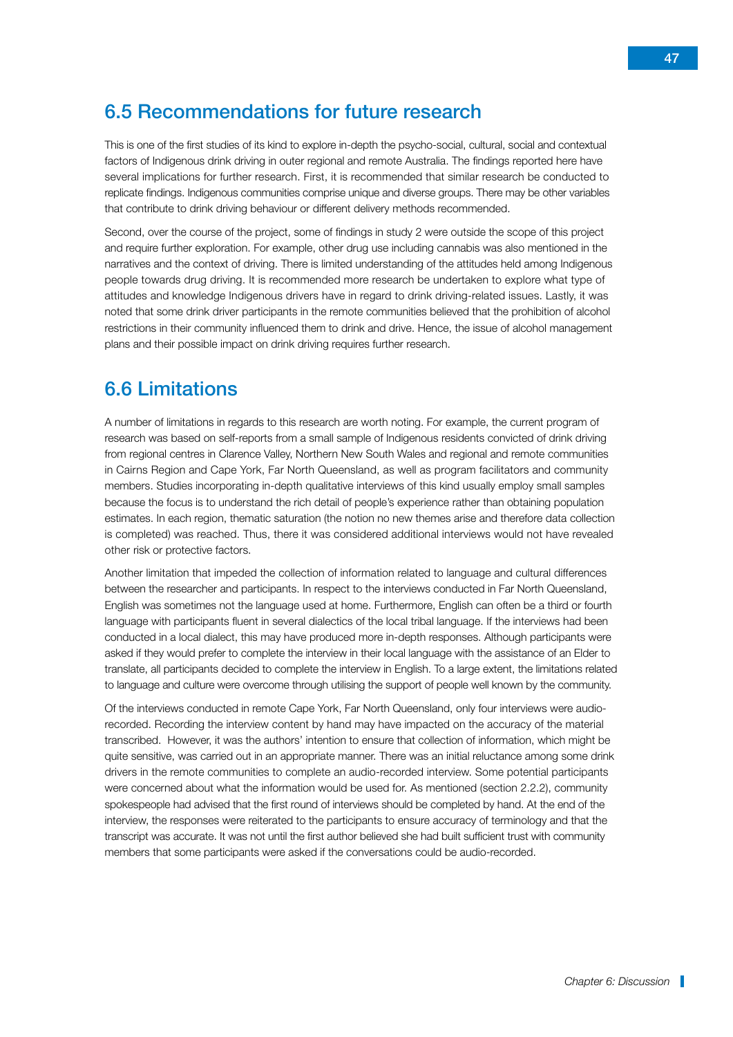## 6.5 Recommendations for future research

This is one of the first studies of its kind to explore in-depth the psycho-social, cultural, social and contextual factors of Indigenous drink driving in outer regional and remote Australia. The findings reported here have several implications for further research. First, it is recommended that similar research be conducted to replicate findings. Indigenous communities comprise unique and diverse groups. There may be other variables that contribute to drink driving behaviour or different delivery methods recommended.

Second, over the course of the project, some of findings in study 2 were outside the scope of this project and require further exploration. For example, other drug use including cannabis was also mentioned in the narratives and the context of driving. There is limited understanding of the attitudes held among Indigenous people towards drug driving. It is recommended more research be undertaken to explore what type of attitudes and knowledge Indigenous drivers have in regard to drink driving-related issues. Lastly, it was noted that some drink driver participants in the remote communities believed that the prohibition of alcohol restrictions in their community influenced them to drink and drive. Hence, the issue of alcohol management plans and their possible impact on drink driving requires further research.

## 6.6 Limitations

A number of limitations in regards to this research are worth noting. For example, the current program of research was based on self-reports from a small sample of Indigenous residents convicted of drink driving from regional centres in Clarence Valley, Northern New South Wales and regional and remote communities in Cairns Region and Cape York, Far North Queensland, as well as program facilitators and community members. Studies incorporating in-depth qualitative interviews of this kind usually employ small samples because the focus is to understand the rich detail of people's experience rather than obtaining population estimates. In each region, thematic saturation (the notion no new themes arise and therefore data collection is completed) was reached. Thus, there it was considered additional interviews would not have revealed other risk or protective factors.

Another limitation that impeded the collection of information related to language and cultural differences between the researcher and participants. In respect to the interviews conducted in Far North Queensland, English was sometimes not the language used at home. Furthermore, English can often be a third or fourth language with participants fluent in several dialectics of the local tribal language. If the interviews had been conducted in a local dialect, this may have produced more in-depth responses. Although participants were asked if they would prefer to complete the interview in their local language with the assistance of an Elder to translate, all participants decided to complete the interview in English. To a large extent, the limitations related to language and culture were overcome through utilising the support of people well known by the community.

Of the interviews conducted in remote Cape York, Far North Queensland, only four interviews were audio-recorded. Recording the interview content by hand may have impacted on the accuracy of the material transcribed. However, it was the authors' intention to ensure that collection of information, which might be quite sensitive, was carried out in an appropriate manner. There was an initial reluctance among some drink drivers in the remote communities to complete an audio-recorded interview. Some potential participants were concerned about what the information would be used for. As mentioned (section 2.2.2), community spokespeople had advised that the first round of interviews should be completed by hand. At the end of the interview, the responses were reiterated to the participants to ensure accuracy of terminology and that the transcript was accurate. It was not until the first author believed she had built sufficient trust with community members that some participants were asked if the conversations could be audio-recorded.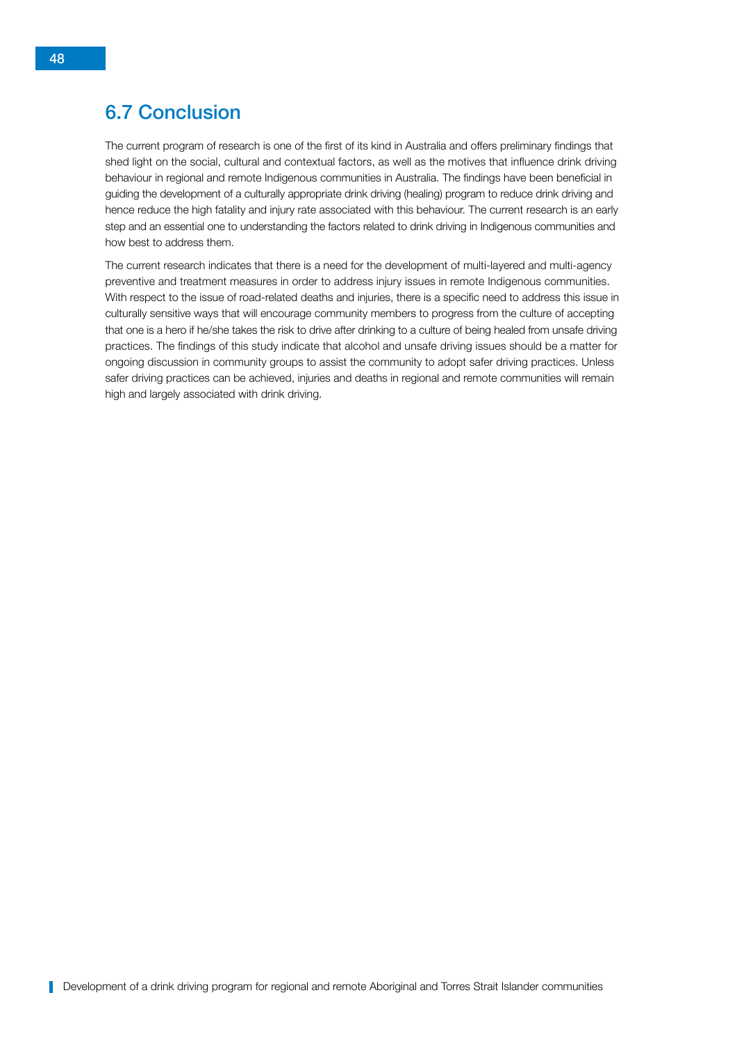## 6.7 Conclusion

The current program of research is one of the first of its kind in Australia and offers preliminary findings that shed light on the social, cultural and contextual factors, as well as the motives that influence drink driving behaviour in regional and remote Indigenous communities in Australia. The findings have been beneficial in guiding the development of a culturally appropriate drink driving (healing) program to reduce drink driving and hence reduce the high fatality and injury rate associated with this behaviour. The current research is an early step and an essential one to understanding the factors related to drink driving in Indigenous communities and how best to address them.

The current research indicates that there is a need for the development of multi-layered and multi-agency preventive and treatment measures in order to address injury issues in remote Indigenous communities. With respect to the issue of road-related deaths and injuries, there is a specific need to address this issue in culturally sensitive ways that will encourage community members to progress from the culture of accepting that one is a hero if he/she takes the risk to drive after drinking to a culture of being healed from unsafe driving practices. The findings of this study indicate that alcohol and unsafe driving issues should be a matter for ongoing discussion in community groups to assist the community to adopt safer driving practices. Unless safer driving practices can be achieved, injuries and deaths in regional and remote communities will remain high and largely associated with drink driving.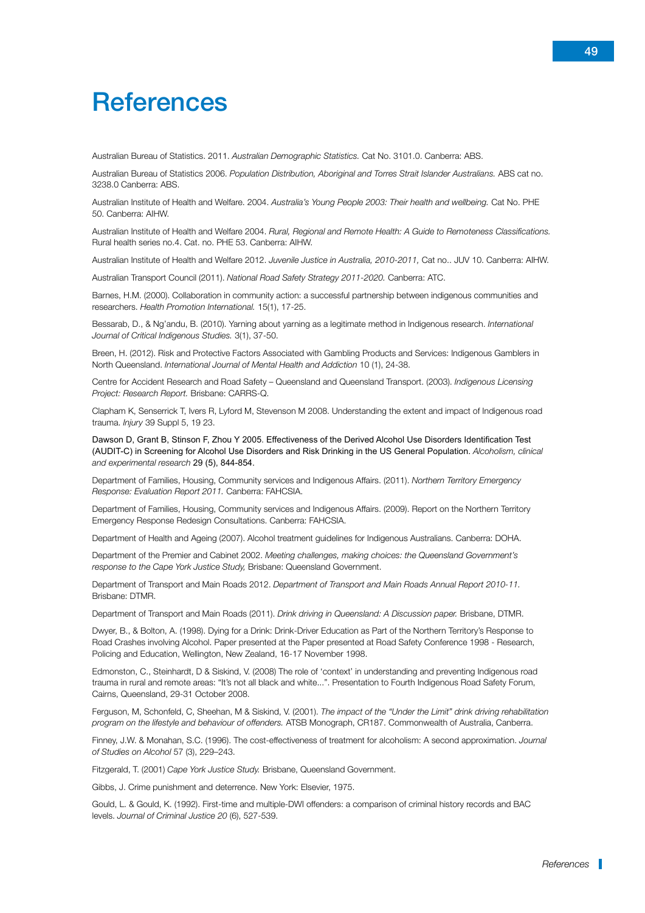# References

Australian Bureau of Statistics. 2011. *Australian Demographic Statistics.* Cat No. 3101.0. Canberra: ABS.

Australian Bureau of Statistics 2006. *Population Distribution, Aboriginal and Torres Strait Islander Australians.* ABS cat no. 3238.0 Canberra: ABS.

Australian Institute of Health and Welfare. 2004. *Australia's Young People 2003: Their health and wellbeing.* Cat No. PHE 50. Canberra: AIHW.

Australian Institute of Health and Welfare 2004. *Rural, Regional and Remote Health: A Guide to Remoteness Classifications.* Rural health series no.4. Cat. no. PHE 53. Canberra: AIHW.

Australian Institute of Health and Welfare 2012. *Juvenile Justice in Australia, 2010-2011,* Cat no.. JUV 10. Canberra: AIHW.

Australian Transport Council (2011). *National Road Safety Strategy 2011-2020.* Canberra: ATC.

Barnes, H.M. (2000). Collaboration in community action: a successful partnership between indigenous communities and researchers. *Health Promotion International.* 15(1), 17-25.

Bessarab, D., & Ng'andu, B. (2010). Yarning about yarning as a legitimate method in Indigenous research. *International Journal of Critical Indigenous Studies.* 3(1), 37-50.

Breen, H. (2012). Risk and Protective Factors Associated with Gambling Products and Services: Indigenous Gamblers in North Queensland. *International Journal of Mental Health and Addiction* 10 (1), 24-38.

Centre for Accident Research and Road Safety – Queensland and Queensland Transport. (2003). *Indigenous Licensing Project: Research Report.* Brisbane: CARRS-Q.

Clapham K, Senserrick T, Ivers R, Lyford M, Stevenson M 2008. Understanding the extent and impact of Indigenous road trauma. *Injury* 39 Suppl 5, 19 23.

Dawson D, Grant B, Stinson F, Zhou Y 2005. Effectiveness of the Derived Alcohol Use Disorders Identification Test (AUDIT-C) in Screening for Alcohol Use Disorders and Risk Drinking in the US General Population. *Alcoholism, clinical and experimental research* 29 (5), 844-854.

Department of Families, Housing, Community services and Indigenous Affairs. (2011). *Northern Territory Emergency Response: Evaluation Report 2011.* Canberra: FAHCSIA.

Department of Families, Housing, Community services and Indigenous Affairs. (2009). Report on the Northern Territory Emergency Response Redesign Consultations. Canberra: FAHCSIA.

Department of Health and Ageing (2007). Alcohol treatment guidelines for Indigenous Australians. Canberra: DOHA.

Department of the Premier and Cabinet 2002. *Meeting challenges, making choices: the Queensland Government's response to the Cape York Justice Study,* Brisbane: Queensland Government.

Department of Transport and Main Roads 2012. *Department of Transport and Main Roads Annual Report 2010-11.* Brisbane: DTMR.

Department of Transport and Main Roads (2011). *Drink driving in Queensland: A Discussion paper.* Brisbane, DTMR.

Dwyer, B., & Bolton, A. (1998). Dying for a Drink: Drink-Driver Education as Part of the Northern Territory's Response to Road Crashes involving Alcohol. Paper presented at the Paper presented at Road Safety Conference 1998 - Research, Policing and Education, Wellington, New Zealand, 16-17 November 1998.

Edmonston, C., Steinhardt, D & Siskind, V. (2008) The role of 'context' in understanding and preventing Indigenous road trauma in rural and remote areas: "It's not all black and white...". Presentation to Fourth Indigenous Road Safety Forum, Cairns, Queensland, 29-31 October 2008.

Ferguson, M, Schonfeld, C, Sheehan, M & Siskind, V. (2001). *The impact of the "Under the Limit" drink driving rehabilitation program on the lifestyle and behaviour of offenders.* ATSB Monograph, CR187. Commonwealth of Australia, Canberra.

Finney, J.W. & Monahan, S.C. (1996). The cost-effectiveness of treatment for alcoholism: A second approximation. *Journal of Studies on Alcohol* 57 (3), 229–243.

Fitzgerald, T. (2001) *Cape York Justice Study.* Brisbane, Queensland Government.

Gibbs, J. Crime punishment and deterrence. New York: Elsevier, 1975.

Gould, L. & Gould, K. (1992). First-time and multiple-DWI offenders: a comparison of criminal history records and BAC levels. *Journal of Criminal Justice 20* (6), 527-539.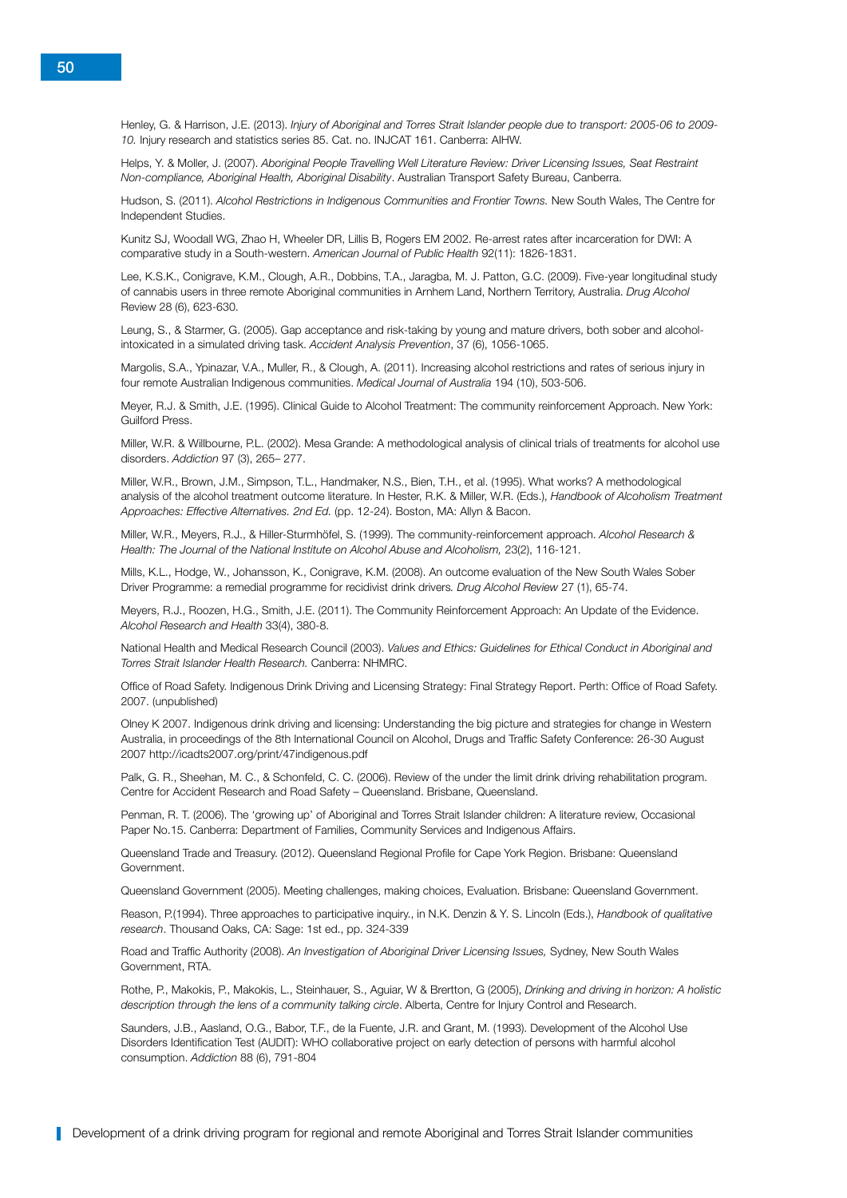Henley, G. & Harrison, J.E. (2013). *Injury of Aboriginal and Torres Strait Islander people due to transport: 2005-06 to 2009-10.* Injury research and statistics series 85. Cat. no. INJCAT 161. Canberra: AIHW.

Helps, Y. & Moller, J. (2007). *Aboriginal People Travelling Well Literature Review: Driver Licensing Issues, Seat Restraint Non-compliance, Aboriginal Health, Aboriginal Disability*. Australian Transport Safety Bureau, Canberra.

Hudson, S. (2011). *Alcohol Restrictions in Indigenous Communities and Frontier Towns.* New South Wales, The Centre for Independent Studies.

Kunitz SJ, Woodall WG, Zhao H, Wheeler DR, Lillis B, Rogers EM 2002. Re-arrest rates after incarceration for DWI: A comparative study in a South-western. *American Journal of Public Health* 92(11): 1826-1831.

Lee, K.S.K., Conigrave, K.M., Clough, A.R., Dobbins, T.A., Jaragba, M. J. Patton, G.C. (2009). Five-year longitudinal study of cannabis users in three remote Aboriginal communities in Arnhem Land, Northern Territory, Australia. *Drug Alcohol* Review 28 (6), 623-630.

Leung, S., & Starmer, G. (2005). Gap acceptance and risk-taking by young and mature drivers, both sober and alcohol-intoxicated in a simulated driving task. *Accident Analysis Prevention*, 37 (6), 1056-1065.

Margolis, S.A., Ypinazar, V.A., Muller, R., & Clough, A. (2011). Increasing alcohol restrictions and rates of serious injury in four remote Australian Indigenous communities. *Medical Journal of Australia* 194 (10), 503-506.

Meyer, R.J. & Smith, J.E. (1995). Clinical Guide to Alcohol Treatment: The community reinforcement Approach. New York: Guilford Press.

Miller, W.R. & Willbourne, P.L. (2002). Mesa Grande: A methodological analysis of clinical trials of treatments for alcohol use disorders. *Addiction* 97 (3), 265– 277.

Miller, W.R., Brown, J.M., Simpson, T.L., Handmaker, N.S., Bien, T.H., et al. (1995). What works? A methodological analysis of the alcohol treatment outcome literature. In Hester, R.K. & Miller, W.R. (Eds.), *Handbook of Alcoholism Treatment Approaches: Effective Alternatives. 2nd Ed.* (pp. 12-24). Boston, MA: Allyn & Bacon.

Miller, W.R., Meyers, R.J., & Hiller-Sturmhöfel, S. (1999). The community-reinforcement approach. *Alcohol Research & Health: The Journal of the National Institute on Alcohol Abuse and Alcoholism,* 23(2), 116-121.

Mills, K.L., Hodge, W., Johansson, K., Conigrave, K.M. (2008). An outcome evaluation of the New South Wales Sober Driver Programme: a remedial programme for recidivist drink drivers. *Drug Alcohol Review* 27 (1), 65-74.

Meyers, R.J., Roozen, H.G., Smith, J.E. (2011). The Community Reinforcement Approach: An Update of the Evidence. *Alcohol Research and Health* 33(4), 380-8.

National Health and Medical Research Council (2003). *Values and Ethics: Guidelines for Ethical Conduct in Aboriginal and Torres Strait Islander Health Research.* Canberra: NHMRC.

Office of Road Safety. Indigenous Drink Driving and Licensing Strategy: Final Strategy Report. Perth: Office of Road Safety. 2007. (unpublished)

Olney K 2007. Indigenous drink driving and licensing: Understanding the big picture and strategies for change in Western Australia, in proceedings of the 8th International Council on Alcohol, Drugs and Traffic Safety Conference: 26-30 August 2007 http://icadts2007.org/print/47indigenous.pdf

Palk, G. R., Sheehan, M. C., & Schonfeld, C. C. (2006). Review of the under the limit drink driving rehabilitation program. Centre for Accident Research and Road Safety – Queensland. Brisbane, Queensland.

Penman, R. T. (2006). The 'growing up' of Aboriginal and Torres Strait Islander children: A literature review, Occasional Paper No.15. Canberra: Department of Families, Community Services and Indigenous Affairs.

Queensland Trade and Treasury. (2012). Queensland Regional Profile for Cape York Region. Brisbane: Queensland Government.

Queensland Government (2005). Meeting challenges, making choices, Evaluation. Brisbane: Queensland Government.

Reason, P.(1994). Three approaches to participative inquiry., in N.K. Denzin & Y. S. Lincoln (Eds.), *Handbook of qualitative research*. Thousand Oaks, CA: Sage: 1st ed., pp. 324-339

Road and Traffic Authority (2008). *An Investigation of Aboriginal Driver Licensing Issues,* Sydney, New South Wales Government, RTA.

Rothe, P., Makokis, P., Makokis, L., Steinhauer, S., Aguiar, W & Brertton, G (2005), *Drinking and driving in horizon: A holistic description through the lens of a community talking circle*. Alberta, Centre for Injury Control and Research.

Saunders, J.B., Aasland, O.G., Babor, T.F., de la Fuente, J.R. and Grant, M. (1993). Development of the Alcohol Use Disorders Identification Test (AUDIT): WHO collaborative project on early detection of persons with harmful alcohol consumption. *Addiction* 88 (6), 791-804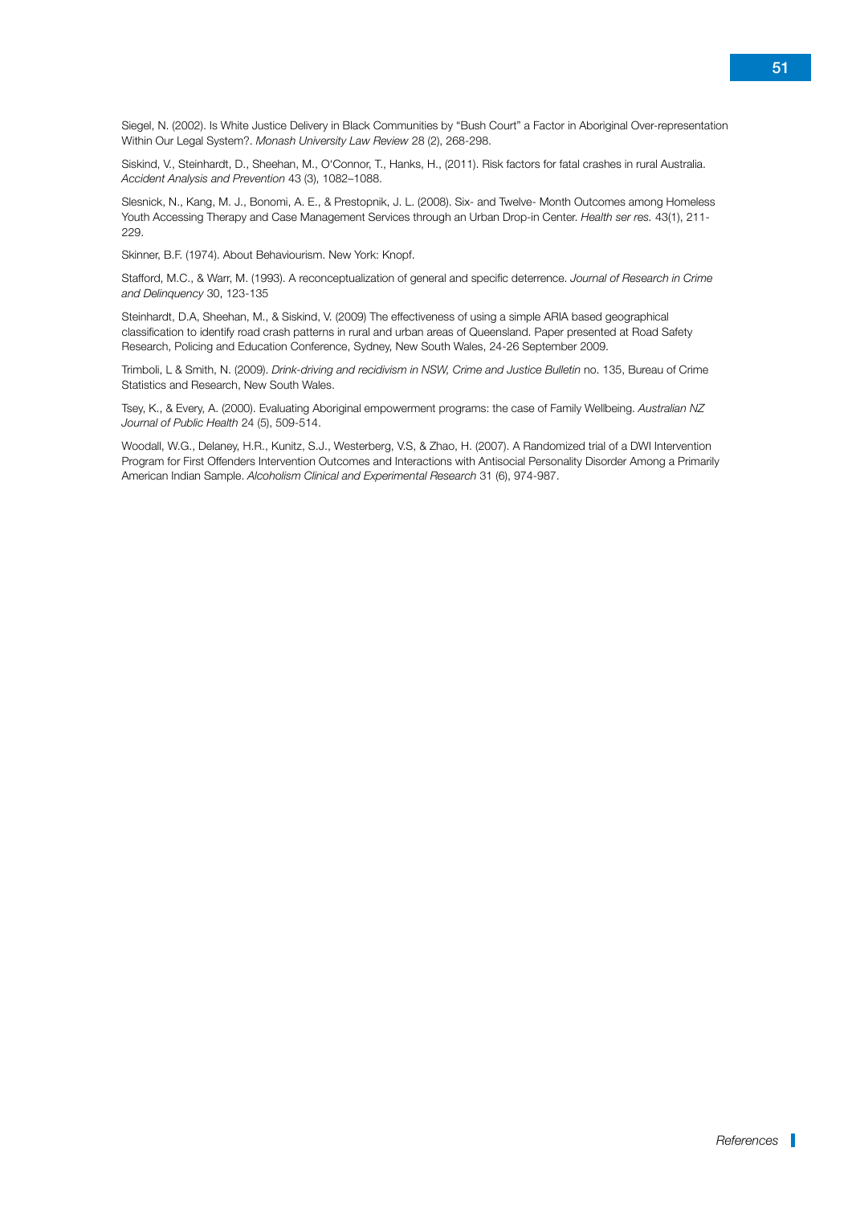Siegel, N. (2002). Is White Justice Delivery in Black Communities by "Bush Court" a Factor in Aboriginal Over-representation Within Our Legal System?. *Monash University Law Review* 28 (2), 268-298.

Siskind, V., Steinhardt, D., Sheehan, M., O'Connor, T., Hanks, H., (2011). Risk factors for fatal crashes in rural Australia. *Accident Analysis and Prevention* 43 (3), 1082–1088.

Slesnick, N., Kang, M. J., Bonomi, A. E., & Prestopnik, J. L. (2008). Six- and Twelve- Month Outcomes among Homeless Youth Accessing Therapy and Case Management Services through an Urban Drop-in Center. *Health ser res.* 43(1), 211-229.

Skinner, B.F. (1974). About Behaviourism. New York: Knopf.

Stafford, M.C., & Warr, M. (1993). A reconceptualization of general and specific deterrence. *Journal of Research in Crime and Delinquency* 30, 123-135

Steinhardt, D.A, Sheehan, M., & Siskind, V. (2009) The effectiveness of using a simple ARIA based geographical classification to identify road crash patterns in rural and urban areas of Queensland. Paper presented at Road Safety Research, Policing and Education Conference, Sydney, New South Wales, 24-26 September 2009.

Trimboli, L & Smith, N. (2009). *Drink-driving and recidivism in NSW, Crime and Justice Bulletin* no. 135, Bureau of Crime Statistics and Research, New South Wales.

Tsey, K., & Every, A. (2000). Evaluating Aboriginal empowerment programs: the case of Family Wellbeing. *Australian NZ Journal of Public Health* 24 (5), 509-514.

Woodall, W.G., Delaney, H.R., Kunitz, S.J., Westerberg, V.S, & Zhao, H. (2007). A Randomized trial of a DWI Intervention Program for First Offenders Intervention Outcomes and Interactions with Antisocial Personality Disorder Among a Primarily American Indian Sample. *Alcoholism Clinical and Experimental Research* 31 (6), 974-987.